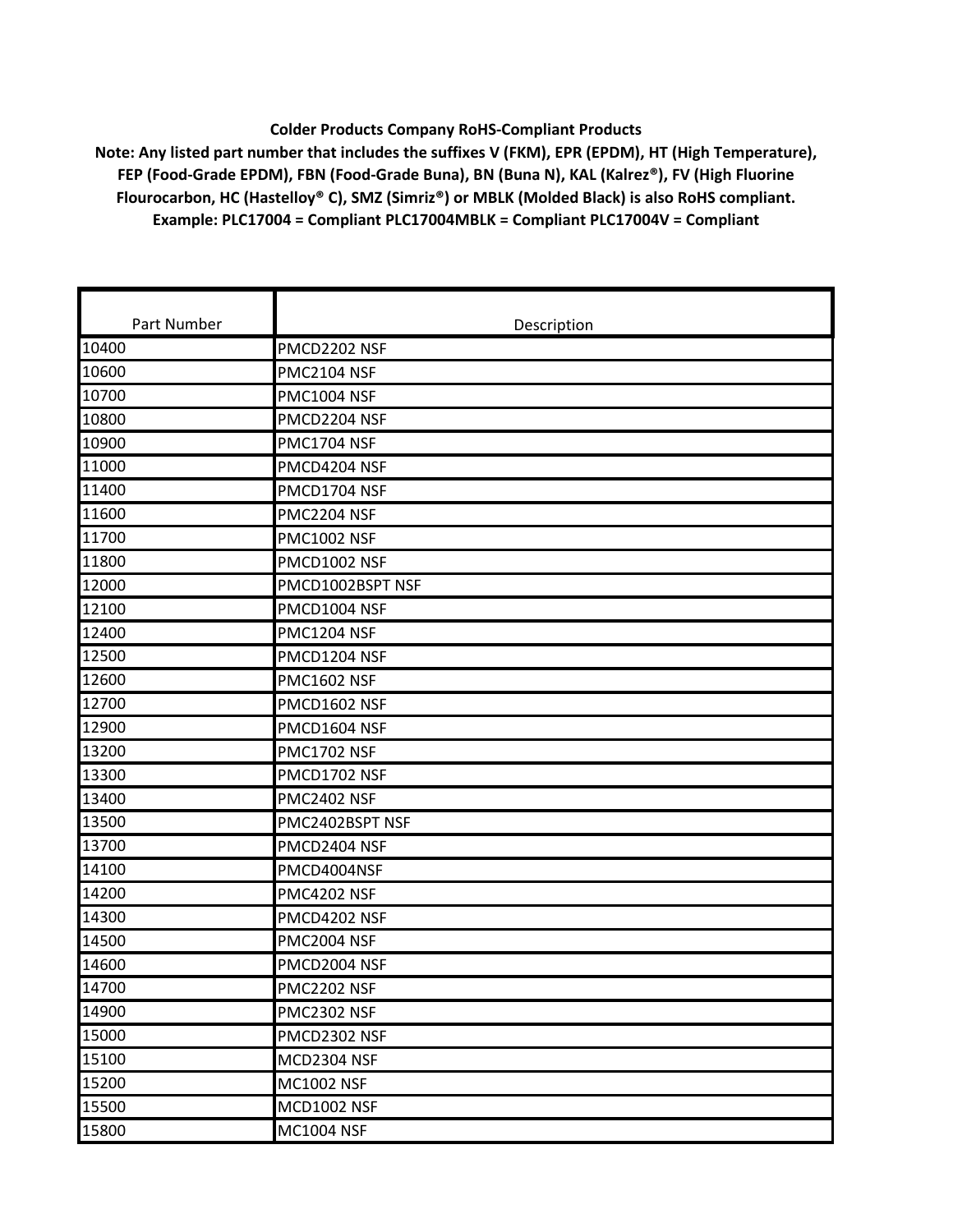**Colder Products Company RoHS-Compliant Products**

**Note: Any listed part number that includes the suffixes V (FKM), EPR (EPDM), HT (High Temperature), FEP (Food-Grade EPDM), FBN (Food-Grade Buna), BN (Buna N), KAL (Kalrez®), FV (High Fluorine Flourocarbon, HC (Hastelloy® C), SMZ (Simriz®) or MBLK (Molded Black) is also RoHS compliant.**

**Example: PLC17004 = Compliant PLC17004MBLK = Compliant PLC17004V = Compliant**

| Part Number | Description |
|---|---|
| 10400 | PMCD2202 NSF |
| 10600 | PMC2104 NSF |
| 10700 | PMC1004 NSF |
| 10800 | PMCD2204 NSF |
| 10900 | PMC1704 NSF |
| 11000 | PMCD4204 NSF |
| 11400 | PMCD1704 NSF |
| 11600 | PMC2204 NSF |
| 11700 | PMC1002 NSF |
| 11800 | PMCD1002 NSF |
| 12000 | PMCD1002BSPT NSF |
| 12100 | PMCD1004 NSF |
| 12400 | PMC1204 NSF |
| 12500 | PMCD1204 NSF |
| 12600 | PMC1602 NSF |
| 12700 | PMCD1602 NSF |
| 12900 | PMCD1604 NSF |
| 13200 | PMC1702 NSF |
| 13300 | PMCD1702 NSF |
| 13400 | PMC2402 NSF |
| 13500 | PMC2402BSPT NSF |
| 13700 | PMCD2404 NSF |
| 14100 | PMCD4004NSF |
| 14200 | PMC4202 NSF |
| 14300 | PMCD4202 NSF |
| 14500 | PMC2004 NSF |
| 14600 | PMCD2004 NSF |
| 14700 | PMC2202 NSF |
| 14900 | PMC2302 NSF |
| 15000 | PMCD2302 NSF |
| 15100 | MCD2304 NSF |
| 15200 | MC1002 NSF |
| 15500 | MCD1002 NSF |
| 15800 | MC1004 NSF |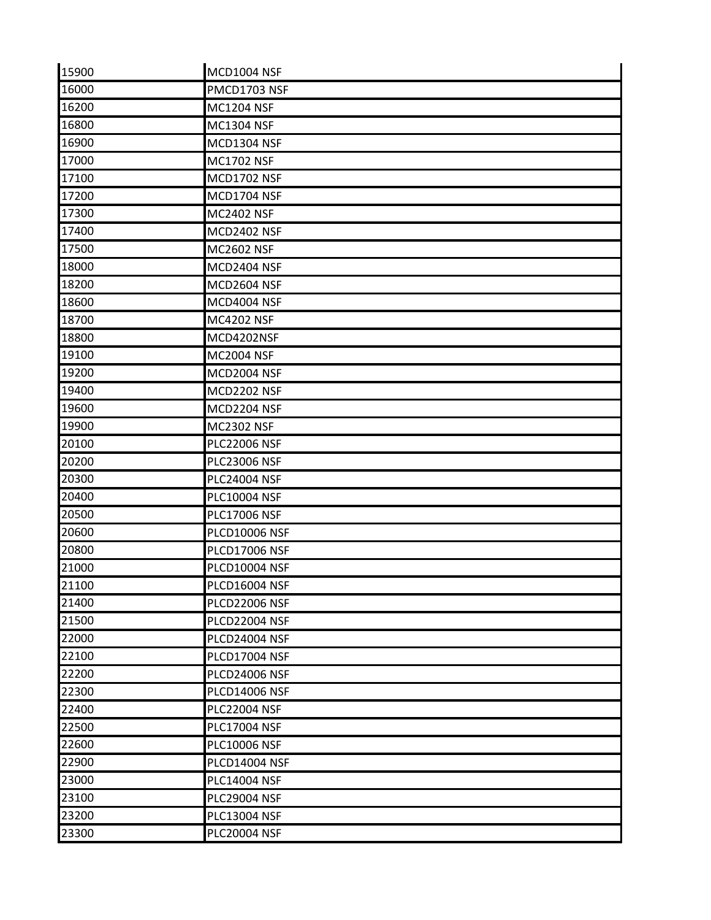| | |
|---|---|
| 15900 | MCD1004 NSF |
| 16000 | PMCD1703 NSF |
| 16200 | MC1204 NSF |
| 16800 | MC1304 NSF |
| 16900 | MCD1304 NSF |
| 17000 | MC1702 NSF |
| 17100 | MCD1702 NSF |
| 17200 | MCD1704 NSF |
| 17300 | MC2402 NSF |
| 17400 | MCD2402 NSF |
| 17500 | MC2602 NSF |
| 18000 | MCD2404 NSF |
| 18200 | MCD2604 NSF |
| 18600 | MCD4004 NSF |
| 18700 | MC4202 NSF |
| 18800 | MCD4202NSF |
| 19100 | MC2004 NSF |
| 19200 | MCD2004 NSF |
| 19400 | MCD2202 NSF |
| 19600 | MCD2204 NSF |
| 19900 | MC2302 NSF |
| 20100 | PLC22006 NSF |
| 20200 | PLC23006 NSF |
| 20300 | PLC24004 NSF |
| 20400 | PLC10004 NSF |
| 20500 | PLC17006 NSF |
| 20600 | PLCD10006 NSF |
| 20800 | PLCD17006 NSF |
| 21000 | PLCD10004 NSF |
| 21100 | PLCD16004 NSF |
| 21400 | PLCD22006 NSF |
| 21500 | PLCD22004 NSF |
| 22000 | PLCD24004 NSF |
| 22100 | PLCD17004 NSF |
| 22200 | PLCD24006 NSF |
| 22300 | PLCD14006 NSF |
| 22400 | PLC22004 NSF |
| 22500 | PLC17004 NSF |
| 22600 | PLC10006 NSF |
| 22900 | PLCD14004 NSF |
| 23000 | PLC14004 NSF |
| 23100 | PLC29004 NSF |
| 23200 | PLC13004 NSF |
| 23300 | PLC20004 NSF |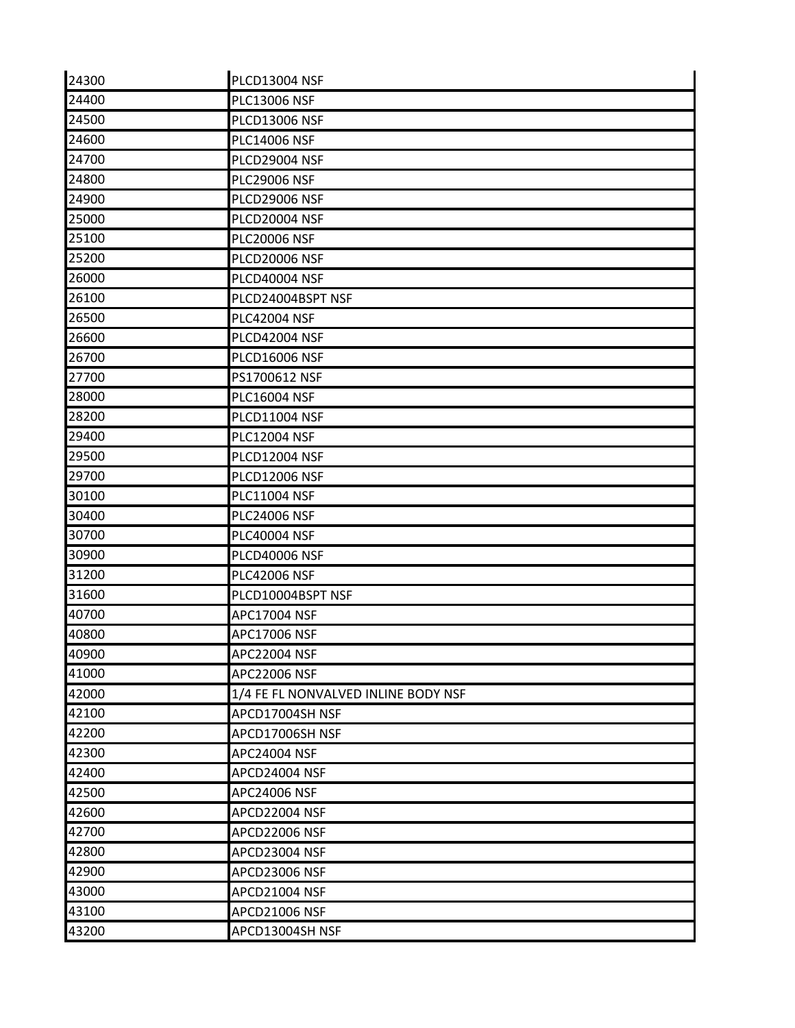| | |
|---|---|
| 24300 | PLCD13004 NSF |
| 24400 | PLC13006 NSF |
| 24500 | PLCD13006 NSF |
| 24600 | PLC14006 NSF |
| 24700 | PLCD29004 NSF |
| 24800 | PLC29006 NSF |
| 24900 | PLCD29006 NSF |
| 25000 | PLCD20004 NSF |
| 25100 | PLC20006 NSF |
| 25200 | PLCD20006 NSF |
| 26000 | PLCD40004 NSF |
| 26100 | PLCD24004BSPT NSF |
| 26500 | PLC42004 NSF |
| 26600 | PLCD42004 NSF |
| 26700 | PLCD16006 NSF |
| 27700 | PS1700612 NSF |
| 28000 | PLC16004 NSF |
| 28200 | PLCD11004 NSF |
| 29400 | PLC12004 NSF |
| 29500 | PLCD12004 NSF |
| 29700 | PLCD12006 NSF |
| 30100 | PLC11004 NSF |
| 30400 | PLC24006 NSF |
| 30700 | PLC40004 NSF |
| 30900 | PLCD40006 NSF |
| 31200 | PLC42006 NSF |
| 31600 | PLCD10004BSPT NSF |
| 40700 | APC17004 NSF |
| 40800 | APC17006 NSF |
| 40900 | APC22004 NSF |
| 41000 | APC22006 NSF |
| 42000 | 1/4 FE FL NONVALVED INLINE BODY NSF |
| 42100 | APCD17004SH NSF |
| 42200 | APCD17006SH NSF |
| 42300 | APC24004 NSF |
| 42400 | APCD24004 NSF |
| 42500 | APC24006 NSF |
| 42600 | APCD22004 NSF |
| 42700 | APCD22006 NSF |
| 42800 | APCD23004 NSF |
| 42900 | APCD23006 NSF |
| 43000 | APCD21004 NSF |
| 43100 | APCD21006 NSF |
| 43200 | APCD13004SH NSF |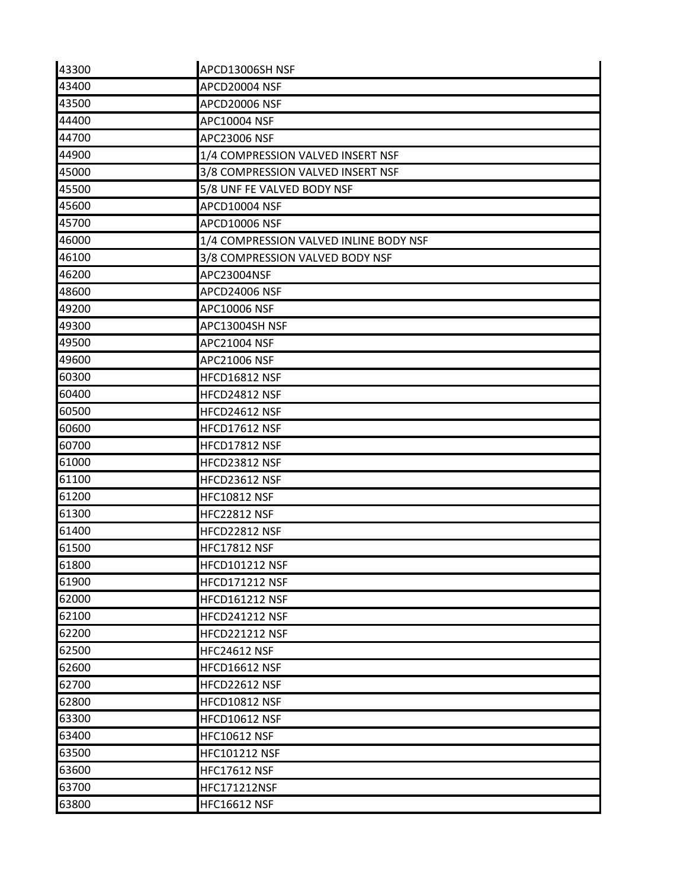| | |
|---|---|
| 43300 | APCD13006SH NSF |
| 43400 | APCD20004 NSF |
| 43500 | APCD20006 NSF |
| 44400 | APC10004 NSF |
| 44700 | APC23006 NSF |
| 44900 | 1/4 COMPRESSION VALVED INSERT NSF |
| 45000 | 3/8 COMPRESSION VALVED INSERT NSF |
| 45500 | 5/8 UNF FE VALVED BODY NSF |
| 45600 | APCD10004 NSF |
| 45700 | APCD10006 NSF |
| 46000 | 1/4 COMPRESSION VALVED INLINE BODY NSF |
| 46100 | 3/8 COMPRESSION VALVED BODY NSF |
| 46200 | APC23004NSF |
| 48600 | APCD24006 NSF |
| 49200 | APC10006 NSF |
| 49300 | APC13004SH NSF |
| 49500 | APC21004 NSF |
| 49600 | APC21006 NSF |
| 60300 | HFCD16812 NSF |
| 60400 | HFCD24812 NSF |
| 60500 | HFCD24612 NSF |
| 60600 | HFCD17612 NSF |
| 60700 | HFCD17812 NSF |
| 61000 | HFCD23812 NSF |
| 61100 | HFCD23612 NSF |
| 61200 | HFC10812 NSF |
| 61300 | HFC22812 NSF |
| 61400 | HFCD22812 NSF |
| 61500 | HFC17812 NSF |
| 61800 | HFCD101212 NSF |
| 61900 | HFCD171212 NSF |
| 62000 | HFCD161212 NSF |
| 62100 | HFCD241212 NSF |
| 62200 | HFCD221212 NSF |
| 62500 | HFC24612 NSF |
| 62600 | HFCD16612 NSF |
| 62700 | HFCD22612 NSF |
| 62800 | HFCD10812 NSF |
| 63300 | HFCD10612 NSF |
| 63400 | HFC10612 NSF |
| 63500 | HFC101212 NSF |
| 63600 | HFC17612 NSF |
| 63700 | HFC171212NSF |
| 63800 | HFC16612 NSF |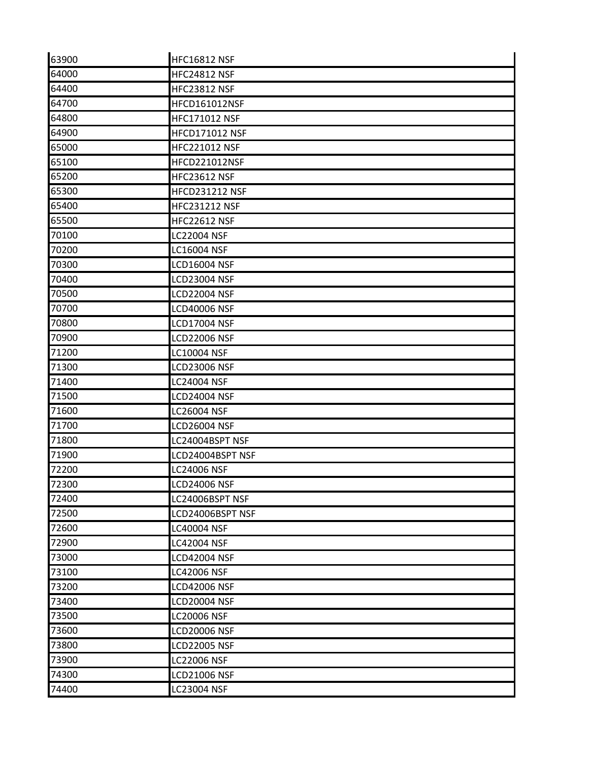| | |
|---|---|
| 63900 | HFC16812 NSF |
| 64000 | HFC24812 NSF |
| 64400 | HFC23812 NSF |
| 64700 | HFCD161012NSF |
| 64800 | HFC171012 NSF |
| 64900 | HFCD171012 NSF |
| 65000 | HFC221012 NSF |
| 65100 | HFCD221012NSF |
| 65200 | HFC23612 NSF |
| 65300 | HFCD231212 NSF |
| 65400 | HFC231212 NSF |
| 65500 | HFC22612 NSF |
| 70100 | LC22004 NSF |
| 70200 | LC16004 NSF |
| 70300 | LCD16004 NSF |
| 70400 | LCD23004 NSF |
| 70500 | LCD22004 NSF |
| 70700 | LCD40006 NSF |
| 70800 | LCD17004 NSF |
| 70900 | LCD22006 NSF |
| 71200 | LC10004 NSF |
| 71300 | LCD23006 NSF |
| 71400 | LC24004 NSF |
| 71500 | LCD24004 NSF |
| 71600 | LC26004 NSF |
| 71700 | LCD26004 NSF |
| 71800 | LC24004BSPT NSF |
| 71900 | LCD24004BSPT NSF |
| 72200 | LC24006 NSF |
| 72300 | LCD24006 NSF |
| 72400 | LC24006BSPT NSF |
| 72500 | LCD24006BSPT NSF |
| 72600 | LC40004 NSF |
| 72900 | LC42004 NSF |
| 73000 | LCD42004 NSF |
| 73100 | LC42006 NSF |
| 73200 | LCD42006 NSF |
| 73400 | LCD20004 NSF |
| 73500 | LC20006 NSF |
| 73600 | LCD20006 NSF |
| 73800 | LCD22005 NSF |
| 73900 | LC22006 NSF |
| 74300 | LCD21006 NSF |
| 74400 | LC23004 NSF |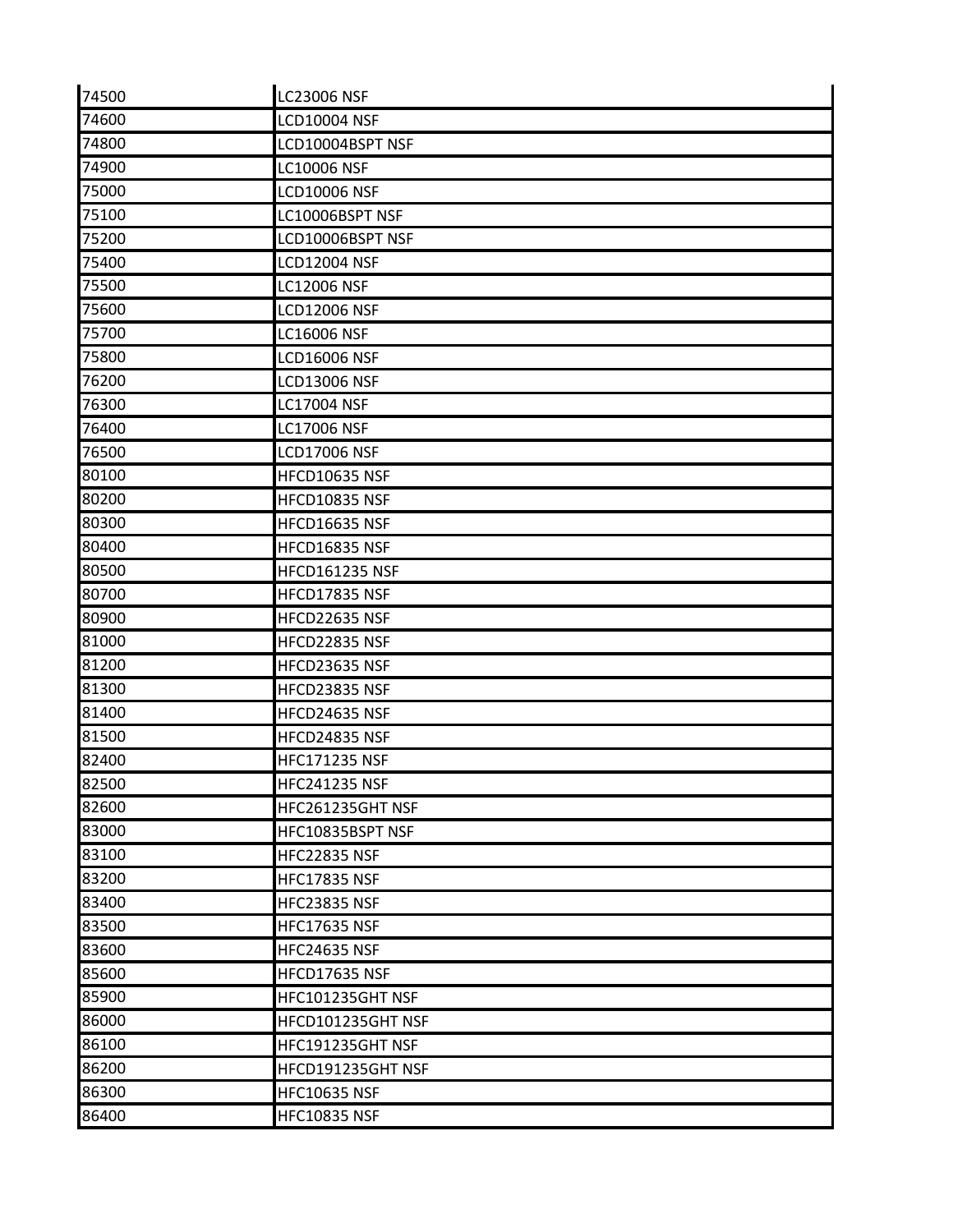| | |
|---|---|
| 74500 | LC23006 NSF |
| 74600 | LCD10004 NSF |
| 74800 | LCD10004BSPT NSF |
| 74900 | LC10006 NSF |
| 75000 | LCD10006 NSF |
| 75100 | LC10006BSPT NSF |
| 75200 | LCD10006BSPT NSF |
| 75400 | LCD12004 NSF |
| 75500 | LC12006 NSF |
| 75600 | LCD12006 NSF |
| 75700 | LC16006 NSF |
| 75800 | LCD16006 NSF |
| 76200 | LCD13006 NSF |
| 76300 | LC17004 NSF |
| 76400 | LC17006 NSF |
| 76500 | LCD17006 NSF |
| 80100 | HFCD10635 NSF |
| 80200 | HFCD10835 NSF |
| 80300 | HFCD16635 NSF |
| 80400 | HFCD16835 NSF |
| 80500 | HFCD161235 NSF |
| 80700 | HFCD17835 NSF |
| 80900 | HFCD22635 NSF |
| 81000 | HFCD22835 NSF |
| 81200 | HFCD23635 NSF |
| 81300 | HFCD23835 NSF |
| 81400 | HFCD24635 NSF |
| 81500 | HFCD24835 NSF |
| 82400 | HFC171235 NSF |
| 82500 | HFC241235 NSF |
| 82600 | HFC261235GHT NSF |
| 83000 | HFC10835BSPT NSF |
| 83100 | HFC22835 NSF |
| 83200 | HFC17835 NSF |
| 83400 | HFC23835 NSF |
| 83500 | HFC17635 NSF |
| 83600 | HFC24635 NSF |
| 85600 | HFCD17635 NSF |
| 85900 | HFC101235GHT NSF |
| 86000 | HFCD101235GHT NSF |
| 86100 | HFC191235GHT NSF |
| 86200 | HFCD191235GHT NSF |
| 86300 | HFC10635 NSF |
| 86400 | HFC10835 NSF |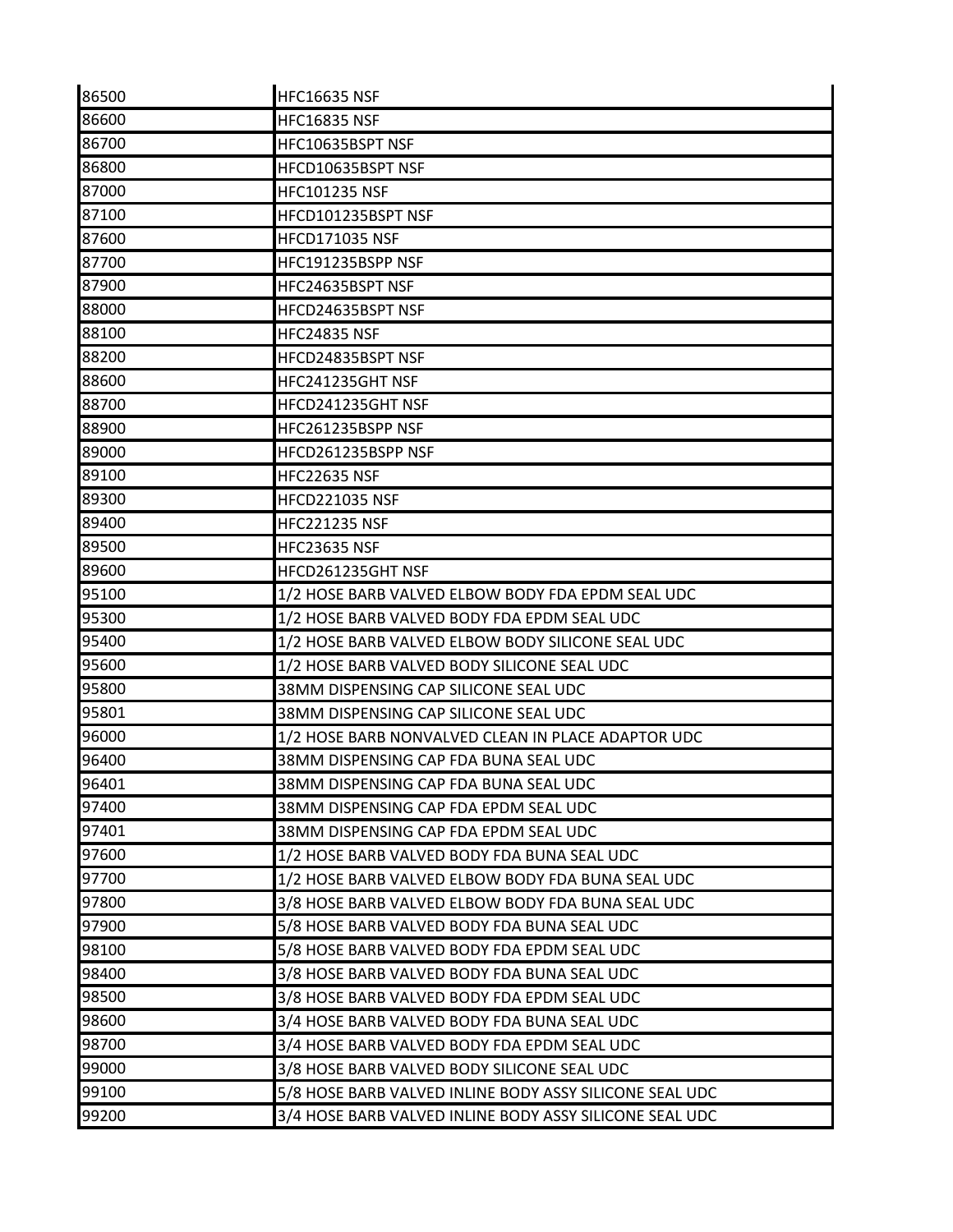| 86500 | HFC16635 NSF |
|---|---|
| 86600 | HFC16835 NSF |
| 86700 | HFC10635BSPT NSF |
| 86800 | HFCD10635BSPT NSF |
| 87000 | HFC101235 NSF |
| 87100 | HFCD101235BSPT NSF |
| 87600 | HFCD171035 NSF |
| 87700 | HFC191235BSPP NSF |
| 87900 | HFC24635BSPT NSF |
| 88000 | HFCD24635BSPT NSF |
| 88100 | HFC24835 NSF |
| 88200 | HFCD24835BSPT NSF |
| 88600 | HFC241235GHT NSF |
| 88700 | HFCD241235GHT NSF |
| 88900 | HFC261235BSPP NSF |
| 89000 | HFCD261235BSPP NSF |
| 89100 | HFC22635 NSF |
| 89300 | HFCD221035 NSF |
| 89400 | HFC221235 NSF |
| 89500 | HFC23635 NSF |
| 89600 | HFCD261235GHT NSF |
| 95100 | 1/2 HOSE BARB VALVED ELBOW BODY FDA EPDM SEAL UDC |
| 95300 | 1/2 HOSE BARB VALVED BODY FDA EPDM SEAL UDC |
| 95400 | 1/2 HOSE BARB VALVED ELBOW BODY SILICONE SEAL UDC |
| 95600 | 1/2 HOSE BARB VALVED BODY SILICONE SEAL UDC |
| 95800 | 38MM DISPENSING CAP SILICONE SEAL UDC |
| 95801 | 38MM DISPENSING CAP SILICONE SEAL UDC |
| 96000 | 1/2 HOSE BARB NONVALVED CLEAN IN PLACE ADAPTOR UDC |
| 96400 | 38MM DISPENSING CAP FDA BUNA SEAL UDC |
| 96401 | 38MM DISPENSING CAP FDA BUNA SEAL UDC |
| 97400 | 38MM DISPENSING CAP FDA EPDM SEAL UDC |
| 97401 | 38MM DISPENSING CAP FDA EPDM SEAL UDC |
| 97600 | 1/2 HOSE BARB VALVED BODY FDA BUNA SEAL UDC |
| 97700 | 1/2 HOSE BARB VALVED ELBOW BODY FDA BUNA SEAL UDC |
| 97800 | 3/8 HOSE BARB VALVED ELBOW BODY FDA BUNA SEAL UDC |
| 97900 | 5/8 HOSE BARB VALVED BODY FDA BUNA SEAL UDC |
| 98100 | 5/8 HOSE BARB VALVED BODY FDA EPDM SEAL UDC |
| 98400 | 3/8 HOSE BARB VALVED BODY FDA BUNA SEAL UDC |
| 98500 | 3/8 HOSE BARB VALVED BODY FDA EPDM SEAL UDC |
| 98600 | 3/4 HOSE BARB VALVED BODY FDA BUNA SEAL UDC |
| 98700 | 3/4 HOSE BARB VALVED BODY FDA EPDM SEAL UDC |
| 99000 | 3/8 HOSE BARB VALVED BODY SILICONE SEAL UDC |
| 99100 | 5/8 HOSE BARB VALVED INLINE BODY ASSY SILICONE SEAL UDC |
| 99200 | 3/4 HOSE BARB VALVED INLINE BODY ASSY SILICONE SEAL UDC |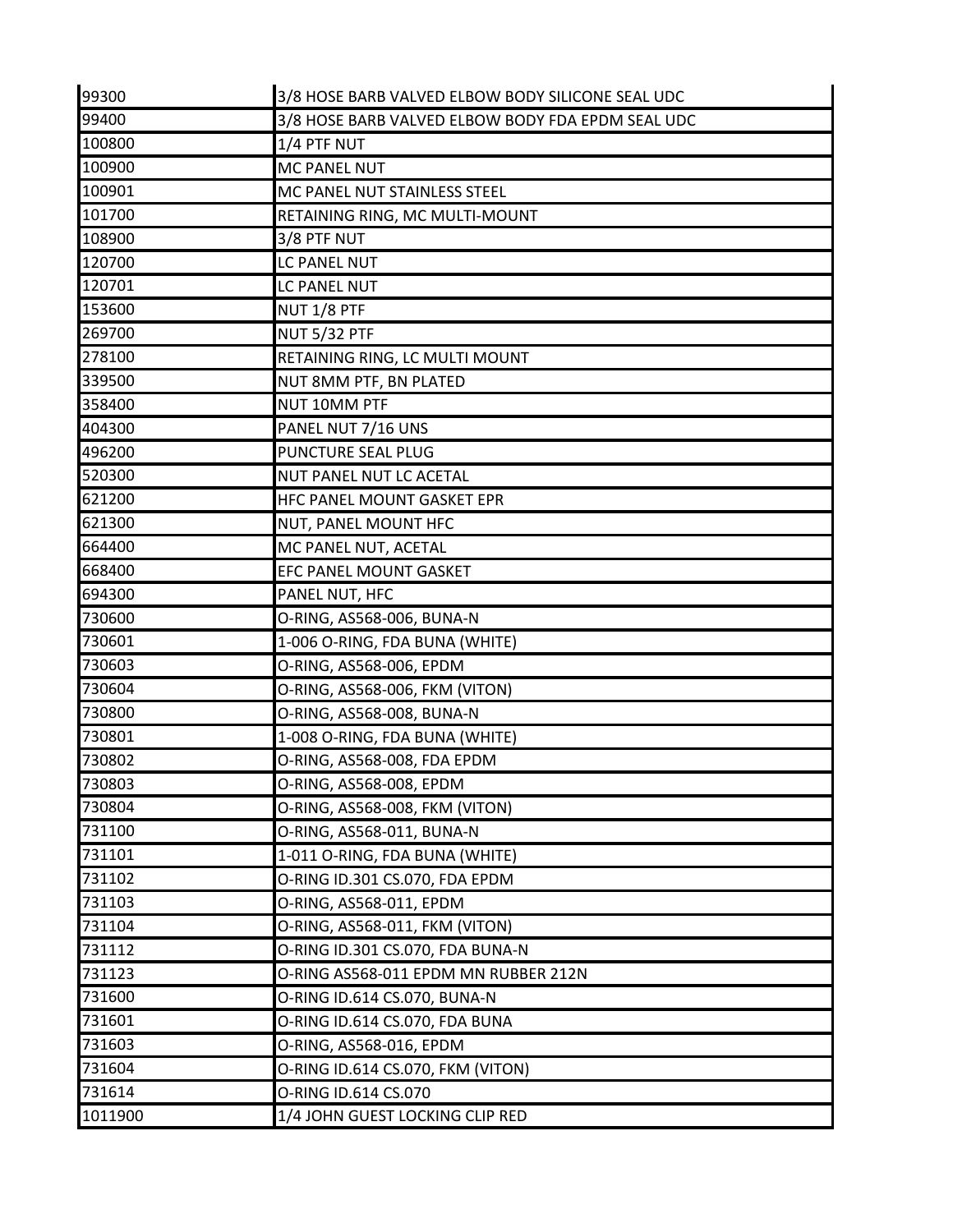| | |
|---|---|
| 99300 | 3/8 HOSE BARB VALVED ELBOW BODY SILICONE SEAL UDC |
| 99400 | 3/8 HOSE BARB VALVED ELBOW BODY FDA EPDM SEAL UDC |
| 100800 | 1/4 PTF NUT |
| 100900 | MC PANEL NUT |
| 100901 | MC PANEL NUT STAINLESS STEEL |
| 101700 | RETAINING RING, MC MULTI-MOUNT |
| 108900 | 3/8 PTF NUT |
| 120700 | LC PANEL NUT |
| 120701 | LC PANEL NUT |
| 153600 | NUT 1/8 PTF |
| 269700 | NUT 5/32 PTF |
| 278100 | RETAINING RING, LC MULTI MOUNT |
| 339500 | NUT 8MM PTF, BN PLATED |
| 358400 | NUT 10MM PTF |
| 404300 | PANEL NUT 7/16 UNS |
| 496200 | PUNCTURE SEAL PLUG |
| 520300 | NUT PANEL NUT LC ACETAL |
| 621200 | HFC PANEL MOUNT GASKET EPR |
| 621300 | NUT, PANEL MOUNT HFC |
| 664400 | MC PANEL NUT, ACETAL |
| 668400 | EFC PANEL MOUNT GASKET |
| 694300 | PANEL NUT, HFC |
| 730600 | O-RING, AS568-006, BUNA-N |
| 730601 | 1-006 O-RING, FDA BUNA (WHITE) |
| 730603 | O-RING, AS568-006, EPDM |
| 730604 | O-RING, AS568-006, FKM (VITON) |
| 730800 | O-RING, AS568-008, BUNA-N |
| 730801 | 1-008 O-RING, FDA BUNA (WHITE) |
| 730802 | O-RING, AS568-008, FDA EPDM |
| 730803 | O-RING, AS568-008, EPDM |
| 730804 | O-RING, AS568-008, FKM (VITON) |
| 731100 | O-RING, AS568-011, BUNA-N |
| 731101 | 1-011 O-RING, FDA BUNA (WHITE) |
| 731102 | O-RING ID.301 CS.070, FDA EPDM |
| 731103 | O-RING, AS568-011, EPDM |
| 731104 | O-RING, AS568-011, FKM (VITON) |
| 731112 | O-RING ID.301 CS.070, FDA BUNA-N |
| 731123 | O-RING AS568-011 EPDM MN RUBBER 212N |
| 731600 | O-RING ID.614 CS.070, BUNA-N |
| 731601 | O-RING ID.614 CS.070, FDA BUNA |
| 731603 | O-RING, AS568-016, EPDM |
| 731604 | O-RING ID.614 CS.070, FKM (VITON) |
| 731614 | O-RING ID.614 CS.070 |
| 1011900 | 1/4 JOHN GUEST LOCKING CLIP RED |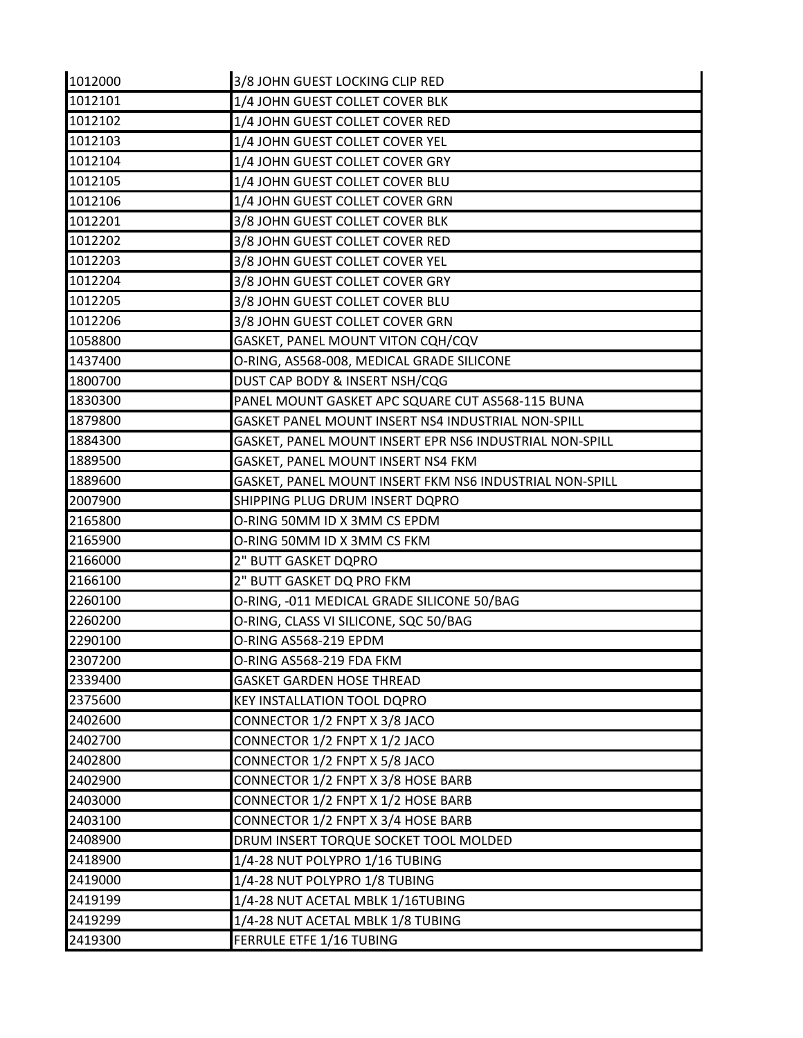| | |
|---|---|
| 1012000 | 3/8 JOHN GUEST LOCKING CLIP RED |
| 1012101 | 1/4 JOHN GUEST COLLET COVER BLK |
| 1012102 | 1/4 JOHN GUEST COLLET COVER RED |
| 1012103 | 1/4 JOHN GUEST COLLET COVER YEL |
| 1012104 | 1/4 JOHN GUEST COLLET COVER GRY |
| 1012105 | 1/4 JOHN GUEST COLLET COVER BLU |
| 1012106 | 1/4 JOHN GUEST COLLET COVER GRN |
| 1012201 | 3/8 JOHN GUEST COLLET COVER BLK |
| 1012202 | 3/8 JOHN GUEST COLLET COVER RED |
| 1012203 | 3/8 JOHN GUEST COLLET COVER YEL |
| 1012204 | 3/8 JOHN GUEST COLLET COVER GRY |
| 1012205 | 3/8 JOHN GUEST COLLET COVER BLU |
| 1012206 | 3/8 JOHN GUEST COLLET COVER GRN |
| 1058800 | GASKET, PANEL MOUNT VITON CQH/CQV |
| 1437400 | O-RING, AS568-008, MEDICAL GRADE SILICONE |
| 1800700 | DUST CAP BODY & INSERT NSH/CQG |
| 1830300 | PANEL MOUNT GASKET APC SQUARE CUT AS568-115 BUNA |
| 1879800 | GASKET PANEL MOUNT INSERT NS4 INDUSTRIAL NON-SPILL |
| 1884300 | GASKET, PANEL MOUNT INSERT EPR NS6 INDUSTRIAL NON-SPILL |
| 1889500 | GASKET, PANEL MOUNT INSERT NS4 FKM |
| 1889600 | GASKET, PANEL MOUNT INSERT FKM NS6 INDUSTRIAL NON-SPILL |
| 2007900 | SHIPPING PLUG DRUM INSERT DQPRO |
| 2165800 | O-RING 50MM ID X 3MM CS EPDM |
| 2165900 | O-RING 50MM ID X 3MM CS FKM |
| 2166000 | 2" BUTT GASKET DQPRO |
| 2166100 | 2" BUTT GASKET DQ PRO FKM |
| 2260100 | O-RING, -011 MEDICAL GRADE SILICONE 50/BAG |
| 2260200 | O-RING, CLASS VI SILICONE, SQC 50/BAG |
| 2290100 | O-RING AS568-219 EPDM |
| 2307200 | O-RING AS568-219 FDA FKM |
| 2339400 | GASKET GARDEN HOSE THREAD |
| 2375600 | KEY INSTALLATION TOOL DQPRO |
| 2402600 | CONNECTOR 1/2 FNPT X 3/8 JACO |
| 2402700 | CONNECTOR 1/2 FNPT X 1/2 JACO |
| 2402800 | CONNECTOR 1/2 FNPT X 5/8 JACO |
| 2402900 | CONNECTOR 1/2 FNPT X 3/8 HOSE BARB |
| 2403000 | CONNECTOR 1/2 FNPT X 1/2 HOSE BARB |
| 2403100 | CONNECTOR 1/2 FNPT X 3/4 HOSE BARB |
| 2408900 | DRUM INSERT TORQUE SOCKET TOOL MOLDED |
| 2418900 | 1/4-28 NUT POLYPRO 1/16 TUBING |
| 2419000 | 1/4-28 NUT POLYPRO 1/8 TUBING |
| 2419199 | 1/4-28 NUT ACETAL MBLK 1/16TUBING |
| 2419299 | 1/4-28 NUT ACETAL MBLK 1/8 TUBING |
| 2419300 | FERRULE ETFE 1/16 TUBING |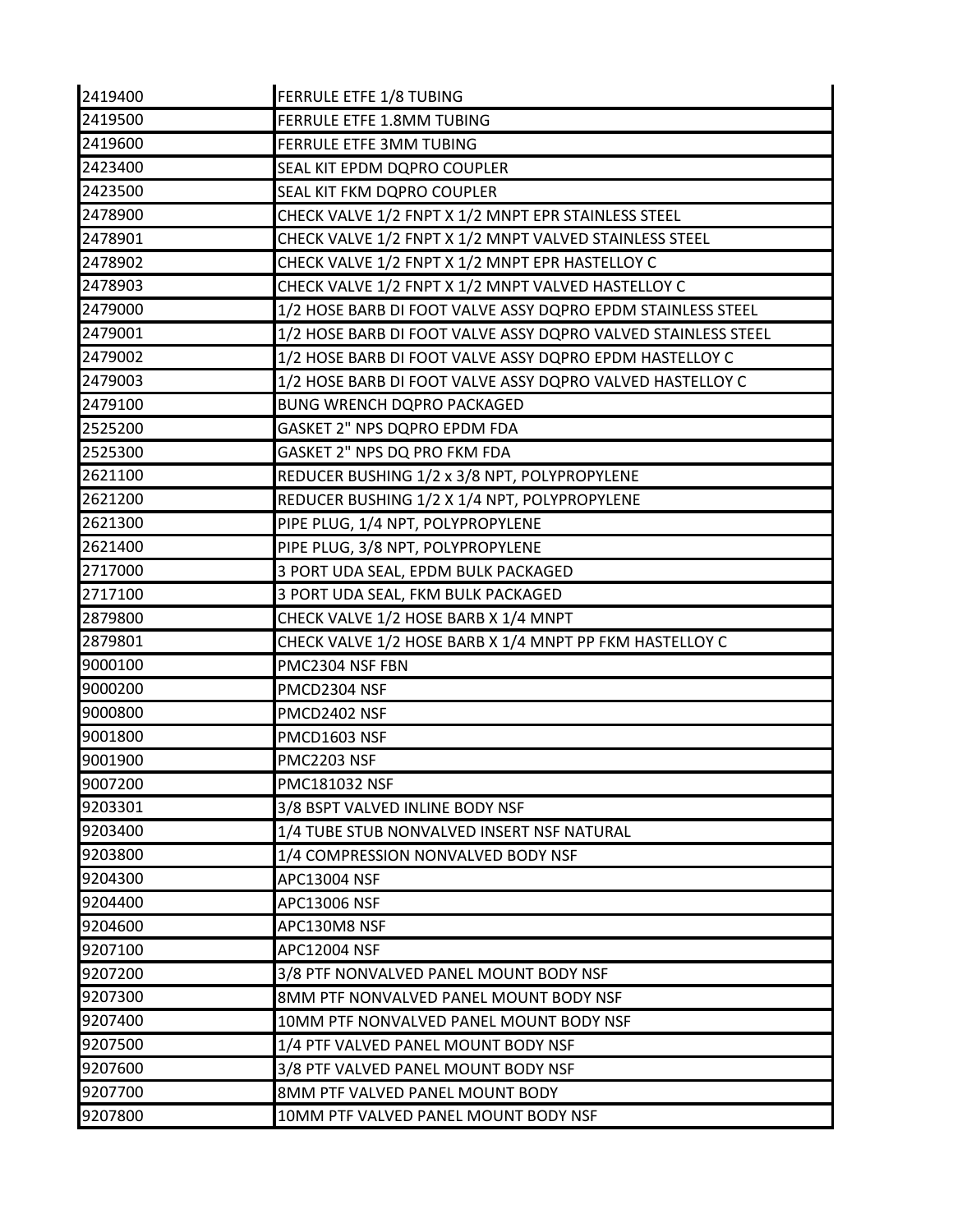| | |
|---|---|
| 2419400 | FERRULE ETFE 1/8 TUBING |
| 2419500 | FERRULE ETFE 1.8MM TUBING |
| 2419600 | FERRULE ETFE 3MM TUBING |
| 2423400 | SEAL KIT EPDM DQPRO COUPLER |
| 2423500 | SEAL KIT FKM DQPRO COUPLER |
| 2478900 | CHECK VALVE 1/2 FNPT X 1/2 MNPT EPR STAINLESS STEEL |
| 2478901 | CHECK VALVE 1/2 FNPT X 1/2 MNPT VALVED STAINLESS STEEL |
| 2478902 | CHECK VALVE 1/2 FNPT X 1/2 MNPT EPR HASTELLOY C |
| 2478903 | CHECK VALVE 1/2 FNPT X 1/2 MNPT VALVED HASTELLOY C |
| 2479000 | 1/2 HOSE BARB DI FOOT VALVE ASSY DQPRO EPDM STAINLESS STEEL |
| 2479001 | 1/2 HOSE BARB DI FOOT VALVE ASSY DQPRO VALVED STAINLESS STEEL |
| 2479002 | 1/2 HOSE BARB DI FOOT VALVE ASSY DQPRO EPDM HASTELLOY C |
| 2479003 | 1/2 HOSE BARB DI FOOT VALVE ASSY DQPRO VALVED HASTELLOY C |
| 2479100 | BUNG WRENCH DQPRO PACKAGED |
| 2525200 | GASKET 2" NPS DQPRO EPDM FDA |
| 2525300 | GASKET 2" NPS DQ PRO FKM FDA |
| 2621100 | REDUCER BUSHING 1/2 x 3/8 NPT, POLYPROPYLENE |
| 2621200 | REDUCER BUSHING 1/2 X 1/4 NPT, POLYPROPYLENE |
| 2621300 | PIPE PLUG, 1/4 NPT, POLYPROPYLENE |
| 2621400 | PIPE PLUG, 3/8 NPT, POLYPROPYLENE |
| 2717000 | 3 PORT UDA SEAL, EPDM BULK PACKAGED |
| 2717100 | 3 PORT UDA SEAL, FKM BULK PACKAGED |
| 2879800 | CHECK VALVE 1/2 HOSE BARB X 1/4 MNPT |
| 2879801 | CHECK VALVE 1/2 HOSE BARB X 1/4 MNPT PP FKM HASTELLOY C |
| 9000100 | PMC2304 NSF FBN |
| 9000200 | PMCD2304 NSF |
| 9000800 | PMCD2402 NSF |
| 9001800 | PMCD1603 NSF |
| 9001900 | PMC2203 NSF |
| 9007200 | PMC181032 NSF |
| 9203301 | 3/8 BSPT VALVED INLINE BODY NSF |
| 9203400 | 1/4 TUBE STUB NONVALVED INSERT NSF NATURAL |
| 9203800 | 1/4 COMPRESSION NONVALVED BODY NSF |
| 9204300 | APC13004 NSF |
| 9204400 | APC13006 NSF |
| 9204600 | APC130M8 NSF |
| 9207100 | APC12004 NSF |
| 9207200 | 3/8 PTF NONVALVED PANEL MOUNT BODY NSF |
| 9207300 | 8MM PTF NONVALVED PANEL MOUNT BODY NSF |
| 9207400 | 10MM PTF NONVALVED PANEL MOUNT BODY NSF |
| 9207500 | 1/4 PTF VALVED PANEL MOUNT BODY NSF |
| 9207600 | 3/8 PTF VALVED PANEL MOUNT BODY NSF |
| 9207700 | 8MM PTF VALVED PANEL MOUNT BODY |
| 9207800 | 10MM PTF VALVED PANEL MOUNT BODY NSF |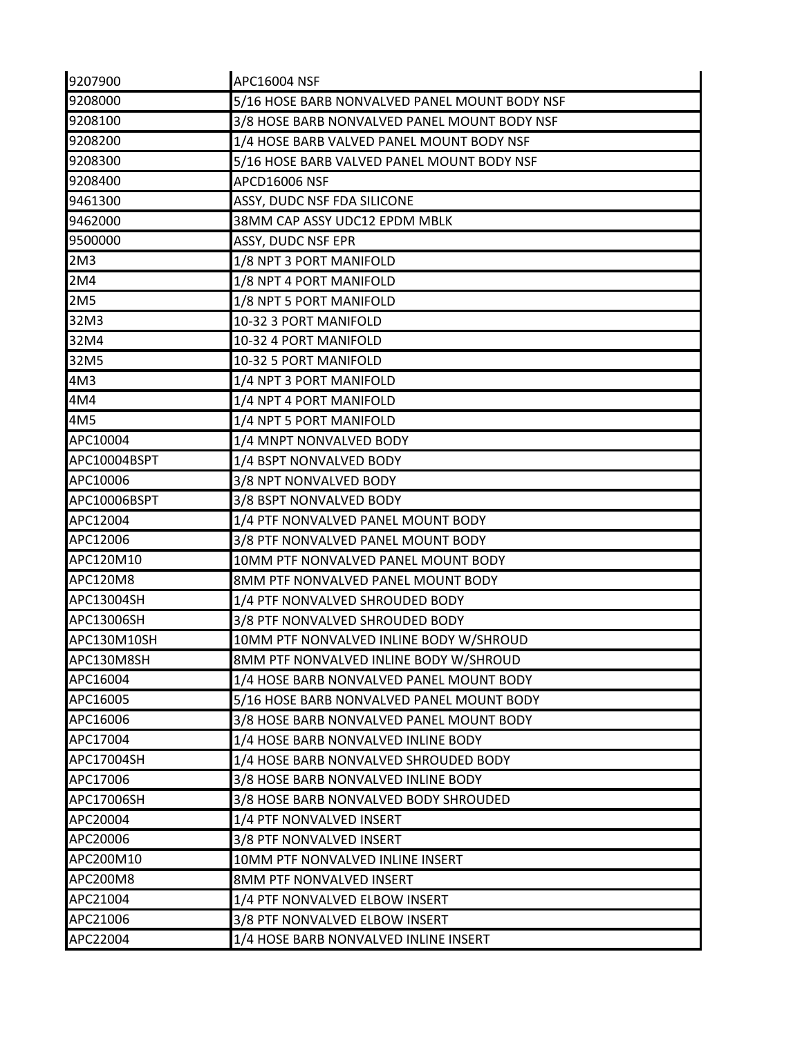| | |
|---|---|
| 9207900 | APC16004 NSF |
| 9208000 | 5/16 HOSE BARB NONVALVED PANEL MOUNT BODY NSF |
| 9208100 | 3/8 HOSE BARB NONVALVED PANEL MOUNT BODY NSF |
| 9208200 | 1/4 HOSE BARB VALVED PANEL MOUNT BODY NSF |
| 9208300 | 5/16 HOSE BARB VALVED PANEL MOUNT BODY NSF |
| 9208400 | APCD16006 NSF |
| 9461300 | ASSY, DUDC NSF FDA SILICONE |
| 9462000 | 38MM CAP ASSY UDC12 EPDM MBLK |
| 9500000 | ASSY, DUDC NSF EPR |
| 2M3 | 1/8 NPT 3 PORT MANIFOLD |
| 2M4 | 1/8 NPT 4 PORT MANIFOLD |
| 2M5 | 1/8 NPT 5 PORT MANIFOLD |
| 32M3 | 10-32 3 PORT MANIFOLD |
| 32M4 | 10-32 4 PORT MANIFOLD |
| 32M5 | 10-32 5 PORT MANIFOLD |
| 4M3 | 1/4 NPT 3 PORT MANIFOLD |
| 4M4 | 1/4 NPT 4 PORT MANIFOLD |
| 4M5 | 1/4 NPT 5 PORT MANIFOLD |
| APC10004 | 1/4 MNPT NONVALVED BODY |
| APC10004BSPT | 1/4 BSPT NONVALVED BODY |
| APC10006 | 3/8 NPT NONVALVED BODY |
| APC10006BSPT | 3/8 BSPT NONVALVED BODY |
| APC12004 | 1/4 PTF NONVALVED PANEL MOUNT BODY |
| APC12006 | 3/8 PTF NONVALVED PANEL MOUNT BODY |
| APC120M10 | 10MM PTF NONVALVED PANEL MOUNT BODY |
| APC120M8 | 8MM PTF NONVALVED PANEL MOUNT BODY |
| APC13004SH | 1/4 PTF NONVALVED SHROUDED BODY |
| APC13006SH | 3/8 PTF NONVALVED SHROUDED BODY |
| APC130M10SH | 10MM PTF NONVALVED INLINE BODY W/SHROUD |
| APC130M8SH | 8MM PTF NONVALVED INLINE BODY W/SHROUD |
| APC16004 | 1/4 HOSE BARB NONVALVED PANEL MOUNT BODY |
| APC16005 | 5/16 HOSE BARB NONVALVED PANEL MOUNT BODY |
| APC16006 | 3/8 HOSE BARB NONVALVED PANEL MOUNT BODY |
| APC17004 | 1/4 HOSE BARB NONVALVED INLINE BODY |
| APC17004SH | 1/4 HOSE BARB NONVALVED SHROUDED BODY |
| APC17006 | 3/8 HOSE BARB NONVALVED INLINE BODY |
| APC17006SH | 3/8 HOSE BARB NONVALVED BODY SHROUDED |
| APC20004 | 1/4 PTF NONVALVED INSERT |
| APC20006 | 3/8 PTF NONVALVED INSERT |
| APC200M10 | 10MM PTF NONVALVED INLINE INSERT |
| APC200M8 | 8MM PTF NONVALVED INSERT |
| APC21004 | 1/4 PTF NONVALVED ELBOW INSERT |
| APC21006 | 3/8 PTF NONVALVED ELBOW INSERT |
| APC22004 | 1/4 HOSE BARB NONVALVED INLINE INSERT |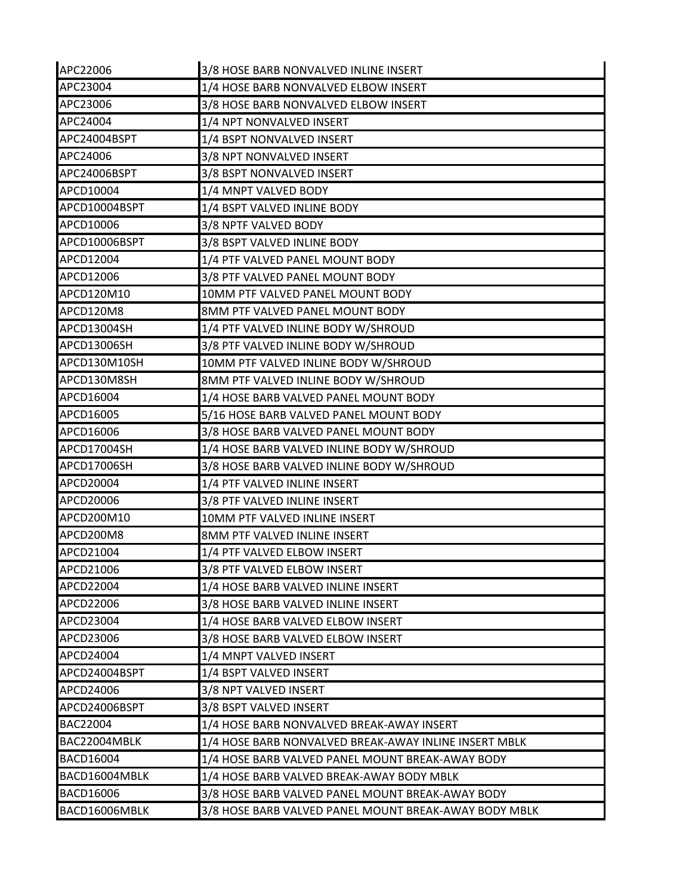| | |
|---|---|
| APC22006 | 3/8 HOSE BARB NONVALVED INLINE INSERT |
| APC23004 | 1/4 HOSE BARB NONVALVED ELBOW INSERT |
| APC23006 | 3/8 HOSE BARB NONVALVED ELBOW INSERT |
| APC24004 | 1/4 NPT NONVALVED INSERT |
| APC24004BSPT | 1/4 BSPT NONVALVED INSERT |
| APC24006 | 3/8 NPT NONVALVED INSERT |
| APC24006BSPT | 3/8 BSPT NONVALVED INSERT |
| APCD10004 | 1/4 MNPT VALVED BODY |
| APCD10004BSPT | 1/4 BSPT VALVED INLINE BODY |
| APCD10006 | 3/8 NPTF VALVED BODY |
| APCD10006BSPT | 3/8 BSPT VALVED INLINE BODY |
| APCD12004 | 1/4 PTF VALVED PANEL MOUNT BODY |
| APCD12006 | 3/8 PTF VALVED PANEL MOUNT BODY |
| APCD120M10 | 10MM PTF VALVED PANEL MOUNT BODY |
| APCD120M8 | 8MM PTF VALVED PANEL MOUNT BODY |
| APCD13004SH | 1/4 PTF VALVED INLINE BODY W/SHROUD |
| APCD13006SH | 3/8 PTF VALVED INLINE BODY W/SHROUD |
| APCD130M10SH | 10MM PTF VALVED INLINE BODY W/SHROUD |
| APCD130M8SH | 8MM PTF VALVED INLINE BODY W/SHROUD |
| APCD16004 | 1/4 HOSE BARB VALVED PANEL MOUNT BODY |
| APCD16005 | 5/16 HOSE BARB VALVED PANEL MOUNT BODY |
| APCD16006 | 3/8 HOSE BARB VALVED PANEL MOUNT BODY |
| APCD17004SH | 1/4 HOSE BARB VALVED INLINE BODY W/SHROUD |
| APCD17006SH | 3/8 HOSE BARB VALVED INLINE BODY W/SHROUD |
| APCD20004 | 1/4 PTF VALVED INLINE INSERT |
| APCD20006 | 3/8 PTF VALVED INLINE INSERT |
| APCD200M10 | 10MM PTF VALVED INLINE INSERT |
| APCD200M8 | 8MM PTF VALVED INLINE INSERT |
| APCD21004 | 1/4 PTF VALVED ELBOW INSERT |
| APCD21006 | 3/8 PTF VALVED ELBOW INSERT |
| APCD22004 | 1/4 HOSE BARB VALVED INLINE INSERT |
| APCD22006 | 3/8 HOSE BARB VALVED INLINE INSERT |
| APCD23004 | 1/4 HOSE BARB VALVED ELBOW INSERT |
| APCD23006 | 3/8 HOSE BARB VALVED ELBOW INSERT |
| APCD24004 | 1/4 MNPT VALVED INSERT |
| APCD24004BSPT | 1/4 BSPT VALVED INSERT |
| APCD24006 | 3/8 NPT VALVED INSERT |
| APCD24006BSPT | 3/8 BSPT VALVED INSERT |
| BAC22004 | 1/4 HOSE BARB NONVALVED BREAK-AWAY INSERT |
| BAC22004MBLK | 1/4 HOSE BARB NONVALVED BREAK-AWAY INLINE INSERT MBLK |
| BACD16004 | 1/4 HOSE BARB VALVED PANEL MOUNT BREAK-AWAY BODY |
| BACD16004MBLK | 1/4 HOSE BARB VALVED BREAK-AWAY BODY MBLK |
| BACD16006 | 3/8 HOSE BARB VALVED PANEL MOUNT BREAK-AWAY BODY |
| BACD16006MBLK | 3/8 HOSE BARB VALVED PANEL MOUNT BREAK-AWAY BODY MBLK |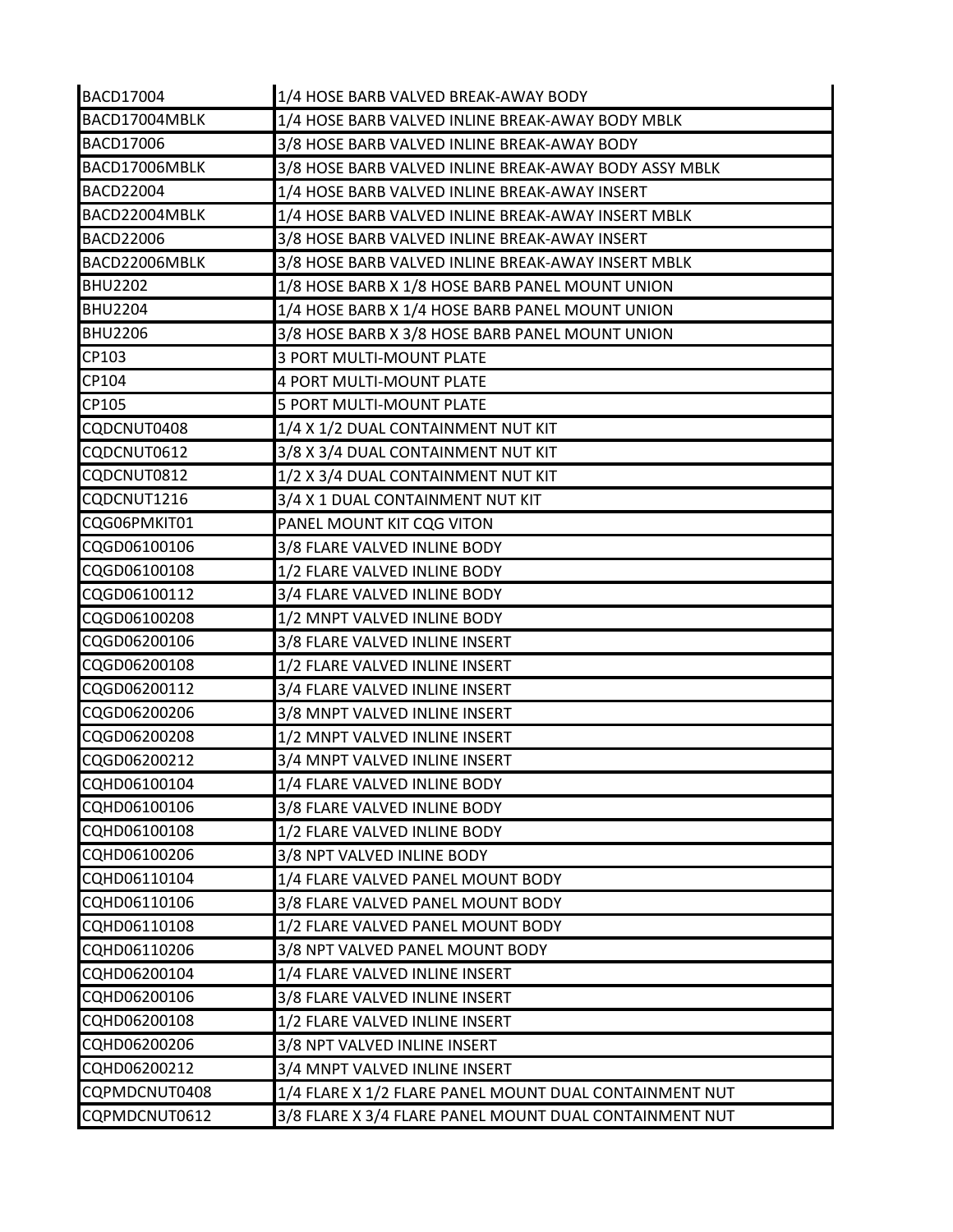| BACD17004 | 1/4 HOSE BARB VALVED BREAK-AWAY BODY |
| --- | --- |
| BACD17004MBLK | 1/4 HOSE BARB VALVED INLINE BREAK-AWAY BODY MBLK |
| BACD17006 | 3/8 HOSE BARB VALVED INLINE BREAK-AWAY BODY |
| BACD17006MBLK | 3/8 HOSE BARB VALVED INLINE BREAK-AWAY BODY ASSY MBLK |
| BACD22004 | 1/4 HOSE BARB VALVED INLINE BREAK-AWAY INSERT |
| BACD22004MBLK | 1/4 HOSE BARB VALVED INLINE BREAK-AWAY INSERT MBLK |
| BACD22006 | 3/8 HOSE BARB VALVED INLINE BREAK-AWAY INSERT |
| BACD22006MBLK | 3/8 HOSE BARB VALVED INLINE BREAK-AWAY INSERT MBLK |
| BHU2202 | 1/8 HOSE BARB X 1/8 HOSE BARB PANEL MOUNT UNION |
| BHU2204 | 1/4 HOSE BARB X 1/4 HOSE BARB PANEL MOUNT UNION |
| BHU2206 | 3/8 HOSE BARB X 3/8 HOSE BARB PANEL MOUNT UNION |
| CP103 | 3 PORT MULTI-MOUNT PLATE |
| CP104 | 4 PORT MULTI-MOUNT PLATE |
| CP105 | 5 PORT MULTI-MOUNT PLATE |
| CQDCNUT0408 | 1/4 X 1/2 DUAL CONTAINMENT NUT KIT |
| CQDCNUT0612 | 3/8 X 3/4 DUAL CONTAINMENT NUT KIT |
| CQDCNUT0812 | 1/2 X 3/4 DUAL CONTAINMENT NUT KIT |
| CQDCNUT1216 | 3/4 X 1 DUAL CONTAINMENT NUT KIT |
| CQG06PMKIT01 | PANEL MOUNT KIT CQG VITON |
| CQGD06100106 | 3/8 FLARE VALVED INLINE BODY |
| CQGD06100108 | 1/2 FLARE VALVED INLINE BODY |
| CQGD06100112 | 3/4 FLARE VALVED INLINE BODY |
| CQGD06100208 | 1/2 MNPT VALVED INLINE BODY |
| CQGD06200106 | 3/8 FLARE VALVED INLINE INSERT |
| CQGD06200108 | 1/2 FLARE VALVED INLINE INSERT |
| CQGD06200112 | 3/4 FLARE VALVED INLINE INSERT |
| CQGD06200206 | 3/8 MNPT VALVED INLINE INSERT |
| CQGD06200208 | 1/2 MNPT VALVED INLINE INSERT |
| CQGD06200212 | 3/4 MNPT VALVED INLINE INSERT |
| CQHD06100104 | 1/4 FLARE VALVED INLINE BODY |
| CQHD06100106 | 3/8 FLARE VALVED INLINE BODY |
| CQHD06100108 | 1/2 FLARE VALVED INLINE BODY |
| CQHD06100206 | 3/8 NPT VALVED INLINE BODY |
| CQHD06110104 | 1/4 FLARE VALVED PANEL MOUNT BODY |
| CQHD06110106 | 3/8 FLARE VALVED PANEL MOUNT BODY |
| CQHD06110108 | 1/2 FLARE VALVED PANEL MOUNT BODY |
| CQHD06110206 | 3/8 NPT VALVED PANEL MOUNT BODY |
| CQHD06200104 | 1/4 FLARE VALVED INLINE INSERT |
| CQHD06200106 | 3/8 FLARE VALVED INLINE INSERT |
| CQHD06200108 | 1/2 FLARE VALVED INLINE INSERT |
| CQHD06200206 | 3/8 NPT VALVED INLINE INSERT |
| CQHD06200212 | 3/4 MNPT VALVED INLINE INSERT |
| CQPMDCNUT0408 | 1/4 FLARE X 1/2 FLARE PANEL MOUNT DUAL CONTAINMENT NUT |
| CQPMDCNUT0612 | 3/8 FLARE X 3/4 FLARE PANEL MOUNT DUAL CONTAINMENT NUT |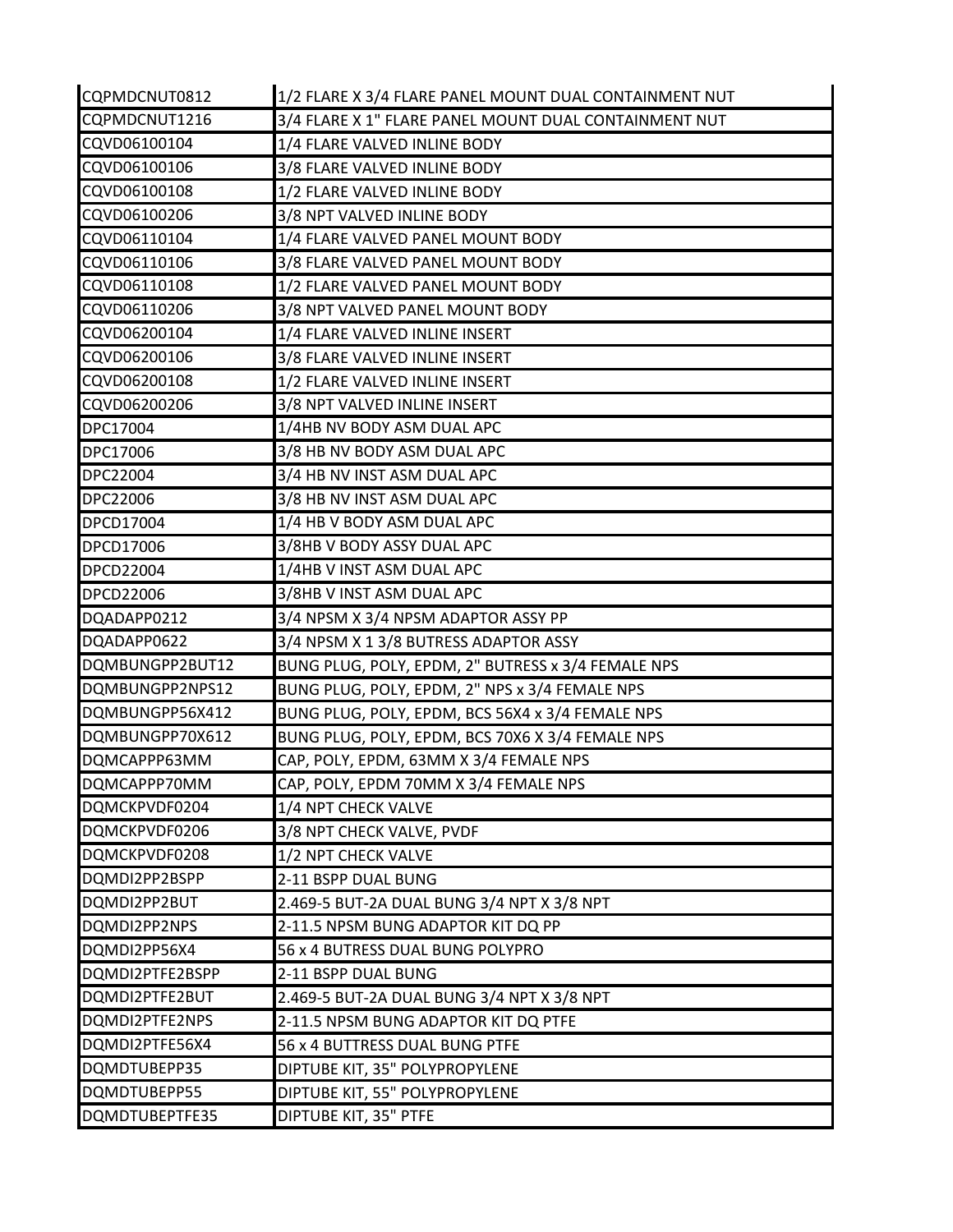| CQPMDCNUT0812 | 1/2 FLARE X 3/4 FLARE PANEL MOUNT DUAL CONTAINMENT NUT |
|---|---|
| CQPMDCNUT1216 | 3/4 FLARE X 1" FLARE PANEL MOUNT DUAL CONTAINMENT NUT |
| CQVD06100104 | 1/4 FLARE VALVED INLINE BODY |
| CQVD06100106 | 3/8 FLARE VALVED INLINE BODY |
| CQVD06100108 | 1/2 FLARE VALVED INLINE BODY |
| CQVD06100206 | 3/8 NPT VALVED INLINE BODY |
| CQVD06110104 | 1/4 FLARE VALVED PANEL MOUNT BODY |
| CQVD06110106 | 3/8 FLARE VALVED PANEL MOUNT BODY |
| CQVD06110108 | 1/2 FLARE VALVED PANEL MOUNT BODY |
| CQVD06110206 | 3/8 NPT VALVED PANEL MOUNT BODY |
| CQVD06200104 | 1/4 FLARE VALVED INLINE INSERT |
| CQVD06200106 | 3/8 FLARE VALVED INLINE INSERT |
| CQVD06200108 | 1/2 FLARE VALVED INLINE INSERT |
| CQVD06200206 | 3/8 NPT VALVED INLINE INSERT |
| DPC17004 | 1/4HB NV BODY ASM DUAL APC |
| DPC17006 | 3/8 HB NV BODY ASM DUAL APC |
| DPC22004 | 3/4 HB NV INST ASM DUAL APC |
| DPC22006 | 3/8 HB NV INST ASM DUAL APC |
| DPCD17004 | 1/4 HB V BODY ASM DUAL APC |
| DPCD17006 | 3/8HB V BODY ASSY DUAL APC |
| DPCD22004 | 1/4HB V INST ASM DUAL APC |
| DPCD22006 | 3/8HB V INST ASM DUAL APC |
| DQADAPP0212 | 3/4 NPSM X 3/4 NPSM ADAPTOR ASSY PP |
| DQADAPP0622 | 3/4 NPSM X 1 3/8 BUTRESS ADAPTOR ASSY |
| DQMBUNGPP2BUT12 | BUNG PLUG, POLY, EPDM, 2" BUTRESS x 3/4 FEMALE NPS |
| DQMBUNGPP2NPS12 | BUNG PLUG, POLY, EPDM, 2" NPS x 3/4 FEMALE NPS |
| DQMBUNGPP56X412 | BUNG PLUG, POLY, EPDM, BCS 56X4 x 3/4 FEMALE NPS |
| DQMBUNGPP70X612 | BUNG PLUG, POLY, EPDM, BCS 70X6 X 3/4 FEMALE NPS |
| DQMCAPPP63MM | CAP, POLY, EPDM, 63MM X 3/4 FEMALE NPS |
| DQMCAPPP70MM | CAP, POLY, EPDM 70MM X 3/4 FEMALE NPS |
| DQMCKPVDF0204 | 1/4 NPT CHECK VALVE |
| DQMCKPVDF0206 | 3/8 NPT CHECK VALVE, PVDF |
| DQMCKPVDF0208 | 1/2 NPT CHECK VALVE |
| DQMDI2PP2BSPP | 2-11 BSPP DUAL BUNG |
| DQMDI2PP2BUT | 2.469-5 BUT-2A DUAL BUNG 3/4 NPT X 3/8 NPT |
| DQMDI2PP2NPS | 2-11.5 NPSM BUNG ADAPTOR KIT DQ PP |
| DQMDI2PP56X4 | 56 x 4 BUTRESS DUAL BUNG POLYPRO |
| DQMDI2PTFE2BSPP | 2-11 BSPP DUAL BUNG |
| DQMDI2PTFE2BUT | 2.469-5 BUT-2A DUAL BUNG 3/4 NPT X 3/8 NPT |
| DQMDI2PTFE2NPS | 2-11.5 NPSM BUNG ADAPTOR KIT DQ PTFE |
| DQMDI2PTFE56X4 | 56 x 4 BUTTRESS DUAL BUNG PTFE |
| DQMDTUBEPP35 | DIPTUBE KIT, 35" POLYPROPYLENE |
| DQMDTUBEPP55 | DIPTUBE KIT, 55" POLYPROPYLENE |
| DQMDTUBEPTFE35 | DIPTUBE KIT, 35" PTFE |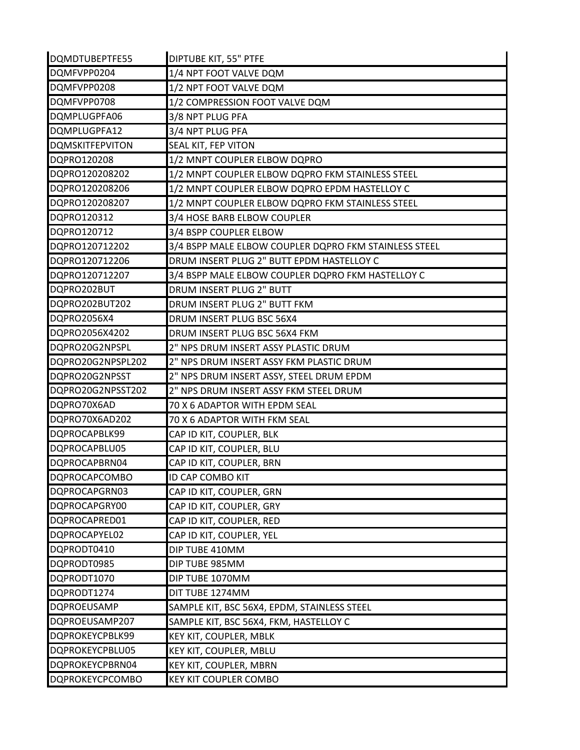| DQMDTUBEPTFE55 | DIPTUBE KIT, 55" PTFE |
|---|---|
| DQMFVPP0204 | 1/4 NPT FOOT VALVE DQM |
| DQMFVPP0208 | 1/2 NPT FOOT VALVE DQM |
| DQMFVPP0708 | 1/2 COMPRESSION FOOT VALVE DQM |
| DQMPLUGPFA06 | 3/8 NPT PLUG PFA |
| DQMPLUGPFA12 | 3/4 NPT PLUG PFA |
| DQMSKITFEPVITON | SEAL KIT, FEP VITON |
| DQPRO120208 | 1/2 MNPT COUPLER ELBOW DQPRO |
| DQPRO120208202 | 1/2 MNPT COUPLER ELBOW DQPRO FKM STAINLESS STEEL |
| DQPRO120208206 | 1/2 MNPT COUPLER ELBOW DQPRO EPDM HASTELLOY C |
| DQPRO120208207 | 1/2 MNPT COUPLER ELBOW DQPRO FKM STAINLESS STEEL |
| DQPRO120312 | 3/4 HOSE BARB ELBOW COUPLER |
| DQPRO120712 | 3/4 BSPP COUPLER ELBOW |
| DQPRO120712202 | 3/4 BSPP MALE ELBOW COUPLER DQPRO FKM STAINLESS STEEL |
| DQPRO120712206 | DRUM INSERT PLUG 2" BUTT EPDM HASTELLOY C |
| DQPRO120712207 | 3/4 BSPP MALE ELBOW COUPLER DQPRO FKM HASTELLOY C |
| DQPRO202BUT | DRUM INSERT PLUG 2" BUTT |
| DQPRO202BUT202 | DRUM INSERT PLUG 2" BUTT FKM |
| DQPRO2056X4 | DRUM INSERT PLUG BSC 56X4 |
| DQPRO2056X4202 | DRUM INSERT PLUG BSC 56X4 FKM |
| DQPRO20G2NPSPL | 2" NPS DRUM INSERT ASSY PLASTIC DRUM |
| DQPRO20G2NPSPL202 | 2" NPS DRUM INSERT ASSY FKM PLASTIC DRUM |
| DQPRO20G2NPSST | 2" NPS DRUM INSERT ASSY, STEEL DRUM EPDM |
| DQPRO20G2NPSST202 | 2" NPS DRUM INSERT ASSY FKM STEEL DRUM |
| DQPRO70X6AD | 70 X 6 ADAPTOR WITH EPDM SEAL |
| DQPRO70X6AD202 | 70 X 6 ADAPTOR WITH FKM SEAL |
| DQPROCAPBLK99 | CAP ID KIT, COUPLER, BLK |
| DQPROCAPBLU05 | CAP ID KIT, COUPLER, BLU |
| DQPROCAPBRN04 | CAP ID KIT, COUPLER, BRN |
| DQPROCAPCOMBO | ID CAP COMBO KIT |
| DQPROCAPGRN03 | CAP ID KIT, COUPLER, GRN |
| DQPROCAPGRY00 | CAP ID KIT, COUPLER, GRY |
| DQPROCAPRED01 | CAP ID KIT, COUPLER, RED |
| DQPROCAPYEL02 | CAP ID KIT, COUPLER, YEL |
| DQPRODT0410 | DIP TUBE 410MM |
| DQPRODT0985 | DIP TUBE 985MM |
| DQPRODT1070 | DIP TUBE 1070MM |
| DQPRODT1274 | DIT TUBE 1274MM |
| DQPROEUSAMP | SAMPLE KIT, BSC 56X4, EPDM, STAINLESS STEEL |
| DQPROEUSAMP207 | SAMPLE KIT, BSC 56X4, FKM, HASTELLOY C |
| DQPROKEYCPBLK99 | KEY KIT, COUPLER, MBLK |
| DQPROKEYCPBLU05 | KEY KIT, COUPLER, MBLU |
| DQPROKEYCPBRN04 | KEY KIT, COUPLER, MBRN |
| DQPROKEYCPCOMBO | KEY KIT COUPLER COMBO |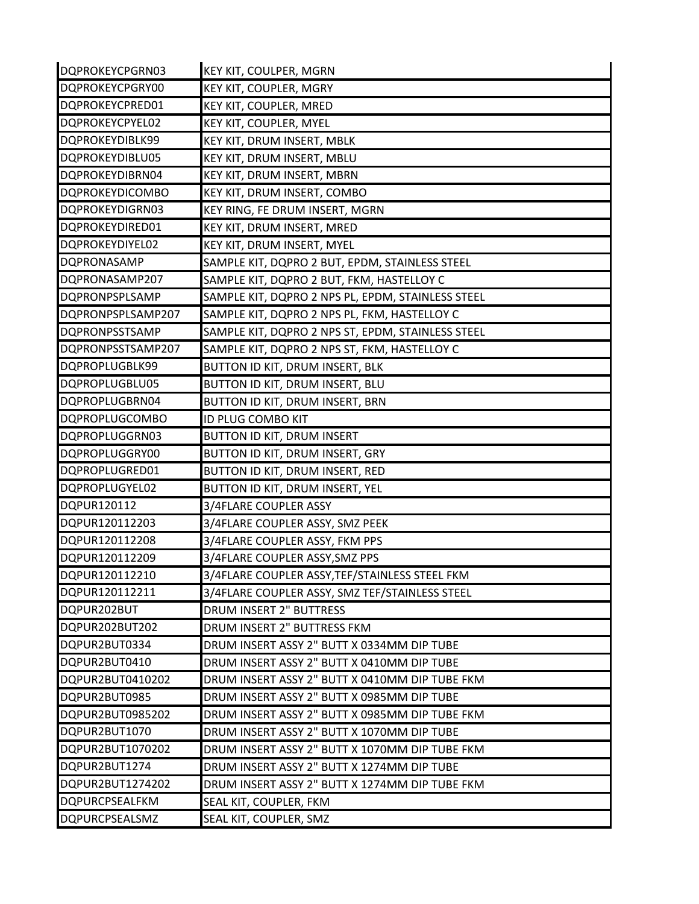| | |
|---|---|
| DQPROKEYCPGRN03 | KEY KIT, COULPER, MGRN |
| DQPROKEYCPGRY00 | KEY KIT, COUPLER, MGRY |
| DQPROKEYCPRED01 | KEY KIT, COUPLER, MRED |
| DQPROKEYCPYEL02 | KEY KIT, COUPLER, MYEL |
| DQPROKEYDIBLK99 | KEY KIT, DRUM INSERT, MBLK |
| DQPROKEYDIBLU05 | KEY KIT, DRUM INSERT, MBLU |
| DQPROKEYDIBRN04 | KEY KIT, DRUM INSERT, MBRN |
| DQPROKEYDICOMBO | KEY KIT, DRUM INSERT, COMBO |
| DQPROKEYDIGRN03 | KEY RING, FE DRUM INSERT, MGRN |
| DQPROKEYDIRED01 | KEY KIT, DRUM INSERT, MRED |
| DQPROKEYDIYEL02 | KEY KIT, DRUM INSERT, MYEL |
| DQPRONASAMP | SAMPLE KIT, DQPRO 2 BUT, EPDM, STAINLESS STEEL |
| DQPRONASAMP207 | SAMPLE KIT, DQPRO 2 BUT, FKM, HASTELLOY C |
| DQPRONPSPLSAMP | SAMPLE KIT, DQPRO 2 NPS PL, EPDM, STAINLESS STEEL |
| DQPRONPSPLSAMP207 | SAMPLE KIT, DQPRO 2 NPS PL, FKM, HASTELLOY C |
| DQPRONPSSTSAMP | SAMPLE KIT, DQPRO 2 NPS ST, EPDM, STAINLESS STEEL |
| DQPRONPSSTSAMP207 | SAMPLE KIT, DQPRO 2 NPS ST, FKM, HASTELLOY C |
| DQPROPLUGBLK99 | BUTTON ID KIT, DRUM INSERT, BLK |
| DQPROPLUGBLU05 | BUTTON ID KIT, DRUM INSERT, BLU |
| DQPROPLUGBRN04 | BUTTON ID KIT, DRUM INSERT, BRN |
| DQPROPLUGCOMBO | ID PLUG COMBO KIT |
| DQPROPLUGGRN03 | BUTTON ID KIT, DRUM INSERT |
| DQPROPLUGGRY00 | BUTTON ID KIT, DRUM INSERT, GRY |
| DQPROPLUGRED01 | BUTTON ID KIT, DRUM INSERT, RED |
| DQPROPLUGYEL02 | BUTTON ID KIT, DRUM INSERT, YEL |
| DQPUR120112 | 3/4FLARE COUPLER ASSY |
| DQPUR120112203 | 3/4FLARE COUPLER ASSY, SMZ PEEK |
| DQPUR120112208 | 3/4FLARE COUPLER ASSY, FKM PPS |
| DQPUR120112209 | 3/4FLARE COUPLER ASSY,SMZ PPS |
| DQPUR120112210 | 3/4FLARE COUPLER ASSY,TEF/STAINLESS STEEL FKM |
| DQPUR120112211 | 3/4FLARE COUPLER ASSY, SMZ TEF/STAINLESS STEEL |
| DQPUR202BUT | DRUM INSERT 2" BUTTRESS |
| DQPUR202BUT202 | DRUM INSERT 2" BUTTRESS FKM |
| DQPUR2BUT0334 | DRUM INSERT ASSY 2" BUTT X 0334MM DIP TUBE |
| DQPUR2BUT0410 | DRUM INSERT ASSY 2" BUTT X 0410MM DIP TUBE |
| DQPUR2BUT0410202 | DRUM INSERT ASSY 2" BUTT X 0410MM DIP TUBE FKM |
| DQPUR2BUT0985 | DRUM INSERT ASSY 2" BUTT X 0985MM DIP TUBE |
| DQPUR2BUT0985202 | DRUM INSERT ASSY 2" BUTT X 0985MM DIP TUBE FKM |
| DQPUR2BUT1070 | DRUM INSERT ASSY 2" BUTT X 1070MM DIP TUBE |
| DQPUR2BUT1070202 | DRUM INSERT ASSY 2" BUTT X 1070MM DIP TUBE FKM |
| DQPUR2BUT1274 | DRUM INSERT ASSY 2" BUTT X 1274MM DIP TUBE |
| DQPUR2BUT1274202 | DRUM INSERT ASSY 2" BUTT X 1274MM DIP TUBE FKM |
| DQPURCPSEALFKM | SEAL KIT, COUPLER, FKM |
| DQPURCPSEALSMZ | SEAL KIT, COUPLER, SMZ |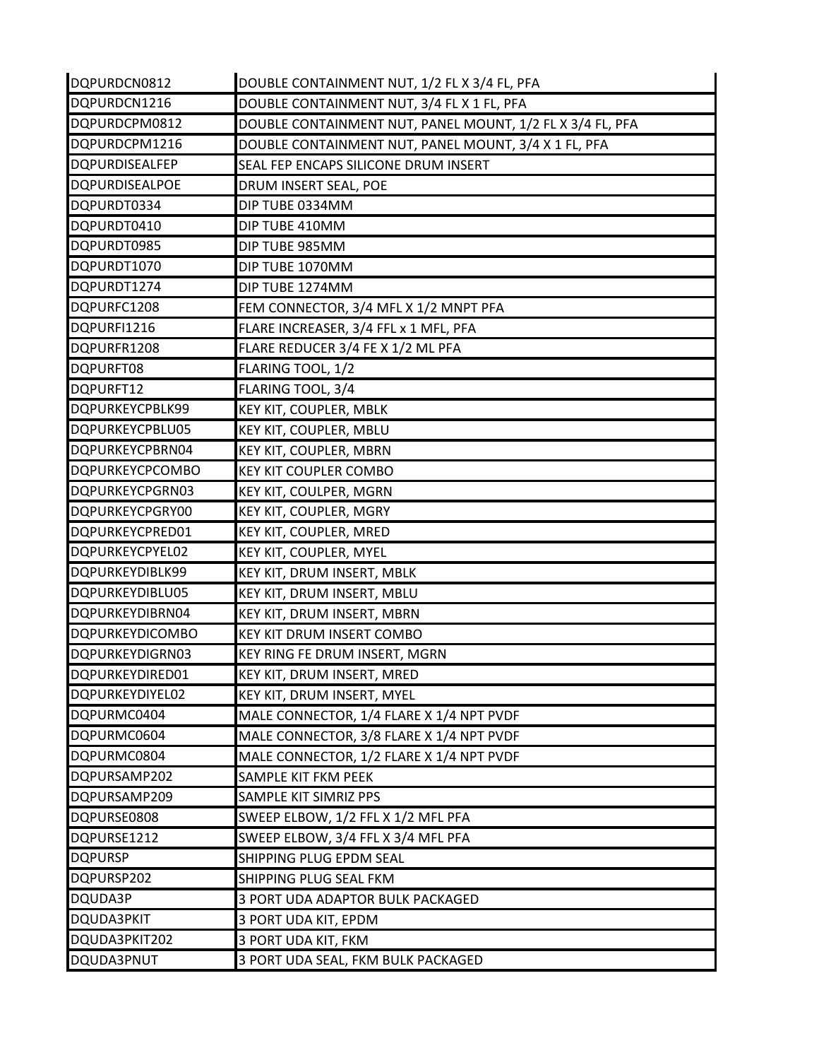| DQPURDCN0812 | DOUBLE CONTAINMENT NUT, 1/2 FL X 3/4 FL, PFA |
|---|---|
| DQPURDCN1216 | DOUBLE CONTAINMENT NUT, 3/4 FL X 1 FL, PFA |
| DQPURDCPM0812 | DOUBLE CONTAINMENT NUT, PANEL MOUNT, 1/2 FL X 3/4 FL, PFA |
| DQPURDCPM1216 | DOUBLE CONTAINMENT NUT, PANEL MOUNT, 3/4 X 1 FL, PFA |
| DQPURDISEALFEP | SEAL FEP ENCAPS SILICONE DRUM INSERT |
| DQPURDISEALPOE | DRUM INSERT SEAL, POE |
| DQPURDT0334 | DIP TUBE 0334MM |
| DQPURDT0410 | DIP TUBE 410MM |
| DQPURDT0985 | DIP TUBE 985MM |
| DQPURDT1070 | DIP TUBE 1070MM |
| DQPURDT1274 | DIP TUBE 1274MM |
| DQPURFC1208 | FEM CONNECTOR, 3/4 MFL X 1/2 MNPT PFA |
| DQPURFI1216 | FLARE INCREASER, 3/4 FFL x 1 MFL, PFA |
| DQPURFR1208 | FLARE REDUCER 3/4 FE X 1/2 ML PFA |
| DQPURFT08 | FLARING TOOL, 1/2 |
| DQPURFT12 | FLARING TOOL, 3/4 |
| DQPURKEYCPBLK99 | KEY KIT, COUPLER, MBLK |
| DQPURKEYCPBLU05 | KEY KIT, COUPLER, MBLU |
| DQPURKEYCPBRN04 | KEY KIT, COUPLER, MBRN |
| DQPURKEYCPCOMBO | KEY KIT COUPLER COMBO |
| DQPURKEYCPGRN03 | KEY KIT, COULPER, MGRN |
| DQPURKEYCPGRY00 | KEY KIT, COUPLER, MGRY |
| DQPURKEYCPRED01 | KEY KIT, COUPLER, MRED |
| DQPURKEYCPYEL02 | KEY KIT, COUPLER, MYEL |
| DQPURKEYDIBLK99 | KEY KIT, DRUM INSERT, MBLK |
| DQPURKEYDIBLU05 | KEY KIT, DRUM INSERT, MBLU |
| DQPURKEYDIBRN04 | KEY KIT, DRUM INSERT, MBRN |
| DQPURKEYDICOMBO | KEY KIT DRUM INSERT COMBO |
| DQPURKEYDIGRN03 | KEY RING FE DRUM INSERT, MGRN |
| DQPURKEYDIRED01 | KEY KIT, DRUM INSERT, MRED |
| DQPURKEYDIYEL02 | KEY KIT, DRUM INSERT, MYEL |
| DQPURMC0404 | MALE CONNECTOR, 1/4 FLARE X 1/4 NPT PVDF |
| DQPURMC0604 | MALE CONNECTOR, 3/8 FLARE X 1/4 NPT PVDF |
| DQPURMC0804 | MALE CONNECTOR, 1/2 FLARE X 1/4 NPT PVDF |
| DQPURSAMP202 | SAMPLE KIT FKM PEEK |
| DQPURSAMP209 | SAMPLE KIT SIMRIZ PPS |
| DQPURSE0808 | SWEEP ELBOW, 1/2 FFL X 1/2 MFL PFA |
| DQPURSE1212 | SWEEP ELBOW, 3/4 FFL X 3/4 MFL PFA |
| DQPURSP | SHIPPING PLUG EPDM SEAL |
| DQPURSP202 | SHIPPING PLUG SEAL FKM |
| DQUDA3P | 3 PORT UDA ADAPTOR BULK PACKAGED |
| DQUDA3PKIT | 3 PORT UDA KIT, EPDM |
| DQUDA3PKIT202 | 3 PORT UDA KIT, FKM |
| DQUDA3PNUT | 3 PORT UDA SEAL, FKM BULK PACKAGED |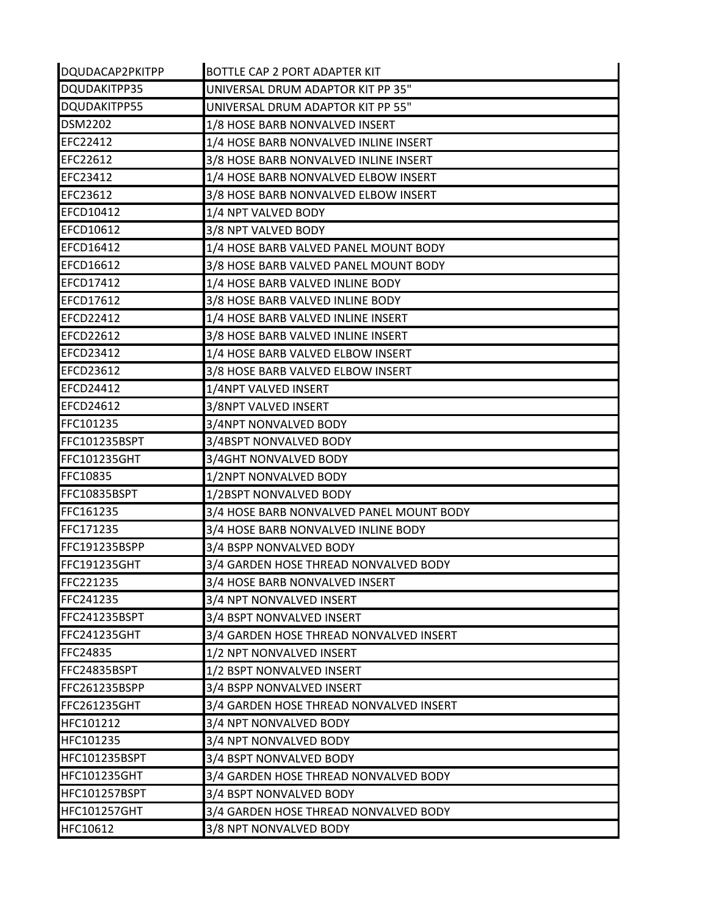| DQUDACAP2PKITPP | BOTTLE CAP 2 PORT ADAPTER KIT |
| --- | --- |
| DQUDAKITPP35 | UNIVERSAL DRUM ADAPTOR KIT PP 35" |
| DQUDAKITPP55 | UNIVERSAL DRUM ADAPTOR KIT PP 55" |
| DSM2202 | 1/8 HOSE BARB NONVALVED INSERT |
| EFC22412 | 1/4 HOSE BARB NONVALVED INLINE INSERT |
| EFC22612 | 3/8 HOSE BARB NONVALVED INLINE INSERT |
| EFC23412 | 1/4 HOSE BARB NONVALVED ELBOW INSERT |
| EFC23612 | 3/8 HOSE BARB NONVALVED ELBOW INSERT |
| EFCD10412 | 1/4 NPT VALVED BODY |
| EFCD10612 | 3/8 NPT VALVED BODY |
| EFCD16412 | 1/4 HOSE BARB VALVED PANEL MOUNT BODY |
| EFCD16612 | 3/8 HOSE BARB VALVED PANEL MOUNT BODY |
| EFCD17412 | 1/4 HOSE BARB VALVED INLINE BODY |
| EFCD17612 | 3/8 HOSE BARB VALVED INLINE BODY |
| EFCD22412 | 1/4 HOSE BARB VALVED INLINE INSERT |
| EFCD22612 | 3/8 HOSE BARB VALVED INLINE INSERT |
| EFCD23412 | 1/4 HOSE BARB VALVED ELBOW INSERT |
| EFCD23612 | 3/8 HOSE BARB VALVED ELBOW INSERT |
| EFCD24412 | 1/4NPT VALVED INSERT |
| EFCD24612 | 3/8NPT VALVED INSERT |
| FFC101235 | 3/4NPT NONVALVED BODY |
| FFC101235BSPT | 3/4BSPT NONVALVED BODY |
| FFC101235GHT | 3/4GHT NONVALVED BODY |
| FFC10835 | 1/2NPT NONVALVED BODY |
| FFC10835BSPT | 1/2BSPT NONVALVED BODY |
| FFC161235 | 3/4 HOSE BARB NONVALVED PANEL MOUNT BODY |
| FFC171235 | 3/4 HOSE BARB NONVALVED INLINE BODY |
| FFC191235BSPP | 3/4 BSPP NONVALVED BODY |
| FFC191235GHT | 3/4 GARDEN HOSE THREAD NONVALVED BODY |
| FFC221235 | 3/4 HOSE BARB NONVALVED INSERT |
| FFC241235 | 3/4 NPT NONVALVED INSERT |
| FFC241235BSPT | 3/4 BSPT NONVALVED INSERT |
| FFC241235GHT | 3/4 GARDEN HOSE THREAD NONVALVED INSERT |
| FFC24835 | 1/2 NPT NONVALVED INSERT |
| FFC24835BSPT | 1/2 BSPT NONVALVED INSERT |
| FFC261235BSPP | 3/4 BSPP NONVALVED INSERT |
| FFC261235GHT | 3/4 GARDEN HOSE THREAD NONVALVED INSERT |
| HFC101212 | 3/4 NPT NONVALVED BODY |
| HFC101235 | 3/4 NPT NONVALVED BODY |
| HFC101235BSPT | 3/4 BSPT NONVALVED BODY |
| HFC101235GHT | 3/4 GARDEN HOSE THREAD NONVALVED BODY |
| HFC101257BSPT | 3/4 BSPT NONVALVED BODY |
| HFC101257GHT | 3/4 GARDEN HOSE THREAD NONVALVED BODY |
| HFC10612 | 3/8 NPT NONVALVED BODY |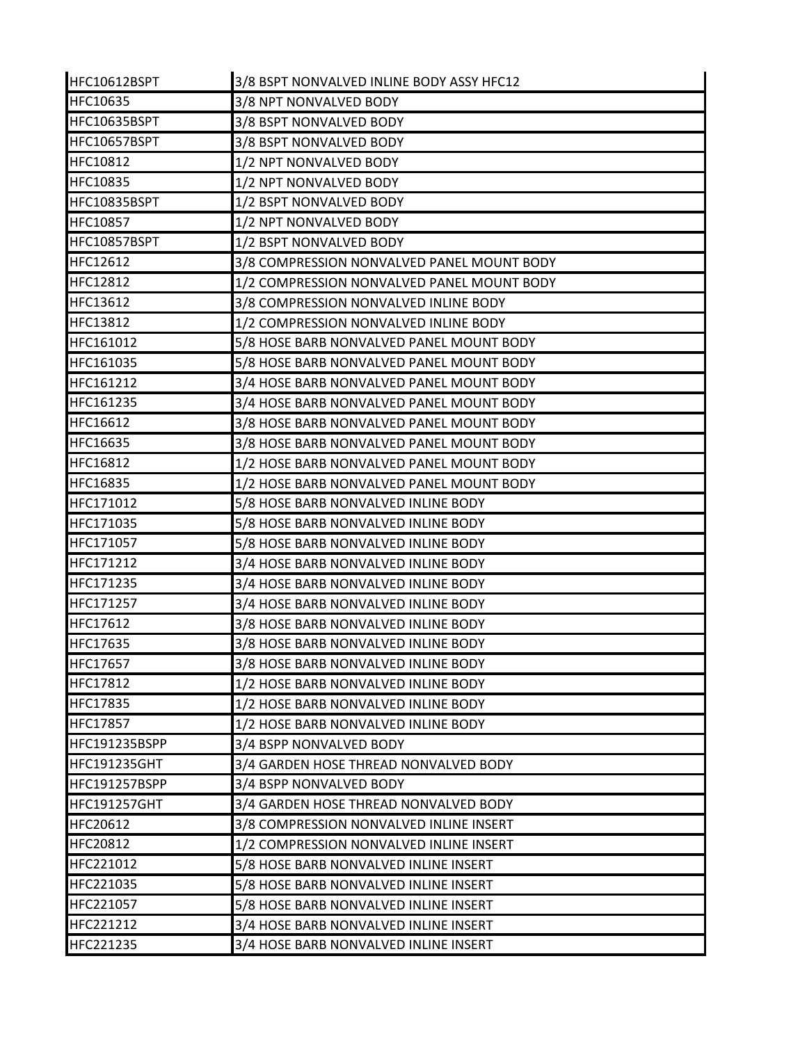| | |
|---|---|
| HFC10612BSPT | 3/8 BSPT NONVALVED INLINE BODY ASSY HFC12 |
| HFC10635 | 3/8 NPT NONVALVED BODY |
| HFC10635BSPT | 3/8 BSPT NONVALVED BODY |
| HFC10657BSPT | 3/8 BSPT NONVALVED BODY |
| HFC10812 | 1/2 NPT NONVALVED BODY |
| HFC10835 | 1/2 NPT NONVALVED BODY |
| HFC10835BSPT | 1/2 BSPT NONVALVED BODY |
| HFC10857 | 1/2 NPT NONVALVED BODY |
| HFC10857BSPT | 1/2 BSPT NONVALVED BODY |
| HFC12612 | 3/8 COMPRESSION NONVALVED PANEL MOUNT BODY |
| HFC12812 | 1/2 COMPRESSION NONVALVED PANEL MOUNT BODY |
| HFC13612 | 3/8 COMPRESSION NONVALVED INLINE BODY |
| HFC13812 | 1/2 COMPRESSION NONVALVED INLINE BODY |
| HFC161012 | 5/8 HOSE BARB NONVALVED PANEL MOUNT BODY |
| HFC161035 | 5/8 HOSE BARB NONVALVED PANEL MOUNT BODY |
| HFC161212 | 3/4 HOSE BARB NONVALVED PANEL MOUNT BODY |
| HFC161235 | 3/4 HOSE BARB NONVALVED PANEL MOUNT BODY |
| HFC16612 | 3/8 HOSE BARB NONVALVED PANEL MOUNT BODY |
| HFC16635 | 3/8 HOSE BARB NONVALVED PANEL MOUNT BODY |
| HFC16812 | 1/2 HOSE BARB NONVALVED PANEL MOUNT BODY |
| HFC16835 | 1/2 HOSE BARB NONVALVED PANEL MOUNT BODY |
| HFC171012 | 5/8 HOSE BARB NONVALVED INLINE BODY |
| HFC171035 | 5/8 HOSE BARB NONVALVED INLINE BODY |
| HFC171057 | 5/8 HOSE BARB NONVALVED INLINE BODY |
| HFC171212 | 3/4 HOSE BARB NONVALVED INLINE BODY |
| HFC171235 | 3/4 HOSE BARB NONVALVED INLINE BODY |
| HFC171257 | 3/4 HOSE BARB NONVALVED INLINE BODY |
| HFC17612 | 3/8 HOSE BARB NONVALVED INLINE BODY |
| HFC17635 | 3/8 HOSE BARB NONVALVED INLINE BODY |
| HFC17657 | 3/8 HOSE BARB NONVALVED INLINE BODY |
| HFC17812 | 1/2 HOSE BARB NONVALVED INLINE BODY |
| HFC17835 | 1/2 HOSE BARB NONVALVED INLINE BODY |
| HFC17857 | 1/2 HOSE BARB NONVALVED INLINE BODY |
| HFC191235BSPP | 3/4 BSPP NONVALVED BODY |
| HFC191235GHT | 3/4 GARDEN HOSE THREAD NONVALVED BODY |
| HFC191257BSPP | 3/4 BSPP NONVALVED BODY |
| HFC191257GHT | 3/4 GARDEN HOSE THREAD NONVALVED BODY |
| HFC20612 | 3/8 COMPRESSION NONVALVED INLINE INSERT |
| HFC20812 | 1/2 COMPRESSION NONVALVED INLINE INSERT |
| HFC221012 | 5/8 HOSE BARB NONVALVED INLINE INSERT |
| HFC221035 | 5/8 HOSE BARB NONVALVED INLINE INSERT |
| HFC221057 | 5/8 HOSE BARB NONVALVED INLINE INSERT |
| HFC221212 | 3/4 HOSE BARB NONVALVED INLINE INSERT |
| HFC221235 | 3/4 HOSE BARB NONVALVED INLINE INSERT |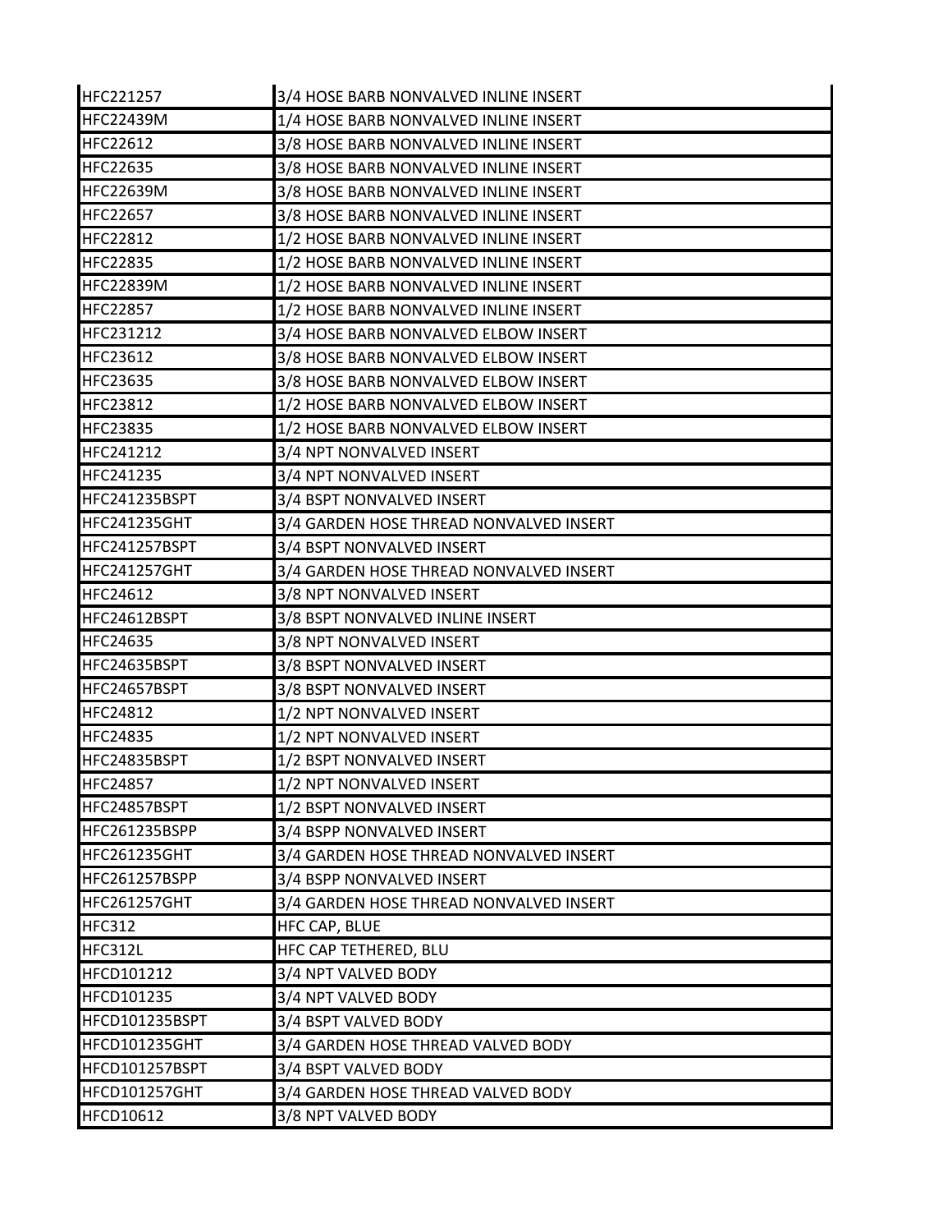| | |
|---|---|
| HFC221257 | 3/4 HOSE BARB NONVALVED INLINE INSERT |
| HFC22439M | 1/4 HOSE BARB NONVALVED INLINE INSERT |
| HFC22612 | 3/8 HOSE BARB NONVALVED INLINE INSERT |
| HFC22635 | 3/8 HOSE BARB NONVALVED INLINE INSERT |
| HFC22639M | 3/8 HOSE BARB NONVALVED INLINE INSERT |
| HFC22657 | 3/8 HOSE BARB NONVALVED INLINE INSERT |
| HFC22812 | 1/2 HOSE BARB NONVALVED INLINE INSERT |
| HFC22835 | 1/2 HOSE BARB NONVALVED INLINE INSERT |
| HFC22839M | 1/2 HOSE BARB NONVALVED INLINE INSERT |
| HFC22857 | 1/2 HOSE BARB NONVALVED INLINE INSERT |
| HFC231212 | 3/4 HOSE BARB NONVALVED ELBOW INSERT |
| HFC23612 | 3/8 HOSE BARB NONVALVED ELBOW INSERT |
| HFC23635 | 3/8 HOSE BARB NONVALVED ELBOW INSERT |
| HFC23812 | 1/2 HOSE BARB NONVALVED ELBOW INSERT |
| HFC23835 | 1/2 HOSE BARB NONVALVED ELBOW INSERT |
| HFC241212 | 3/4 NPT NONVALVED INSERT |
| HFC241235 | 3/4 NPT NONVALVED INSERT |
| HFC241235BSPT | 3/4 BSPT NONVALVED INSERT |
| HFC241235GHT | 3/4 GARDEN HOSE THREAD NONVALVED INSERT |
| HFC241257BSPT | 3/4 BSPT NONVALVED INSERT |
| HFC241257GHT | 3/4 GARDEN HOSE THREAD NONVALVED INSERT |
| HFC24612 | 3/8 NPT NONVALVED INSERT |
| HFC24612BSPT | 3/8 BSPT NONVALVED INLINE INSERT |
| HFC24635 | 3/8 NPT NONVALVED INSERT |
| HFC24635BSPT | 3/8 BSPT NONVALVED INSERT |
| HFC24657BSPT | 3/8 BSPT NONVALVED INSERT |
| HFC24812 | 1/2 NPT NONVALVED INSERT |
| HFC24835 | 1/2 NPT NONVALVED INSERT |
| HFC24835BSPT | 1/2 BSPT NONVALVED INSERT |
| HFC24857 | 1/2 NPT NONVALVED INSERT |
| HFC24857BSPT | 1/2 BSPT NONVALVED INSERT |
| HFC261235BSPP | 3/4 BSPP NONVALVED INSERT |
| HFC261235GHT | 3/4 GARDEN HOSE THREAD NONVALVED INSERT |
| HFC261257BSPP | 3/4 BSPP NONVALVED INSERT |
| HFC261257GHT | 3/4 GARDEN HOSE THREAD NONVALVED INSERT |
| HFC312 | HFC CAP, BLUE |
| HFC312L | HFC CAP TETHERED, BLU |
| HFCD101212 | 3/4 NPT VALVED BODY |
| HFCD101235 | 3/4 NPT VALVED BODY |
| HFCD101235BSPT | 3/4 BSPT VALVED BODY |
| HFCD101235GHT | 3/4 GARDEN HOSE THREAD VALVED BODY |
| HFCD101257BSPT | 3/4 BSPT VALVED BODY |
| HFCD101257GHT | 3/4 GARDEN HOSE THREAD VALVED BODY |
| HFCD10612 | 3/8 NPT VALVED BODY |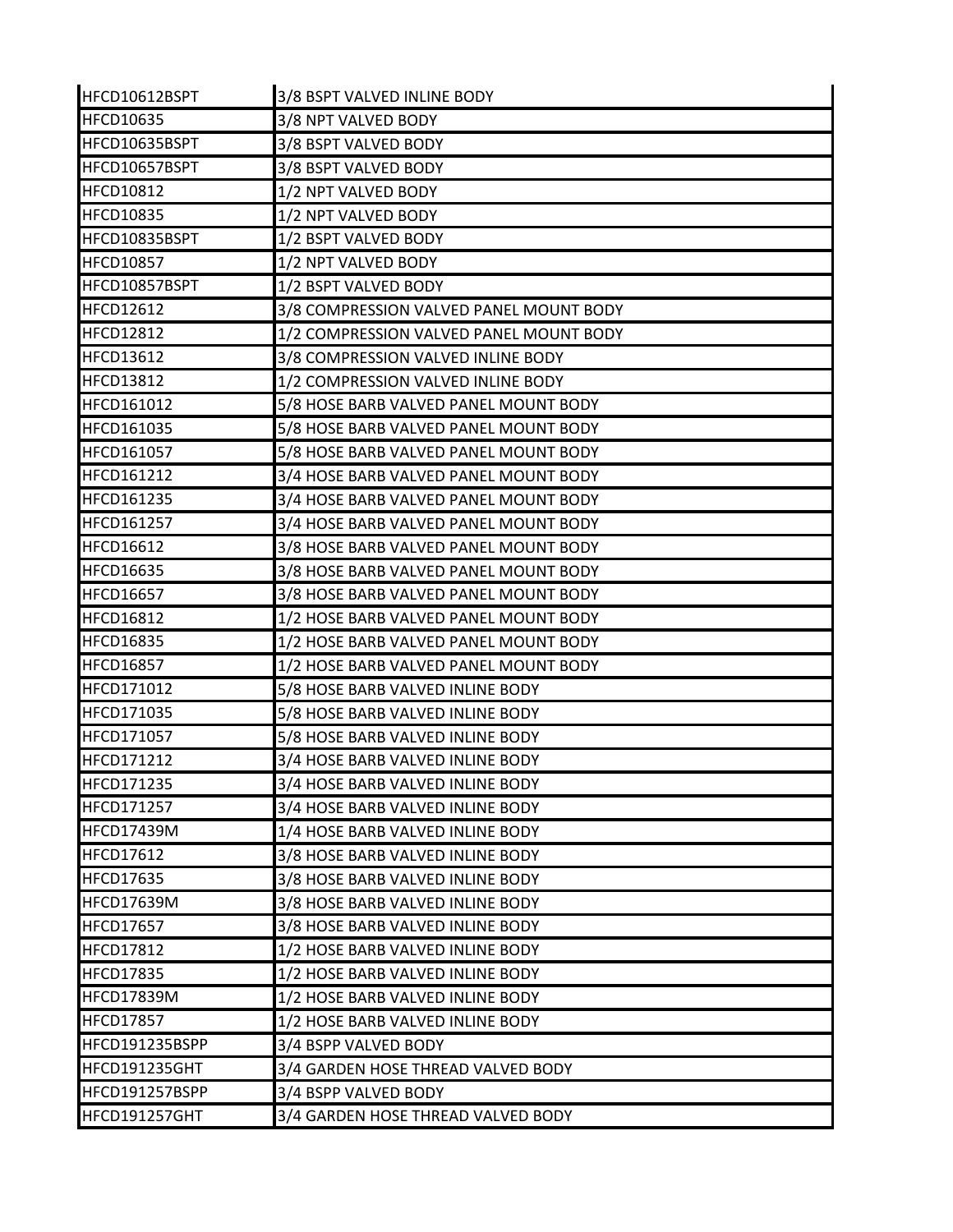| HFCD10612BSPT | 3/8 BSPT VALVED INLINE BODY |
|---|---|
| HFCD10635 | 3/8 NPT VALVED BODY |
| HFCD10635BSPT | 3/8 BSPT VALVED BODY |
| HFCD10657BSPT | 3/8 BSPT VALVED BODY |
| HFCD10812 | 1/2 NPT VALVED BODY |
| HFCD10835 | 1/2 NPT VALVED BODY |
| HFCD10835BSPT | 1/2 BSPT VALVED BODY |
| HFCD10857 | 1/2 NPT VALVED BODY |
| HFCD10857BSPT | 1/2 BSPT VALVED BODY |
| HFCD12612 | 3/8 COMPRESSION VALVED PANEL MOUNT BODY |
| HFCD12812 | 1/2 COMPRESSION VALVED PANEL MOUNT BODY |
| HFCD13612 | 3/8 COMPRESSION VALVED INLINE BODY |
| HFCD13812 | 1/2 COMPRESSION VALVED INLINE BODY |
| HFCD161012 | 5/8 HOSE BARB VALVED PANEL MOUNT BODY |
| HFCD161035 | 5/8 HOSE BARB VALVED PANEL MOUNT BODY |
| HFCD161057 | 5/8 HOSE BARB VALVED PANEL MOUNT BODY |
| HFCD161212 | 3/4 HOSE BARB VALVED PANEL MOUNT BODY |
| HFCD161235 | 3/4 HOSE BARB VALVED PANEL MOUNT BODY |
| HFCD161257 | 3/4 HOSE BARB VALVED PANEL MOUNT BODY |
| HFCD16612 | 3/8 HOSE BARB VALVED PANEL MOUNT BODY |
| HFCD16635 | 3/8 HOSE BARB VALVED PANEL MOUNT BODY |
| HFCD16657 | 3/8 HOSE BARB VALVED PANEL MOUNT BODY |
| HFCD16812 | 1/2 HOSE BARB VALVED PANEL MOUNT BODY |
| HFCD16835 | 1/2 HOSE BARB VALVED PANEL MOUNT BODY |
| HFCD16857 | 1/2 HOSE BARB VALVED PANEL MOUNT BODY |
| HFCD171012 | 5/8 HOSE BARB VALVED INLINE BODY |
| HFCD171035 | 5/8 HOSE BARB VALVED INLINE BODY |
| HFCD171057 | 5/8 HOSE BARB VALVED INLINE BODY |
| HFCD171212 | 3/4 HOSE BARB VALVED INLINE BODY |
| HFCD171235 | 3/4 HOSE BARB VALVED INLINE BODY |
| HFCD171257 | 3/4 HOSE BARB VALVED INLINE BODY |
| HFCD17439M | 1/4 HOSE BARB VALVED INLINE BODY |
| HFCD17612 | 3/8 HOSE BARB VALVED INLINE BODY |
| HFCD17635 | 3/8 HOSE BARB VALVED INLINE BODY |
| HFCD17639M | 3/8 HOSE BARB VALVED INLINE BODY |
| HFCD17657 | 3/8 HOSE BARB VALVED INLINE BODY |
| HFCD17812 | 1/2 HOSE BARB VALVED INLINE BODY |
| HFCD17835 | 1/2 HOSE BARB VALVED INLINE BODY |
| HFCD17839M | 1/2 HOSE BARB VALVED INLINE BODY |
| HFCD17857 | 1/2 HOSE BARB VALVED INLINE BODY |
| HFCD191235BSPP | 3/4 BSPP VALVED BODY |
| HFCD191235GHT | 3/4 GARDEN HOSE THREAD VALVED BODY |
| HFCD191257BSPP | 3/4 BSPP VALVED BODY |
| HFCD191257GHT | 3/4 GARDEN HOSE THREAD VALVED BODY |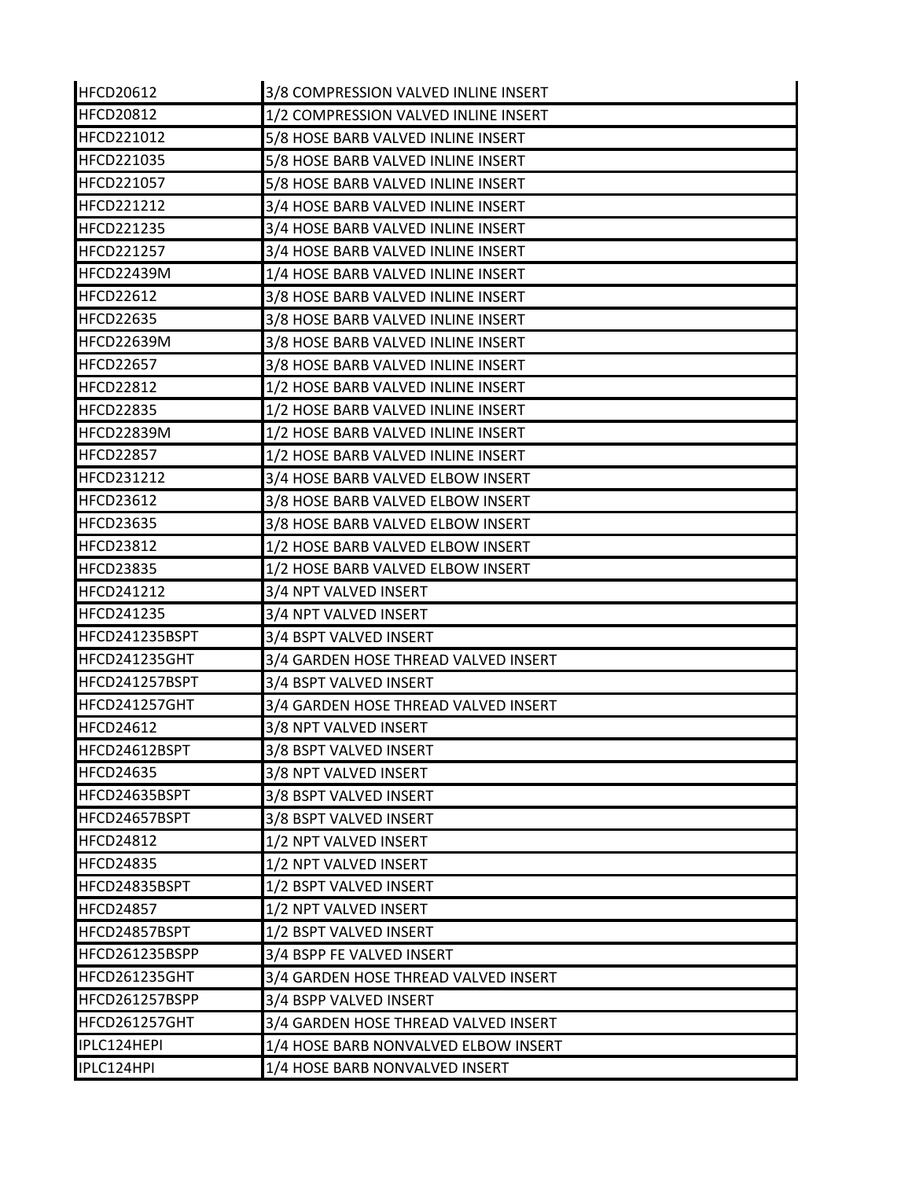| | |
|---|---|
| HFCD20612 | 3/8 COMPRESSION VALVED INLINE INSERT |
| HFCD20812 | 1/2 COMPRESSION VALVED INLINE INSERT |
| HFCD221012 | 5/8 HOSE BARB VALVED INLINE INSERT |
| HFCD221035 | 5/8 HOSE BARB VALVED INLINE INSERT |
| HFCD221057 | 5/8 HOSE BARB VALVED INLINE INSERT |
| HFCD221212 | 3/4 HOSE BARB VALVED INLINE INSERT |
| HFCD221235 | 3/4 HOSE BARB VALVED INLINE INSERT |
| HFCD221257 | 3/4 HOSE BARB VALVED INLINE INSERT |
| HFCD22439M | 1/4 HOSE BARB VALVED INLINE INSERT |
| HFCD22612 | 3/8 HOSE BARB VALVED INLINE INSERT |
| HFCD22635 | 3/8 HOSE BARB VALVED INLINE INSERT |
| HFCD22639M | 3/8 HOSE BARB VALVED INLINE INSERT |
| HFCD22657 | 3/8 HOSE BARB VALVED INLINE INSERT |
| HFCD22812 | 1/2 HOSE BARB VALVED INLINE INSERT |
| HFCD22835 | 1/2 HOSE BARB VALVED INLINE INSERT |
| HFCD22839M | 1/2 HOSE BARB VALVED INLINE INSERT |
| HFCD22857 | 1/2 HOSE BARB VALVED INLINE INSERT |
| HFCD231212 | 3/4 HOSE BARB VALVED ELBOW INSERT |
| HFCD23612 | 3/8 HOSE BARB VALVED ELBOW INSERT |
| HFCD23635 | 3/8 HOSE BARB VALVED ELBOW INSERT |
| HFCD23812 | 1/2 HOSE BARB VALVED ELBOW INSERT |
| HFCD23835 | 1/2 HOSE BARB VALVED ELBOW INSERT |
| HFCD241212 | 3/4 NPT VALVED INSERT |
| HFCD241235 | 3/4 NPT VALVED INSERT |
| HFCD241235BSPT | 3/4 BSPT VALVED INSERT |
| HFCD241235GHT | 3/4 GARDEN HOSE THREAD VALVED INSERT |
| HFCD241257BSPT | 3/4 BSPT VALVED INSERT |
| HFCD241257GHT | 3/4 GARDEN HOSE THREAD VALVED INSERT |
| HFCD24612 | 3/8 NPT VALVED INSERT |
| HFCD24612BSPT | 3/8 BSPT VALVED INSERT |
| HFCD24635 | 3/8 NPT VALVED INSERT |
| HFCD24635BSPT | 3/8 BSPT VALVED INSERT |
| HFCD24657BSPT | 3/8 BSPT VALVED INSERT |
| HFCD24812 | 1/2 NPT VALVED INSERT |
| HFCD24835 | 1/2 NPT VALVED INSERT |
| HFCD24835BSPT | 1/2 BSPT VALVED INSERT |
| HFCD24857 | 1/2 NPT VALVED INSERT |
| HFCD24857BSPT | 1/2 BSPT VALVED INSERT |
| HFCD261235BSPP | 3/4 BSPP FE VALVED INSERT |
| HFCD261235GHT | 3/4 GARDEN HOSE THREAD VALVED INSERT |
| HFCD261257BSPP | 3/4 BSPP VALVED INSERT |
| HFCD261257GHT | 3/4 GARDEN HOSE THREAD VALVED INSERT |
| IPLC124HEPI | 1/4 HOSE BARB NONVALVED ELBOW INSERT |
| IPLC124HPI | 1/4 HOSE BARB NONVALVED INSERT |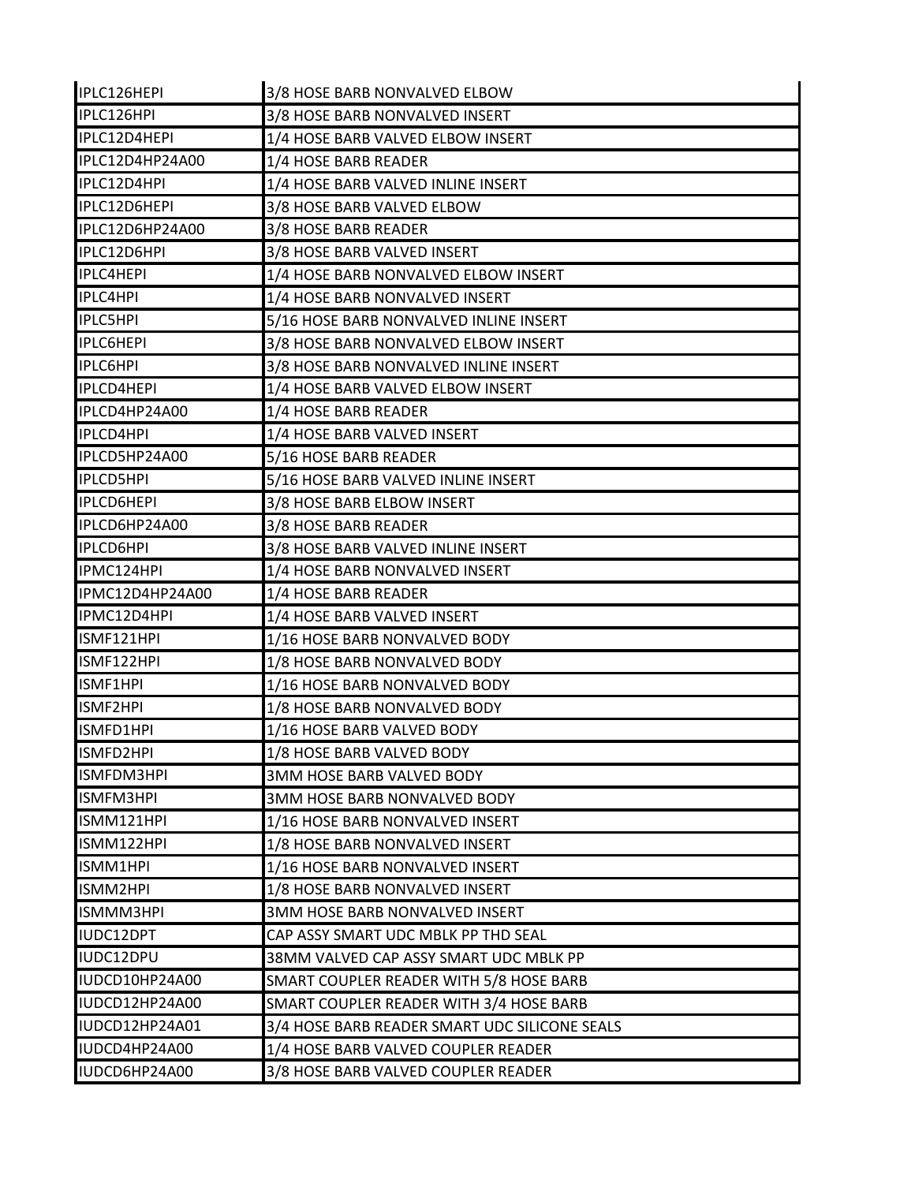| | |
|---|---|
| IPLC126HEPI | 3/8 HOSE BARB NONVALVED ELBOW |
| IPLC126HPI | 3/8 HOSE BARB NONVALVED INSERT |
| IPLC12D4HEPI | 1/4 HOSE BARB VALVED ELBOW INSERT |
| IPLC12D4HP24A00 | 1/4 HOSE BARB READER |
| IPLC12D4HPI | 1/4 HOSE BARB VALVED INLINE INSERT |
| IPLC12D6HEPI | 3/8 HOSE BARB VALVED ELBOW |
| IPLC12D6HP24A00 | 3/8 HOSE BARB READER |
| IPLC12D6HPI | 3/8 HOSE BARB VALVED INSERT |
| IPLC4HEPI | 1/4 HOSE BARB NONVALVED ELBOW INSERT |
| IPLC4HPI | 1/4 HOSE BARB NONVALVED INSERT |
| IPLC5HPI | 5/16 HOSE BARB NONVALVED INLINE INSERT |
| IPLC6HEPI | 3/8 HOSE BARB NONVALVED ELBOW INSERT |
| IPLC6HPI | 3/8 HOSE BARB NONVALVED INLINE INSERT |
| IPLCD4HEPI | 1/4 HOSE BARB VALVED ELBOW INSERT |
| IPLCD4HP24A00 | 1/4 HOSE BARB READER |
| IPLCD4HPI | 1/4 HOSE BARB VALVED INSERT |
| IPLCD5HP24A00 | 5/16 HOSE BARB READER |
| IPLCD5HPI | 5/16 HOSE BARB VALVED INLINE INSERT |
| IPLCD6HEPI | 3/8 HOSE BARB ELBOW INSERT |
| IPLCD6HP24A00 | 3/8 HOSE BARB READER |
| IPLCD6HPI | 3/8 HOSE BARB VALVED INLINE INSERT |
| IPMC124HPI | 1/4 HOSE BARB NONVALVED INSERT |
| IPMC12D4HP24A00 | 1/4 HOSE BARB READER |
| IPMC12D4HPI | 1/4 HOSE BARB VALVED INSERT |
| ISMF121HPI | 1/16 HOSE BARB NONVALVED BODY |
| ISMF122HPI | 1/8 HOSE BARB NONVALVED BODY |
| ISMF1HPI | 1/16 HOSE BARB NONVALVED BODY |
| ISMF2HPI | 1/8 HOSE BARB NONVALVED BODY |
| ISMFD1HPI | 1/16 HOSE BARB VALVED BODY |
| ISMFD2HPI | 1/8 HOSE BARB VALVED BODY |
| ISMFDM3HPI | 3MM HOSE BARB VALVED BODY |
| ISMFM3HPI | 3MM HOSE BARB NONVALVED BODY |
| ISMM121HPI | 1/16 HOSE BARB NONVALVED INSERT |
| ISMM122HPI | 1/8 HOSE BARB NONVALVED INSERT |
| ISMM1HPI | 1/16 HOSE BARB NONVALVED INSERT |
| ISMM2HPI | 1/8 HOSE BARB NONVALVED INSERT |
| ISMMM3HPI | 3MM HOSE BARB NONVALVED INSERT |
| IUDC12DPT | CAP ASSY SMART UDC MBLK PP THD SEAL |
| IUDC12DPU | 38MM VALVED CAP ASSY SMART UDC MBLK PP |
| IUDCD10HP24A00 | SMART COUPLER READER WITH 5/8 HOSE BARB |
| IUDCD12HP24A00 | SMART COUPLER READER WITH 3/4 HOSE BARB |
| IUDCD12HP24A01 | 3/4 HOSE BARB READER SMART UDC SILICONE SEALS |
| IUDCD4HP24A00 | 1/4 HOSE BARB VALVED COUPLER READER |
| IUDCD6HP24A00 | 3/8 HOSE BARB VALVED COUPLER READER |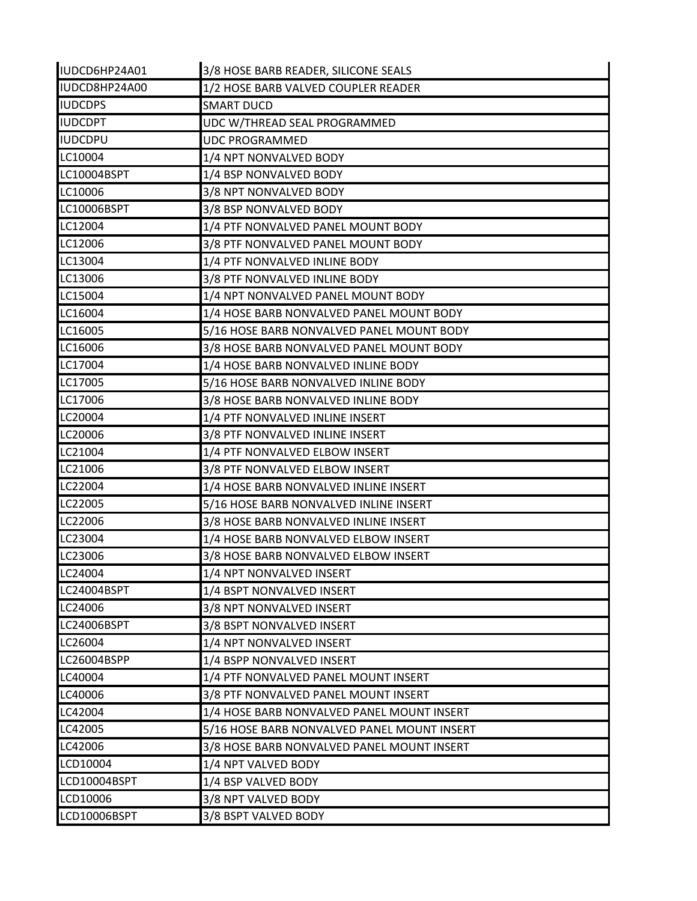| IUDCD6HP24A01 | 3/8 HOSE BARB READER, SILICONE SEALS |
|---|---|
| IUDCD8HP24A00 | 1/2 HOSE BARB VALVED COUPLER READER |
| IUDCDPS | SMART DUCD |
| IUDCDPT | UDC W/THREAD SEAL PROGRAMMED |
| IUDCDPU | UDC PROGRAMMED |
| LC10004 | 1/4 NPT NONVALVED BODY |
| LC10004BSPT | 1/4 BSP NONVALVED BODY |
| LC10006 | 3/8 NPT NONVALVED BODY |
| LC10006BSPT | 3/8 BSP NONVALVED BODY |
| LC12004 | 1/4 PTF NONVALVED PANEL MOUNT BODY |
| LC12006 | 3/8 PTF NONVALVED PANEL MOUNT BODY |
| LC13004 | 1/4 PTF NONVALVED INLINE BODY |
| LC13006 | 3/8 PTF NONVALVED INLINE BODY |
| LC15004 | 1/4 NPT NONVALVED PANEL MOUNT BODY |
| LC16004 | 1/4 HOSE BARB NONVALVED PANEL MOUNT BODY |
| LC16005 | 5/16 HOSE BARB NONVALVED PANEL MOUNT BODY |
| LC16006 | 3/8 HOSE BARB NONVALVED PANEL MOUNT BODY |
| LC17004 | 1/4 HOSE BARB NONVALVED INLINE BODY |
| LC17005 | 5/16 HOSE BARB NONVALVED INLINE BODY |
| LC17006 | 3/8 HOSE BARB NONVALVED INLINE BODY |
| LC20004 | 1/4 PTF NONVALVED INLINE INSERT |
| LC20006 | 3/8 PTF NONVALVED INLINE INSERT |
| LC21004 | 1/4 PTF NONVALVED ELBOW INSERT |
| LC21006 | 3/8 PTF NONVALVED ELBOW INSERT |
| LC22004 | 1/4 HOSE BARB NONVALVED INLINE INSERT |
| LC22005 | 5/16 HOSE BARB NONVALVED INLINE INSERT |
| LC22006 | 3/8 HOSE BARB NONVALVED INLINE INSERT |
| LC23004 | 1/4 HOSE BARB NONVALVED ELBOW INSERT |
| LC23006 | 3/8 HOSE BARB NONVALVED ELBOW INSERT |
| LC24004 | 1/4 NPT NONVALVED INSERT |
| LC24004BSPT | 1/4 BSPT NONVALVED INSERT |
| LC24006 | 3/8 NPT NONVALVED INSERT |
| LC24006BSPT | 3/8 BSPT NONVALVED INSERT |
| LC26004 | 1/4 NPT NONVALVED INSERT |
| LC26004BSPP | 1/4 BSPP NONVALVED INSERT |
| LC40004 | 1/4 PTF NONVALVED PANEL MOUNT INSERT |
| LC40006 | 3/8 PTF NONVALVED PANEL MOUNT INSERT |
| LC42004 | 1/4 HOSE BARB NONVALVED PANEL MOUNT INSERT |
| LC42005 | 5/16 HOSE BARB NONVALVED PANEL MOUNT INSERT |
| LC42006 | 3/8 HOSE BARB NONVALVED PANEL MOUNT INSERT |
| LCD10004 | 1/4 NPT VALVED BODY |
| LCD10004BSPT | 1/4 BSP VALVED BODY |
| LCD10006 | 3/8 NPT VALVED BODY |
| LCD10006BSPT | 3/8 BSPT VALVED BODY |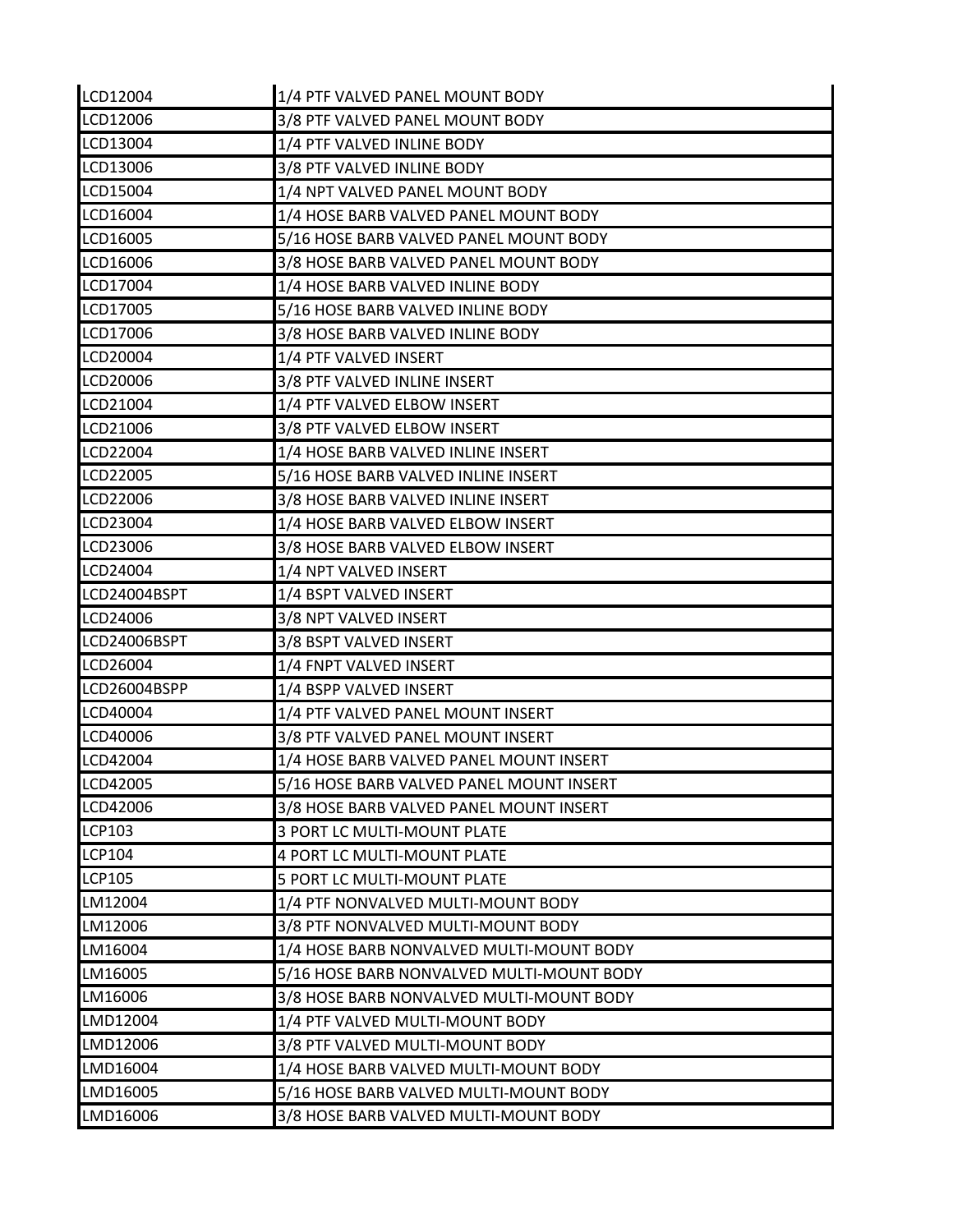| LCD12004 | 1/4 PTF VALVED PANEL MOUNT BODY |
|---|---|
| LCD12006 | 3/8 PTF VALVED PANEL MOUNT BODY |
| LCD13004 | 1/4 PTF VALVED INLINE BODY |
| LCD13006 | 3/8 PTF VALVED INLINE BODY |
| LCD15004 | 1/4 NPT VALVED PANEL MOUNT BODY |
| LCD16004 | 1/4 HOSE BARB VALVED PANEL MOUNT BODY |
| LCD16005 | 5/16 HOSE BARB VALVED PANEL MOUNT BODY |
| LCD16006 | 3/8 HOSE BARB VALVED PANEL MOUNT BODY |
| LCD17004 | 1/4 HOSE BARB VALVED INLINE BODY |
| LCD17005 | 5/16 HOSE BARB VALVED INLINE BODY |
| LCD17006 | 3/8 HOSE BARB VALVED INLINE BODY |
| LCD20004 | 1/4 PTF VALVED INSERT |
| LCD20006 | 3/8 PTF VALVED INLINE INSERT |
| LCD21004 | 1/4 PTF VALVED ELBOW INSERT |
| LCD21006 | 3/8 PTF VALVED ELBOW INSERT |
| LCD22004 | 1/4 HOSE BARB VALVED INLINE INSERT |
| LCD22005 | 5/16 HOSE BARB VALVED INLINE INSERT |
| LCD22006 | 3/8 HOSE BARB VALVED INLINE INSERT |
| LCD23004 | 1/4 HOSE BARB VALVED ELBOW INSERT |
| LCD23006 | 3/8 HOSE BARB VALVED ELBOW INSERT |
| LCD24004 | 1/4 NPT VALVED INSERT |
| LCD24004BSPT | 1/4 BSPT VALVED INSERT |
| LCD24006 | 3/8 NPT VALVED INSERT |
| LCD24006BSPT | 3/8 BSPT VALVED INSERT |
| LCD26004 | 1/4 FNPT VALVED INSERT |
| LCD26004BSPP | 1/4 BSPP VALVED INSERT |
| LCD40004 | 1/4 PTF VALVED PANEL MOUNT INSERT |
| LCD40006 | 3/8 PTF VALVED PANEL MOUNT INSERT |
| LCD42004 | 1/4 HOSE BARB VALVED PANEL MOUNT INSERT |
| LCD42005 | 5/16 HOSE BARB VALVED PANEL MOUNT INSERT |
| LCD42006 | 3/8 HOSE BARB VALVED PANEL MOUNT INSERT |
| LCP103 | 3 PORT LC MULTI-MOUNT PLATE |
| LCP104 | 4 PORT LC MULTI-MOUNT PLATE |
| LCP105 | 5 PORT LC MULTI-MOUNT PLATE |
| LM12004 | 1/4 PTF NONVALVED MULTI-MOUNT BODY |
| LM12006 | 3/8 PTF NONVALVED MULTI-MOUNT BODY |
| LM16004 | 1/4 HOSE BARB NONVALVED MULTI-MOUNT BODY |
| LM16005 | 5/16 HOSE BARB NONVALVED MULTI-MOUNT BODY |
| LM16006 | 3/8 HOSE BARB NONVALVED MULTI-MOUNT BODY |
| LMD12004 | 1/4 PTF VALVED MULTI-MOUNT BODY |
| LMD12006 | 3/8 PTF VALVED MULTI-MOUNT BODY |
| LMD16004 | 1/4 HOSE BARB VALVED MULTI-MOUNT BODY |
| LMD16005 | 5/16 HOSE BARB VALVED MULTI-MOUNT BODY |
| LMD16006 | 3/8 HOSE BARB VALVED MULTI-MOUNT BODY |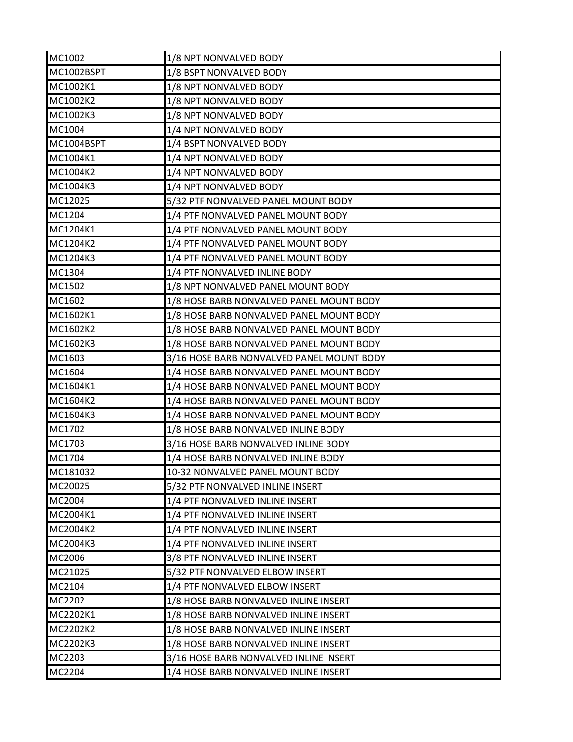| MC1002 | 1/8 NPT NONVALVED BODY |
|---|---|
| MC1002BSPT | 1/8 BSPT NONVALVED BODY |
| MC1002K1 | 1/8 NPT NONVALVED BODY |
| MC1002K2 | 1/8 NPT NONVALVED BODY |
| MC1002K3 | 1/8 NPT NONVALVED BODY |
| MC1004 | 1/4 NPT NONVALVED BODY |
| MC1004BSPT | 1/4 BSPT NONVALVED BODY |
| MC1004K1 | 1/4 NPT NONVALVED BODY |
| MC1004K2 | 1/4 NPT NONVALVED BODY |
| MC1004K3 | 1/4 NPT NONVALVED BODY |
| MC12025 | 5/32 PTF NONVALVED PANEL MOUNT BODY |
| MC1204 | 1/4 PTF NONVALVED PANEL MOUNT BODY |
| MC1204K1 | 1/4 PTF NONVALVED PANEL MOUNT BODY |
| MC1204K2 | 1/4 PTF NONVALVED PANEL MOUNT BODY |
| MC1204K3 | 1/4 PTF NONVALVED PANEL MOUNT BODY |
| MC1304 | 1/4 PTF NONVALVED INLINE BODY |
| MC1502 | 1/8 NPT NONVALVED PANEL MOUNT BODY |
| MC1602 | 1/8 HOSE BARB NONVALVED PANEL MOUNT BODY |
| MC1602K1 | 1/8 HOSE BARB NONVALVED PANEL MOUNT BODY |
| MC1602K2 | 1/8 HOSE BARB NONVALVED PANEL MOUNT BODY |
| MC1602K3 | 1/8 HOSE BARB NONVALVED PANEL MOUNT BODY |
| MC1603 | 3/16 HOSE BARB NONVALVED PANEL MOUNT BODY |
| MC1604 | 1/4 HOSE BARB NONVALVED PANEL MOUNT BODY |
| MC1604K1 | 1/4 HOSE BARB NONVALVED PANEL MOUNT BODY |
| MC1604K2 | 1/4 HOSE BARB NONVALVED PANEL MOUNT BODY |
| MC1604K3 | 1/4 HOSE BARB NONVALVED PANEL MOUNT BODY |
| MC1702 | 1/8 HOSE BARB NONVALVED INLINE BODY |
| MC1703 | 3/16 HOSE BARB NONVALVED INLINE BODY |
| MC1704 | 1/4 HOSE BARB NONVALVED INLINE BODY |
| MC181032 | 10-32 NONVALVED PANEL MOUNT BODY |
| MC20025 | 5/32 PTF NONVALVED INLINE INSERT |
| MC2004 | 1/4 PTF NONVALVED INLINE INSERT |
| MC2004K1 | 1/4 PTF NONVALVED INLINE INSERT |
| MC2004K2 | 1/4 PTF NONVALVED INLINE INSERT |
| MC2004K3 | 1/4 PTF NONVALVED INLINE INSERT |
| MC2006 | 3/8 PTF NONVALVED INLINE INSERT |
| MC21025 | 5/32 PTF NONVALVED ELBOW INSERT |
| MC2104 | 1/4 PTF NONVALVED ELBOW INSERT |
| MC2202 | 1/8 HOSE BARB NONVALVED INLINE INSERT |
| MC2202K1 | 1/8 HOSE BARB NONVALVED INLINE INSERT |
| MC2202K2 | 1/8 HOSE BARB NONVALVED INLINE INSERT |
| MC2202K3 | 1/8 HOSE BARB NONVALVED INLINE INSERT |
| MC2203 | 3/16 HOSE BARB NONVALVED INLINE INSERT |
| MC2204 | 1/4 HOSE BARB NONVALVED INLINE INSERT |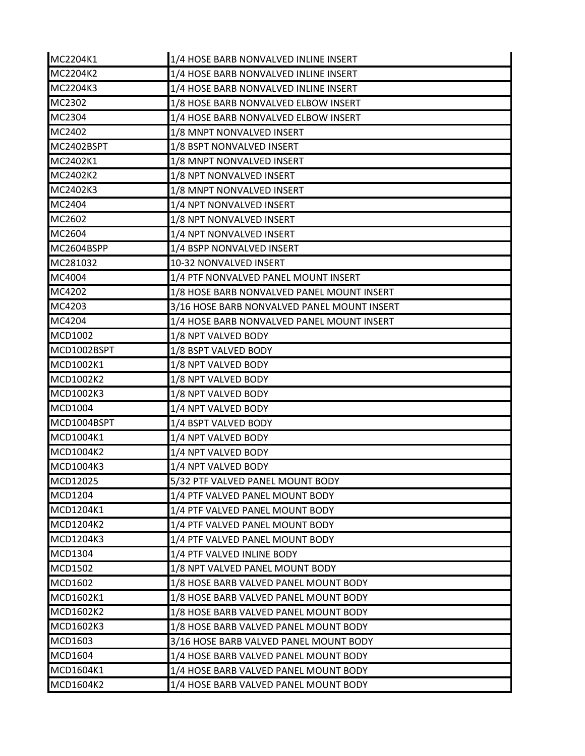| | |
|---|---|
| MC2204K1 | 1/4 HOSE BARB NONVALVED INLINE INSERT |
| MC2204K2 | 1/4 HOSE BARB NONVALVED INLINE INSERT |
| MC2204K3 | 1/4 HOSE BARB NONVALVED INLINE INSERT |
| MC2302 | 1/8 HOSE BARB NONVALVED ELBOW INSERT |
| MC2304 | 1/4 HOSE BARB NONVALVED ELBOW INSERT |
| MC2402 | 1/8 MNPT NONVALVED INSERT |
| MC2402BSPT | 1/8 BSPT NONVALVED INSERT |
| MC2402K1 | 1/8 MNPT NONVALVED INSERT |
| MC2402K2 | 1/8 NPT NONVALVED INSERT |
| MC2402K3 | 1/8 MNPT NONVALVED INSERT |
| MC2404 | 1/4 NPT NONVALVED INSERT |
| MC2602 | 1/8 NPT NONVALVED INSERT |
| MC2604 | 1/4 NPT NONVALVED INSERT |
| MC2604BSPP | 1/4 BSPP NONVALVED INSERT |
| MC281032 | 10-32 NONVALVED INSERT |
| MC4004 | 1/4 PTF NONVALVED PANEL MOUNT INSERT |
| MC4202 | 1/8 HOSE BARB NONVALVED PANEL MOUNT INSERT |
| MC4203 | 3/16 HOSE BARB NONVALVED PANEL MOUNT INSERT |
| MC4204 | 1/4 HOSE BARB NONVALVED PANEL MOUNT INSERT |
| MCD1002 | 1/8 NPT VALVED BODY |
| MCD1002BSPT | 1/8 BSPT VALVED BODY |
| MCD1002K1 | 1/8 NPT VALVED BODY |
| MCD1002K2 | 1/8 NPT VALVED BODY |
| MCD1002K3 | 1/8 NPT VALVED BODY |
| MCD1004 | 1/4 NPT VALVED BODY |
| MCD1004BSPT | 1/4 BSPT VALVED BODY |
| MCD1004K1 | 1/4 NPT VALVED BODY |
| MCD1004K2 | 1/4 NPT VALVED BODY |
| MCD1004K3 | 1/4 NPT VALVED BODY |
| MCD12025 | 5/32 PTF VALVED PANEL MOUNT BODY |
| MCD1204 | 1/4 PTF VALVED PANEL MOUNT BODY |
| MCD1204K1 | 1/4 PTF VALVED PANEL MOUNT BODY |
| MCD1204K2 | 1/4 PTF VALVED PANEL MOUNT BODY |
| MCD1204K3 | 1/4 PTF VALVED PANEL MOUNT BODY |
| MCD1304 | 1/4 PTF VALVED INLINE BODY |
| MCD1502 | 1/8 NPT VALVED PANEL MOUNT BODY |
| MCD1602 | 1/8 HOSE BARB VALVED PANEL MOUNT BODY |
| MCD1602K1 | 1/8 HOSE BARB VALVED PANEL MOUNT BODY |
| MCD1602K2 | 1/8 HOSE BARB VALVED PANEL MOUNT BODY |
| MCD1602K3 | 1/8 HOSE BARB VALVED PANEL MOUNT BODY |
| MCD1603 | 3/16 HOSE BARB VALVED PANEL MOUNT BODY |
| MCD1604 | 1/4 HOSE BARB VALVED PANEL MOUNT BODY |
| MCD1604K1 | 1/4 HOSE BARB VALVED PANEL MOUNT BODY |
| MCD1604K2 | 1/4 HOSE BARB VALVED PANEL MOUNT BODY |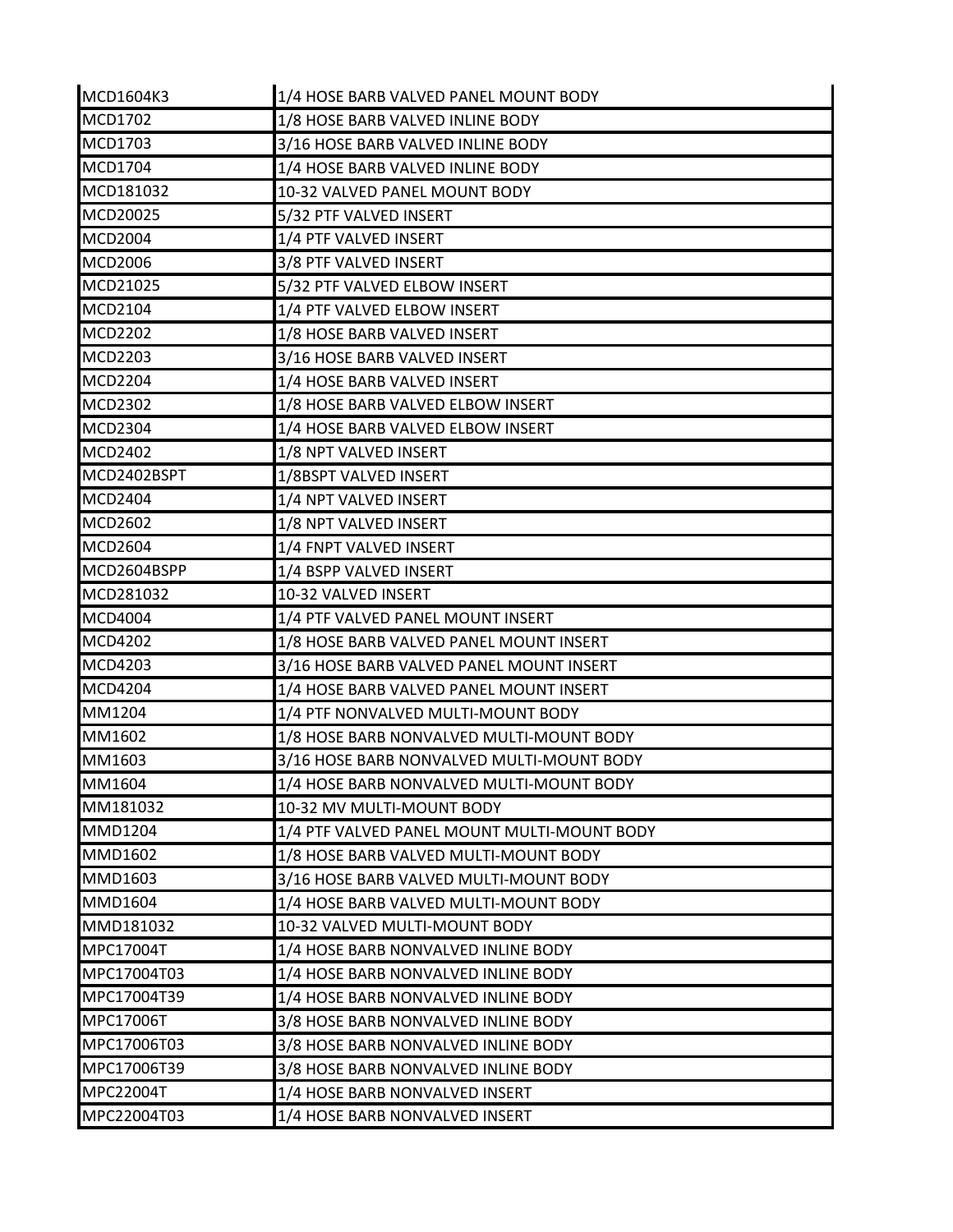| MCD1604K3 | 1/4 HOSE BARB VALVED PANEL MOUNT BODY |
|---|---|
| MCD1702 | 1/8 HOSE BARB VALVED INLINE BODY |
| MCD1703 | 3/16 HOSE BARB VALVED INLINE BODY |
| MCD1704 | 1/4 HOSE BARB VALVED INLINE BODY |
| MCD181032 | 10-32 VALVED PANEL MOUNT BODY |
| MCD20025 | 5/32 PTF VALVED INSERT |
| MCD2004 | 1/4 PTF VALVED INSERT |
| MCD2006 | 3/8 PTF VALVED INSERT |
| MCD21025 | 5/32 PTF VALVED ELBOW INSERT |
| MCD2104 | 1/4 PTF VALVED ELBOW INSERT |
| MCD2202 | 1/8 HOSE BARB VALVED INSERT |
| MCD2203 | 3/16 HOSE BARB VALVED INSERT |
| MCD2204 | 1/4 HOSE BARB VALVED INSERT |
| MCD2302 | 1/8 HOSE BARB VALVED ELBOW INSERT |
| MCD2304 | 1/4 HOSE BARB VALVED ELBOW INSERT |
| MCD2402 | 1/8 NPT VALVED INSERT |
| MCD2402BSPT | 1/8BSPT VALVED INSERT |
| MCD2404 | 1/4 NPT VALVED INSERT |
| MCD2602 | 1/8 NPT VALVED INSERT |
| MCD2604 | 1/4 FNPT VALVED INSERT |
| MCD2604BSPP | 1/4 BSPP VALVED INSERT |
| MCD281032 | 10-32 VALVED INSERT |
| MCD4004 | 1/4 PTF VALVED PANEL MOUNT INSERT |
| MCD4202 | 1/8 HOSE BARB VALVED PANEL MOUNT INSERT |
| MCD4203 | 3/16 HOSE BARB VALVED PANEL MOUNT INSERT |
| MCD4204 | 1/4 HOSE BARB VALVED PANEL MOUNT INSERT |
| MM1204 | 1/4 PTF NONVALVED MULTI-MOUNT BODY |
| MM1602 | 1/8 HOSE BARB NONVALVED MULTI-MOUNT BODY |
| MM1603 | 3/16 HOSE BARB NONVALVED MULTI-MOUNT BODY |
| MM1604 | 1/4 HOSE BARB NONVALVED MULTI-MOUNT BODY |
| MM181032 | 10-32 MV MULTI-MOUNT BODY |
| MMD1204 | 1/4 PTF VALVED PANEL MOUNT MULTI-MOUNT BODY |
| MMD1602 | 1/8 HOSE BARB VALVED MULTI-MOUNT BODY |
| MMD1603 | 3/16 HOSE BARB VALVED MULTI-MOUNT BODY |
| MMD1604 | 1/4 HOSE BARB VALVED MULTI-MOUNT BODY |
| MMD181032 | 10-32 VALVED MULTI-MOUNT BODY |
| MPC17004T | 1/4 HOSE BARB NONVALVED INLINE BODY |
| MPC17004T03 | 1/4 HOSE BARB NONVALVED INLINE BODY |
| MPC17004T39 | 1/4 HOSE BARB NONVALVED INLINE BODY |
| MPC17006T | 3/8 HOSE BARB NONVALVED INLINE BODY |
| MPC17006T03 | 3/8 HOSE BARB NONVALVED INLINE BODY |
| MPC17006T39 | 3/8 HOSE BARB NONVALVED INLINE BODY |
| MPC22004T | 1/4 HOSE BARB NONVALVED INSERT |
| MPC22004T03 | 1/4 HOSE BARB NONVALVED INSERT |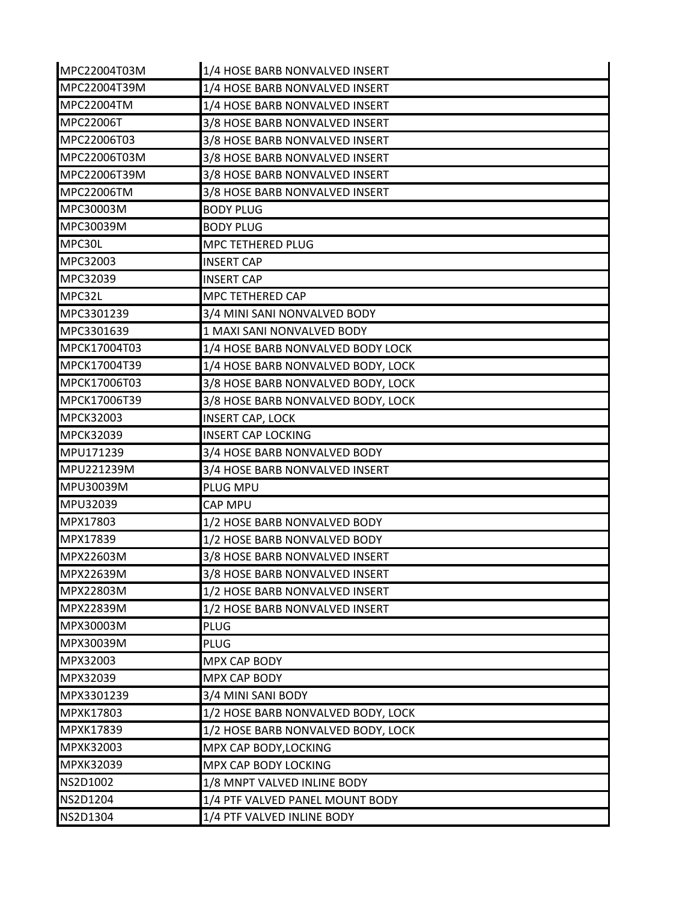| | |
|---|---|
| MPC22004T03M | 1/4 HOSE BARB NONVALVED INSERT |
| MPC22004T39M | 1/4 HOSE BARB NONVALVED INSERT |
| MPC22004TM | 1/4 HOSE BARB NONVALVED INSERT |
| MPC22006T | 3/8 HOSE BARB NONVALVED INSERT |
| MPC22006T03 | 3/8 HOSE BARB NONVALVED INSERT |
| MPC22006T03M | 3/8 HOSE BARB NONVALVED INSERT |
| MPC22006T39M | 3/8 HOSE BARB NONVALVED INSERT |
| MPC22006TM | 3/8 HOSE BARB NONVALVED INSERT |
| MPC30003M | BODY PLUG |
| MPC30039M | BODY PLUG |
| MPC30L | MPC TETHERED PLUG |
| MPC32003 | INSERT CAP |
| MPC32039 | INSERT CAP |
| MPC32L | MPC TETHERED CAP |
| MPC3301239 | 3/4 MINI SANI NONVALVED BODY |
| MPC3301639 | 1 MAXI SANI NONVALVED BODY |
| MPCK17004T03 | 1/4 HOSE BARB NONVALVED BODY LOCK |
| MPCK17004T39 | 1/4 HOSE BARB NONVALVED BODY, LOCK |
| MPCK17006T03 | 3/8 HOSE BARB NONVALVED BODY, LOCK |
| MPCK17006T39 | 3/8 HOSE BARB NONVALVED BODY, LOCK |
| MPCK32003 | INSERT CAP, LOCK |
| MPCK32039 | INSERT CAP LOCKING |
| MPU171239 | 3/4 HOSE BARB NONVALVED BODY |
| MPU221239M | 3/4 HOSE BARB NONVALVED INSERT |
| MPU30039M | PLUG MPU |
| MPU32039 | CAP MPU |
| MPX17803 | 1/2 HOSE BARB NONVALVED BODY |
| MPX17839 | 1/2 HOSE BARB NONVALVED BODY |
| MPX22603M | 3/8 HOSE BARB NONVALVED INSERT |
| MPX22639M | 3/8 HOSE BARB NONVALVED INSERT |
| MPX22803M | 1/2 HOSE BARB NONVALVED INSERT |
| MPX22839M | 1/2 HOSE BARB NONVALVED INSERT |
| MPX30003M | PLUG |
| MPX30039M | PLUG |
| MPX32003 | MPX CAP BODY |
| MPX32039 | MPX CAP BODY |
| MPX3301239 | 3/4 MINI SANI BODY |
| MPXK17803 | 1/2 HOSE BARB NONVALVED BODY, LOCK |
| MPXK17839 | 1/2 HOSE BARB NONVALVED BODY, LOCK |
| MPXK32003 | MPX CAP BODY,LOCKING |
| MPXK32039 | MPX CAP BODY LOCKING |
| NS2D1002 | 1/8 MNPT VALVED INLINE BODY |
| NS2D1204 | 1/4 PTF VALVED PANEL MOUNT BODY |
| NS2D1304 | 1/4 PTF VALVED INLINE BODY |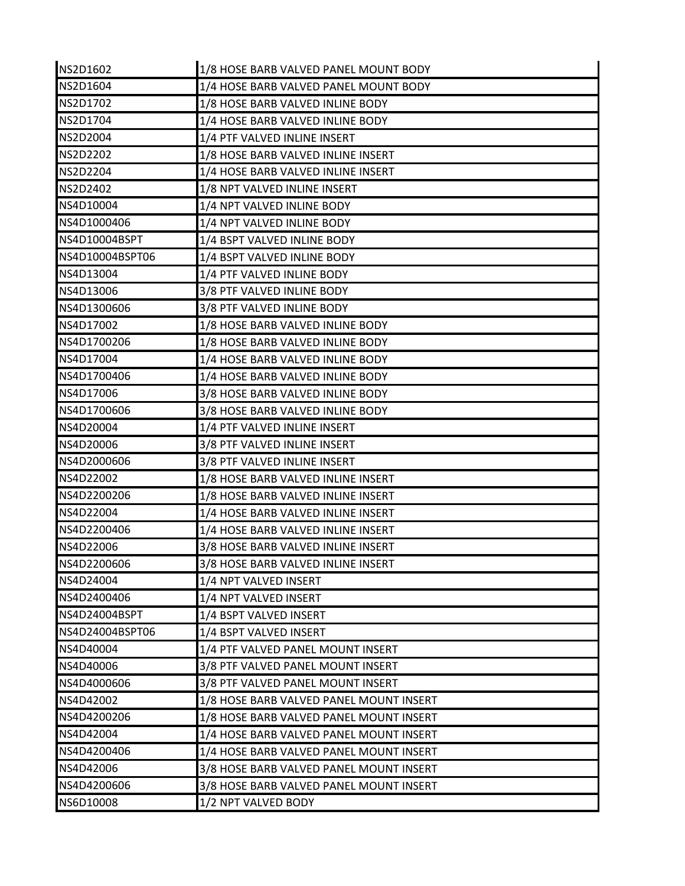| NS2D1602 | 1/8 HOSE BARB VALVED PANEL MOUNT BODY |
|---|---|
| NS2D1604 | 1/4 HOSE BARB VALVED PANEL MOUNT BODY |
| NS2D1702 | 1/8 HOSE BARB VALVED INLINE BODY |
| NS2D1704 | 1/4 HOSE BARB VALVED INLINE BODY |
| NS2D2004 | 1/4 PTF VALVED INLINE INSERT |
| NS2D2202 | 1/8 HOSE BARB VALVED INLINE INSERT |
| NS2D2204 | 1/4 HOSE BARB VALVED INLINE INSERT |
| NS2D2402 | 1/8 NPT VALVED INLINE INSERT |
| NS4D10004 | 1/4 NPT VALVED INLINE BODY |
| NS4D1000406 | 1/4 NPT VALVED INLINE BODY |
| NS4D10004BSPT | 1/4 BSPT VALVED INLINE BODY |
| NS4D10004BSPT06 | 1/4 BSPT VALVED INLINE BODY |
| NS4D13004 | 1/4 PTF VALVED INLINE BODY |
| NS4D13006 | 3/8 PTF VALVED INLINE BODY |
| NS4D1300606 | 3/8 PTF VALVED INLINE BODY |
| NS4D17002 | 1/8 HOSE BARB VALVED INLINE BODY |
| NS4D1700206 | 1/8 HOSE BARB VALVED INLINE BODY |
| NS4D17004 | 1/4 HOSE BARB VALVED INLINE BODY |
| NS4D1700406 | 1/4 HOSE BARB VALVED INLINE BODY |
| NS4D17006 | 3/8 HOSE BARB VALVED INLINE BODY |
| NS4D1700606 | 3/8 HOSE BARB VALVED INLINE BODY |
| NS4D20004 | 1/4 PTF VALVED INLINE INSERT |
| NS4D20006 | 3/8 PTF VALVED INLINE INSERT |
| NS4D2000606 | 3/8 PTF VALVED INLINE INSERT |
| NS4D22002 | 1/8 HOSE BARB VALVED INLINE INSERT |
| NS4D2200206 | 1/8 HOSE BARB VALVED INLINE INSERT |
| NS4D22004 | 1/4 HOSE BARB VALVED INLINE INSERT |
| NS4D2200406 | 1/4 HOSE BARB VALVED INLINE INSERT |
| NS4D22006 | 3/8 HOSE BARB VALVED INLINE INSERT |
| NS4D2200606 | 3/8 HOSE BARB VALVED INLINE INSERT |
| NS4D24004 | 1/4 NPT VALVED INSERT |
| NS4D2400406 | 1/4 NPT VALVED INSERT |
| NS4D24004BSPT | 1/4 BSPT VALVED INSERT |
| NS4D24004BSPT06 | 1/4 BSPT VALVED INSERT |
| NS4D40004 | 1/4 PTF VALVED PANEL MOUNT INSERT |
| NS4D40006 | 3/8 PTF VALVED PANEL MOUNT INSERT |
| NS4D4000606 | 3/8 PTF VALVED PANEL MOUNT INSERT |
| NS4D42002 | 1/8 HOSE BARB VALVED PANEL MOUNT INSERT |
| NS4D4200206 | 1/8 HOSE BARB VALVED PANEL MOUNT INSERT |
| NS4D42004 | 1/4 HOSE BARB VALVED PANEL MOUNT INSERT |
| NS4D4200406 | 1/4 HOSE BARB VALVED PANEL MOUNT INSERT |
| NS4D42006 | 3/8 HOSE BARB VALVED PANEL MOUNT INSERT |
| NS4D4200606 | 3/8 HOSE BARB VALVED PANEL MOUNT INSERT |
| NS6D10008 | 1/2 NPT VALVED BODY |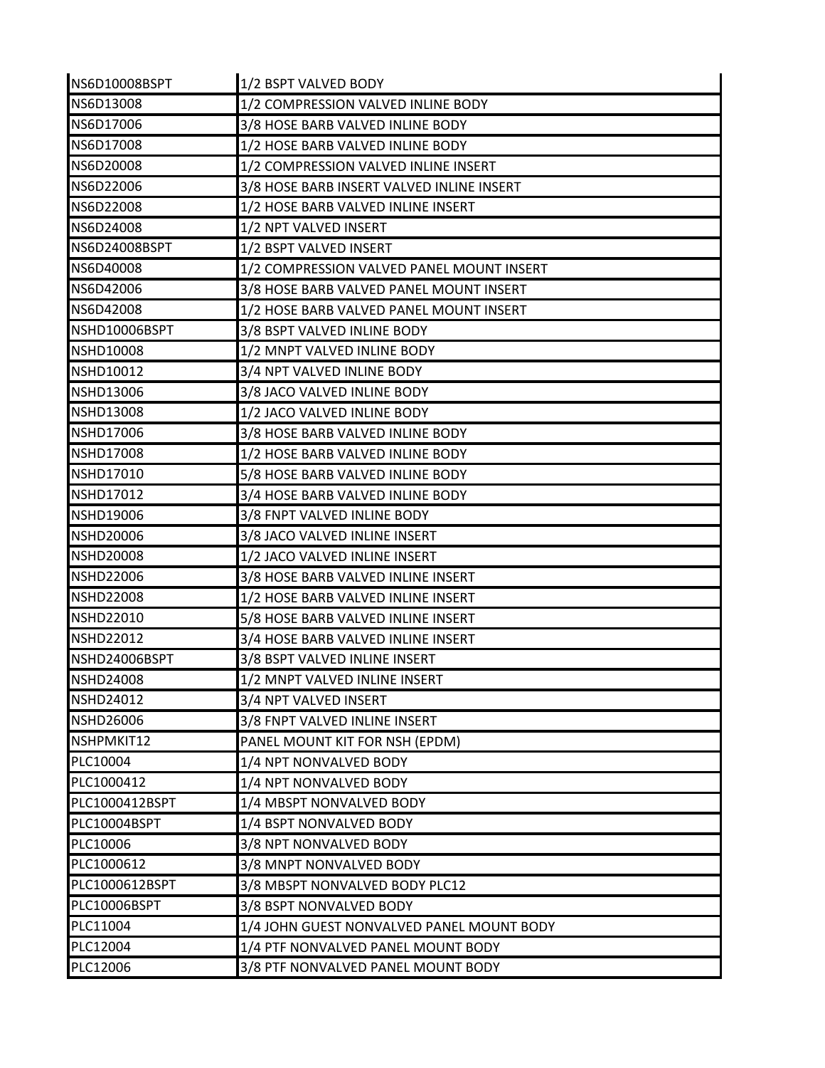| NS6D10008BSPT | 1/2 BSPT VALVED BODY |
|---|---|
| NS6D13008 | 1/2 COMPRESSION VALVED INLINE BODY |
| NS6D17006 | 3/8 HOSE BARB VALVED INLINE BODY |
| NS6D17008 | 1/2 HOSE BARB VALVED INLINE BODY |
| NS6D20008 | 1/2 COMPRESSION VALVED INLINE INSERT |
| NS6D22006 | 3/8 HOSE BARB INSERT VALVED INLINE INSERT |
| NS6D22008 | 1/2 HOSE BARB VALVED INLINE INSERT |
| NS6D24008 | 1/2 NPT VALVED INSERT |
| NS6D24008BSPT | 1/2 BSPT VALVED INSERT |
| NS6D40008 | 1/2 COMPRESSION VALVED PANEL MOUNT INSERT |
| NS6D42006 | 3/8 HOSE BARB VALVED PANEL MOUNT INSERT |
| NS6D42008 | 1/2 HOSE BARB VALVED PANEL MOUNT INSERT |
| NSHD10006BSPT | 3/8 BSPT VALVED INLINE BODY |
| NSHD10008 | 1/2 MNPT VALVED INLINE BODY |
| NSHD10012 | 3/4 NPT VALVED INLINE BODY |
| NSHD13006 | 3/8 JACO VALVED INLINE BODY |
| NSHD13008 | 1/2 JACO VALVED INLINE BODY |
| NSHD17006 | 3/8 HOSE BARB VALVED INLINE BODY |
| NSHD17008 | 1/2 HOSE BARB VALVED INLINE BODY |
| NSHD17010 | 5/8 HOSE BARB VALVED INLINE BODY |
| NSHD17012 | 3/4 HOSE BARB VALVED INLINE BODY |
| NSHD19006 | 3/8 FNPT VALVED INLINE BODY |
| NSHD20006 | 3/8 JACO VALVED INLINE INSERT |
| NSHD20008 | 1/2 JACO VALVED INLINE INSERT |
| NSHD22006 | 3/8 HOSE BARB VALVED INLINE INSERT |
| NSHD22008 | 1/2 HOSE BARB VALVED INLINE INSERT |
| NSHD22010 | 5/8 HOSE BARB VALVED INLINE INSERT |
| NSHD22012 | 3/4 HOSE BARB VALVED INLINE INSERT |
| NSHD24006BSPT | 3/8 BSPT VALVED INLINE INSERT |
| NSHD24008 | 1/2 MNPT VALVED INLINE INSERT |
| NSHD24012 | 3/4 NPT VALVED INSERT |
| NSHD26006 | 3/8 FNPT VALVED INLINE INSERT |
| NSHPMKIT12 | PANEL MOUNT KIT FOR NSH (EPDM) |
| PLC10004 | 1/4 NPT NONVALVED BODY |
| PLC1000412 | 1/4 NPT NONVALVED BODY |
| PLC1000412BSPT | 1/4 MBSPT NONVALVED BODY |
| PLC10004BSPT | 1/4 BSPT NONVALVED BODY |
| PLC10006 | 3/8 NPT NONVALVED BODY |
| PLC1000612 | 3/8 MNPT NONVALVED BODY |
| PLC1000612BSPT | 3/8 MBSPT NONVALVED BODY PLC12 |
| PLC10006BSPT | 3/8 BSPT NONVALVED BODY |
| PLC11004 | 1/4 JOHN GUEST NONVALVED PANEL MOUNT BODY |
| PLC12004 | 1/4 PTF NONVALVED PANEL MOUNT BODY |
| PLC12006 | 3/8 PTF NONVALVED PANEL MOUNT BODY |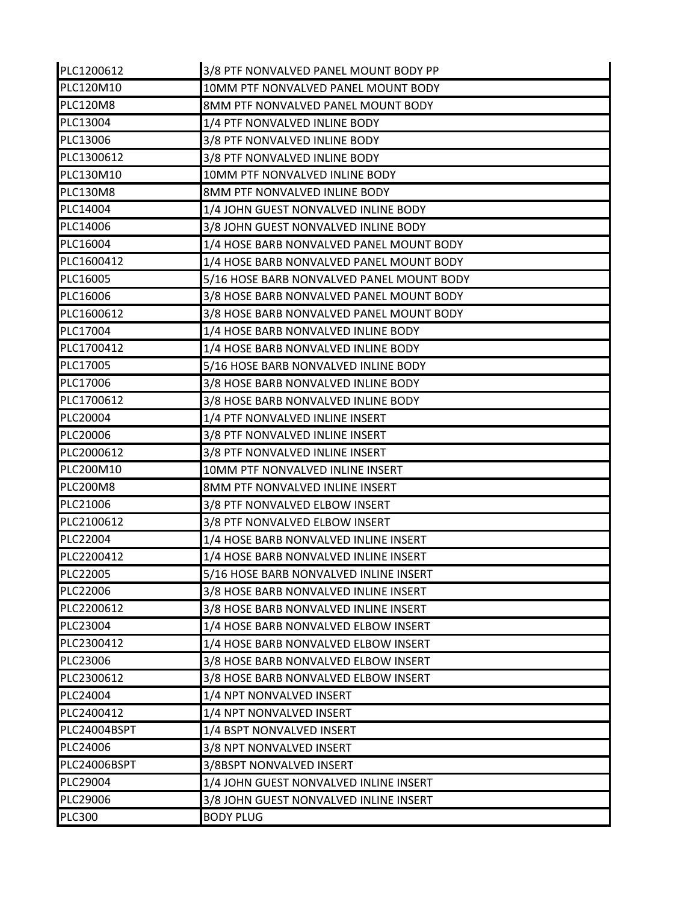| PLC1200612 | 3/8 PTF NONVALVED PANEL MOUNT BODY PP |
|---|---|
| PLC120M10 | 10MM PTF NONVALVED PANEL MOUNT BODY |
| PLC120M8 | 8MM PTF NONVALVED PANEL MOUNT BODY |
| PLC13004 | 1/4 PTF NONVALVED INLINE BODY |
| PLC13006 | 3/8 PTF NONVALVED INLINE BODY |
| PLC1300612 | 3/8 PTF NONVALVED INLINE BODY |
| PLC130M10 | 10MM PTF NONVALVED INLINE BODY |
| PLC130M8 | 8MM PTF NONVALVED INLINE BODY |
| PLC14004 | 1/4 JOHN GUEST NONVALVED INLINE BODY |
| PLC14006 | 3/8 JOHN GUEST NONVALVED INLINE BODY |
| PLC16004 | 1/4 HOSE BARB NONVALVED PANEL MOUNT BODY |
| PLC1600412 | 1/4 HOSE BARB NONVALVED PANEL MOUNT BODY |
| PLC16005 | 5/16 HOSE BARB NONVALVED PANEL MOUNT BODY |
| PLC16006 | 3/8 HOSE BARB NONVALVED PANEL MOUNT BODY |
| PLC1600612 | 3/8 HOSE BARB NONVALVED PANEL MOUNT BODY |
| PLC17004 | 1/4 HOSE BARB NONVALVED INLINE BODY |
| PLC1700412 | 1/4 HOSE BARB NONVALVED INLINE BODY |
| PLC17005 | 5/16 HOSE BARB NONVALVED INLINE BODY |
| PLC17006 | 3/8 HOSE BARB NONVALVED INLINE BODY |
| PLC1700612 | 3/8 HOSE BARB NONVALVED INLINE BODY |
| PLC20004 | 1/4 PTF NONVALVED INLINE INSERT |
| PLC20006 | 3/8 PTF NONVALVED INLINE INSERT |
| PLC2000612 | 3/8 PTF NONVALVED INLINE INSERT |
| PLC200M10 | 10MM PTF NONVALVED INLINE INSERT |
| PLC200M8 | 8MM PTF NONVALVED INLINE INSERT |
| PLC21006 | 3/8 PTF NONVALVED ELBOW INSERT |
| PLC2100612 | 3/8 PTF NONVALVED ELBOW INSERT |
| PLC22004 | 1/4 HOSE BARB NONVALVED INLINE INSERT |
| PLC2200412 | 1/4 HOSE BARB NONVALVED INLINE INSERT |
| PLC22005 | 5/16 HOSE BARB NONVALVED INLINE INSERT |
| PLC22006 | 3/8 HOSE BARB NONVALVED INLINE INSERT |
| PLC2200612 | 3/8 HOSE BARB NONVALVED INLINE INSERT |
| PLC23004 | 1/4 HOSE BARB NONVALVED ELBOW INSERT |
| PLC2300412 | 1/4 HOSE BARB NONVALVED ELBOW INSERT |
| PLC23006 | 3/8 HOSE BARB NONVALVED ELBOW INSERT |
| PLC2300612 | 3/8 HOSE BARB NONVALVED ELBOW INSERT |
| PLC24004 | 1/4 NPT NONVALVED INSERT |
| PLC2400412 | 1/4 NPT NONVALVED INSERT |
| PLC24004BSPT | 1/4 BSPT NONVALVED INSERT |
| PLC24006 | 3/8 NPT NONVALVED INSERT |
| PLC24006BSPT | 3/8BSPT NONVALVED INSERT |
| PLC29004 | 1/4 JOHN GUEST NONVALVED INLINE INSERT |
| PLC29006 | 3/8 JOHN GUEST NONVALVED INLINE INSERT |
| PLC300 | BODY PLUG |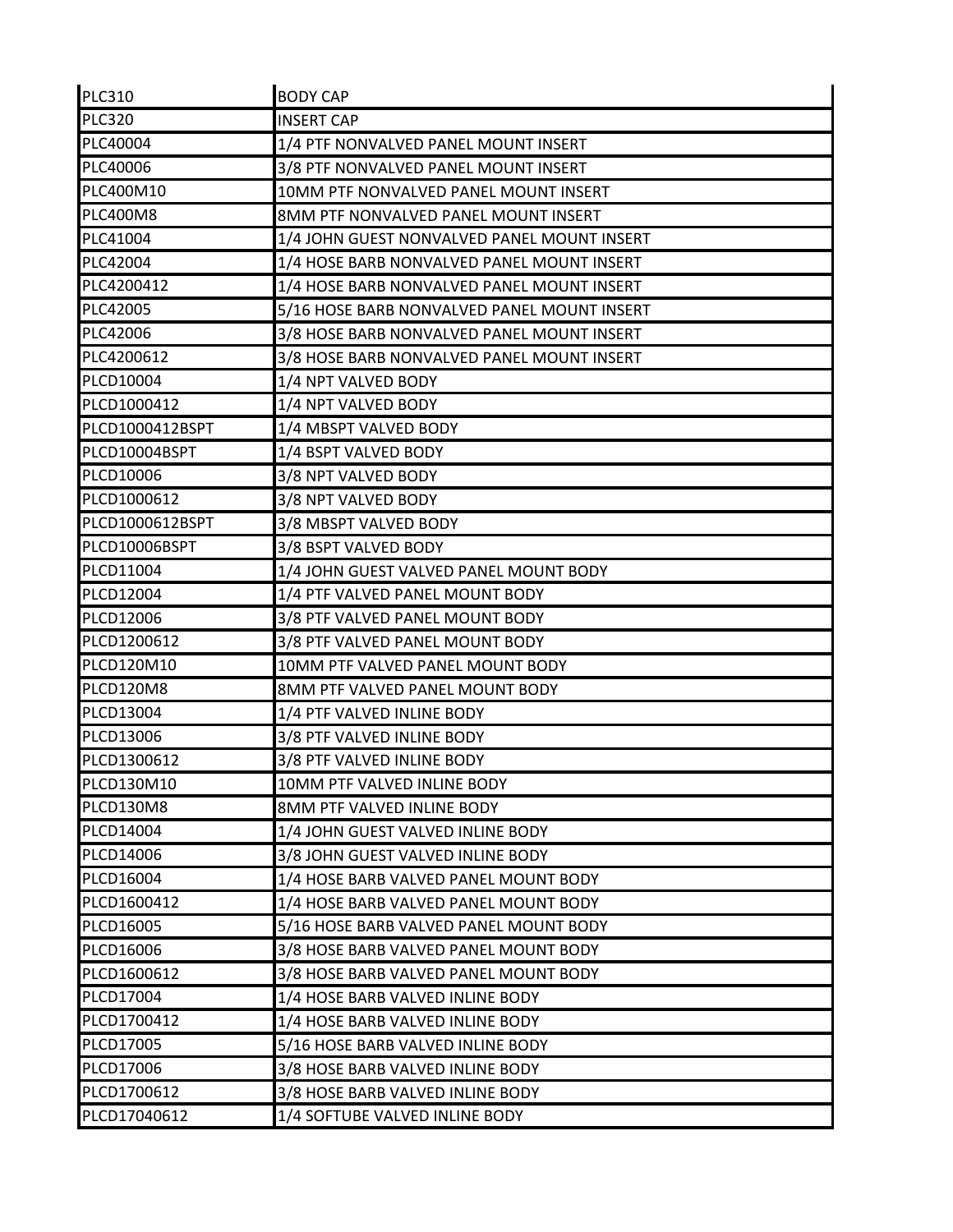| | |
|---|---|
| PLC310 | BODY CAP |
| PLC320 | INSERT CAP |
| PLC40004 | 1/4 PTF NONVALVED PANEL MOUNT INSERT |
| PLC40006 | 3/8 PTF NONVALVED PANEL MOUNT INSERT |
| PLC400M10 | 10MM PTF NONVALVED PANEL MOUNT INSERT |
| PLC400M8 | 8MM PTF NONVALVED PANEL MOUNT INSERT |
| PLC41004 | 1/4 JOHN GUEST NONVALVED PANEL MOUNT INSERT |
| PLC42004 | 1/4 HOSE BARB NONVALVED PANEL MOUNT INSERT |
| PLC4200412 | 1/4 HOSE BARB NONVALVED PANEL MOUNT INSERT |
| PLC42005 | 5/16 HOSE BARB NONVALVED PANEL MOUNT INSERT |
| PLC42006 | 3/8 HOSE BARB NONVALVED PANEL MOUNT INSERT |
| PLC4200612 | 3/8 HOSE BARB NONVALVED PANEL MOUNT INSERT |
| PLCD10004 | 1/4 NPT VALVED BODY |
| PLCD1000412 | 1/4 NPT VALVED BODY |
| PLCD1000412BSPT | 1/4 MBSPT VALVED BODY |
| PLCD10004BSPT | 1/4 BSPT VALVED BODY |
| PLCD10006 | 3/8 NPT VALVED BODY |
| PLCD1000612 | 3/8 NPT VALVED BODY |
| PLCD1000612BSPT | 3/8 MBSPT VALVED BODY |
| PLCD10006BSPT | 3/8 BSPT VALVED BODY |
| PLCD11004 | 1/4 JOHN GUEST VALVED PANEL MOUNT BODY |
| PLCD12004 | 1/4 PTF VALVED PANEL MOUNT BODY |
| PLCD12006 | 3/8 PTF VALVED PANEL MOUNT BODY |
| PLCD1200612 | 3/8 PTF VALVED PANEL MOUNT BODY |
| PLCD120M10 | 10MM PTF VALVED PANEL MOUNT BODY |
| PLCD120M8 | 8MM PTF VALVED PANEL MOUNT BODY |
| PLCD13004 | 1/4 PTF VALVED INLINE BODY |
| PLCD13006 | 3/8 PTF VALVED INLINE BODY |
| PLCD1300612 | 3/8 PTF VALVED INLINE BODY |
| PLCD130M10 | 10MM PTF VALVED INLINE BODY |
| PLCD130M8 | 8MM PTF VALVED INLINE BODY |
| PLCD14004 | 1/4 JOHN GUEST VALVED INLINE BODY |
| PLCD14006 | 3/8 JOHN GUEST VALVED INLINE BODY |
| PLCD16004 | 1/4 HOSE BARB VALVED PANEL MOUNT BODY |
| PLCD1600412 | 1/4 HOSE BARB VALVED PANEL MOUNT BODY |
| PLCD16005 | 5/16 HOSE BARB VALVED PANEL MOUNT BODY |
| PLCD16006 | 3/8 HOSE BARB VALVED PANEL MOUNT BODY |
| PLCD1600612 | 3/8 HOSE BARB VALVED PANEL MOUNT BODY |
| PLCD17004 | 1/4 HOSE BARB VALVED INLINE BODY |
| PLCD1700412 | 1/4 HOSE BARB VALVED INLINE BODY |
| PLCD17005 | 5/16 HOSE BARB VALVED INLINE BODY |
| PLCD17006 | 3/8 HOSE BARB VALVED INLINE BODY |
| PLCD1700612 | 3/8 HOSE BARB VALVED INLINE BODY |
| PLCD17040612 | 1/4 SOFTUBE VALVED INLINE BODY |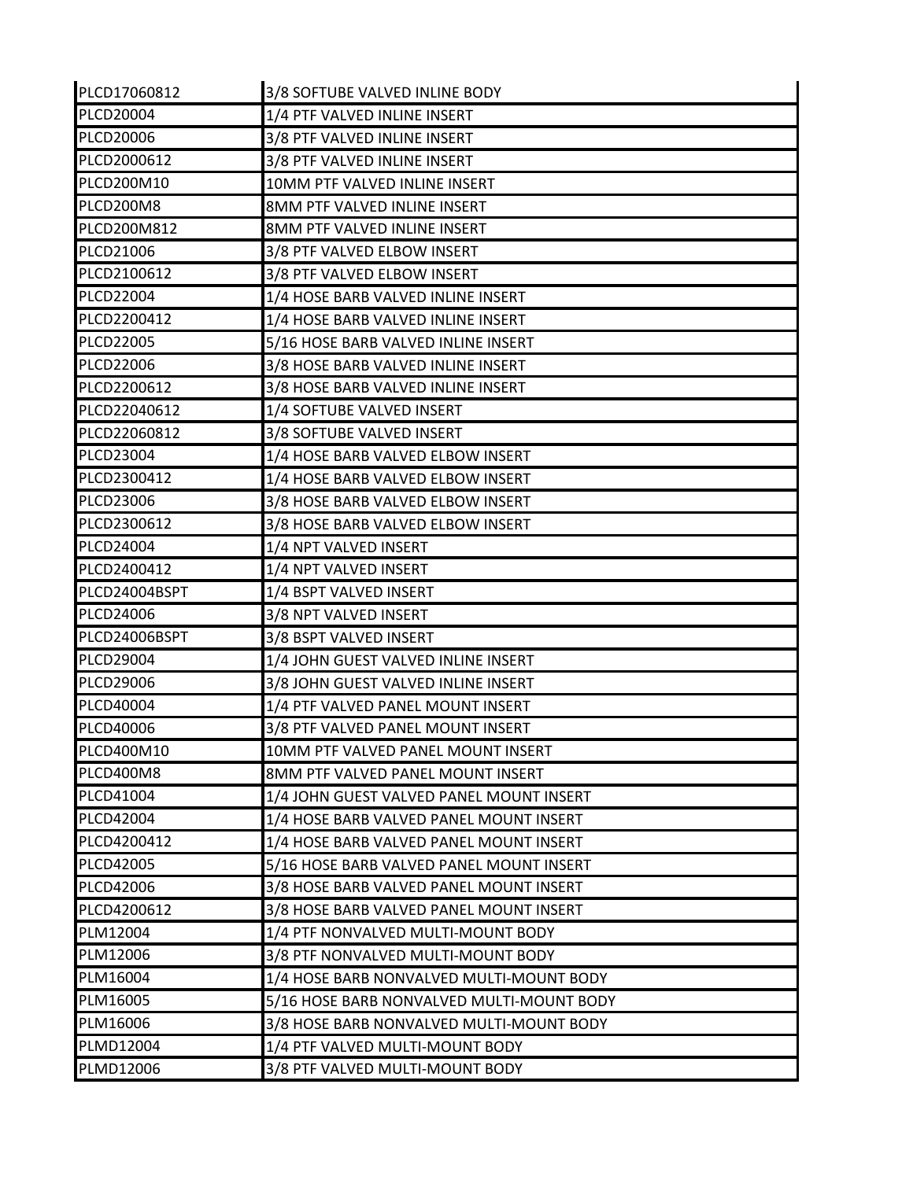| PLCD17060812 | 3/8 SOFTUBE VALVED INLINE BODY |
|---|---|
| PLCD20004 | 1/4 PTF VALVED INLINE INSERT |
| PLCD20006 | 3/8 PTF VALVED INLINE INSERT |
| PLCD2000612 | 3/8 PTF VALVED INLINE INSERT |
| PLCD200M10 | 10MM PTF VALVED INLINE INSERT |
| PLCD200M8 | 8MM PTF VALVED INLINE INSERT |
| PLCD200M812 | 8MM PTF VALVED INLINE INSERT |
| PLCD21006 | 3/8 PTF VALVED ELBOW INSERT |
| PLCD2100612 | 3/8 PTF VALVED ELBOW INSERT |
| PLCD22004 | 1/4 HOSE BARB VALVED INLINE INSERT |
| PLCD2200412 | 1/4 HOSE BARB VALVED INLINE INSERT |
| PLCD22005 | 5/16 HOSE BARB VALVED INLINE INSERT |
| PLCD22006 | 3/8 HOSE BARB VALVED INLINE INSERT |
| PLCD2200612 | 3/8 HOSE BARB VALVED INLINE INSERT |
| PLCD22040612 | 1/4 SOFTUBE VALVED INSERT |
| PLCD22060812 | 3/8 SOFTUBE VALVED INSERT |
| PLCD23004 | 1/4 HOSE BARB VALVED ELBOW INSERT |
| PLCD2300412 | 1/4 HOSE BARB VALVED ELBOW INSERT |
| PLCD23006 | 3/8 HOSE BARB VALVED ELBOW INSERT |
| PLCD2300612 | 3/8 HOSE BARB VALVED ELBOW INSERT |
| PLCD24004 | 1/4 NPT VALVED INSERT |
| PLCD2400412 | 1/4 NPT VALVED INSERT |
| PLCD24004BSPT | 1/4 BSPT VALVED INSERT |
| PLCD24006 | 3/8 NPT VALVED INSERT |
| PLCD24006BSPT | 3/8 BSPT VALVED INSERT |
| PLCD29004 | 1/4 JOHN GUEST VALVED INLINE INSERT |
| PLCD29006 | 3/8 JOHN GUEST VALVED INLINE INSERT |
| PLCD40004 | 1/4 PTF VALVED PANEL MOUNT INSERT |
| PLCD40006 | 3/8 PTF VALVED PANEL MOUNT INSERT |
| PLCD400M10 | 10MM PTF VALVED PANEL MOUNT INSERT |
| PLCD400M8 | 8MM PTF VALVED PANEL MOUNT INSERT |
| PLCD41004 | 1/4 JOHN GUEST VALVED PANEL MOUNT INSERT |
| PLCD42004 | 1/4 HOSE BARB VALVED PANEL MOUNT INSERT |
| PLCD4200412 | 1/4 HOSE BARB VALVED PANEL MOUNT INSERT |
| PLCD42005 | 5/16 HOSE BARB VALVED PANEL MOUNT INSERT |
| PLCD42006 | 3/8 HOSE BARB VALVED PANEL MOUNT INSERT |
| PLCD4200612 | 3/8 HOSE BARB VALVED PANEL MOUNT INSERT |
| PLM12004 | 1/4 PTF NONVALVED MULTI-MOUNT BODY |
| PLM12006 | 3/8 PTF NONVALVED MULTI-MOUNT BODY |
| PLM16004 | 1/4 HOSE BARB NONVALVED MULTI-MOUNT BODY |
| PLM16005 | 5/16 HOSE BARB NONVALVED MULTI-MOUNT BODY |
| PLM16006 | 3/8 HOSE BARB NONVALVED MULTI-MOUNT BODY |
| PLMD12004 | 1/4 PTF VALVED MULTI-MOUNT BODY |
| PLMD12006 | 3/8 PTF VALVED MULTI-MOUNT BODY |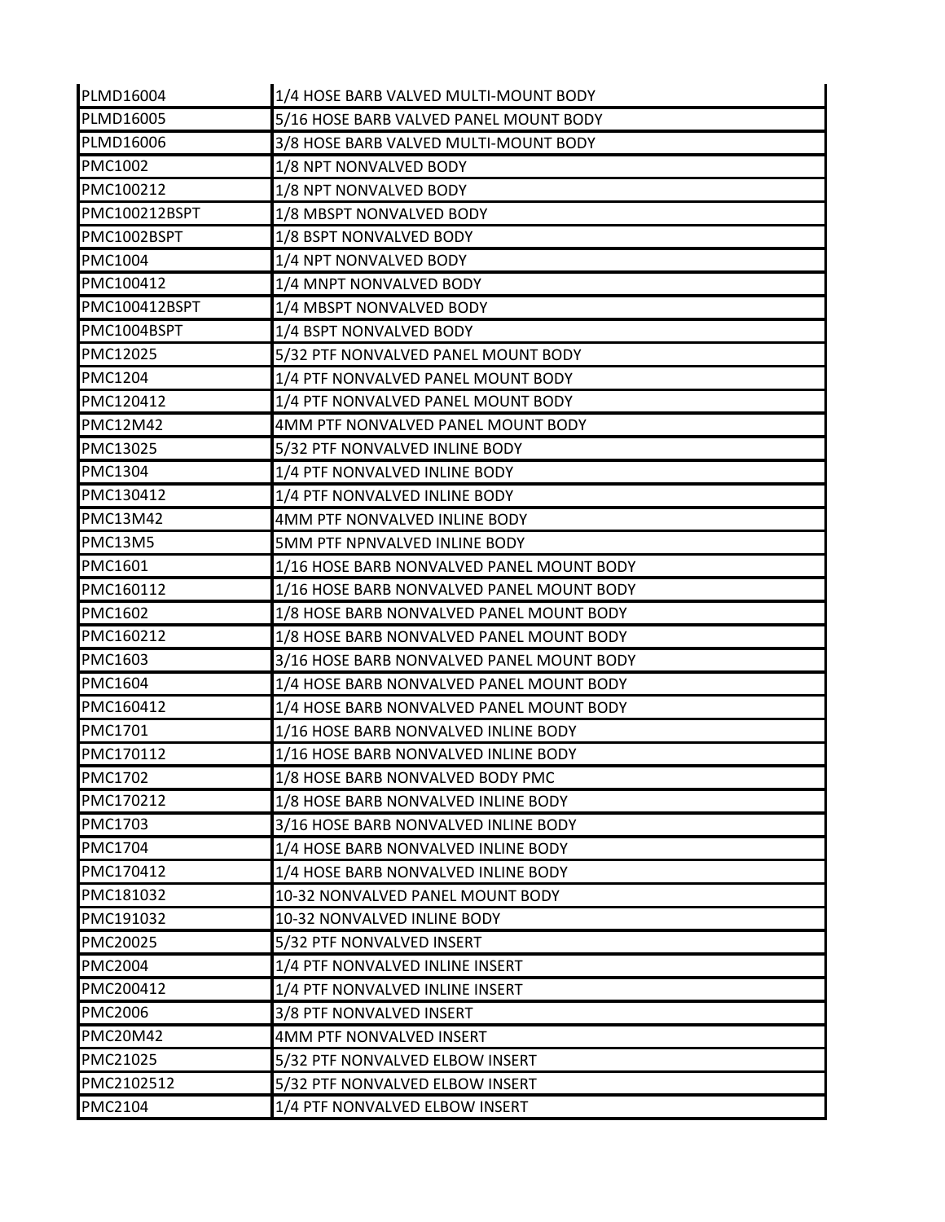| PLMD16004 | 1/4 HOSE BARB VALVED MULTI-MOUNT BODY |
|---|---|
| PLMD16005 | 5/16 HOSE BARB VALVED PANEL MOUNT BODY |
| PLMD16006 | 3/8 HOSE BARB VALVED MULTI-MOUNT BODY |
| PMC1002 | 1/8 NPT NONVALVED BODY |
| PMC100212 | 1/8 NPT NONVALVED BODY |
| PMC100212BSPT | 1/8 MBSPT NONVALVED BODY |
| PMC1002BSPT | 1/8 BSPT NONVALVED BODY |
| PMC1004 | 1/4 NPT NONVALVED BODY |
| PMC100412 | 1/4 MNPT NONVALVED BODY |
| PMC100412BSPT | 1/4 MBSPT NONVALVED BODY |
| PMC1004BSPT | 1/4 BSPT NONVALVED BODY |
| PMC12025 | 5/32 PTF NONVALVED PANEL MOUNT BODY |
| PMC1204 | 1/4 PTF NONVALVED PANEL MOUNT BODY |
| PMC120412 | 1/4 PTF NONVALVED PANEL MOUNT BODY |
| PMC12M42 | 4MM PTF NONVALVED PANEL MOUNT BODY |
| PMC13025 | 5/32 PTF NONVALVED INLINE BODY |
| PMC1304 | 1/4 PTF NONVALVED INLINE BODY |
| PMC130412 | 1/4 PTF NONVALVED INLINE BODY |
| PMC13M42 | 4MM PTF NONVALVED INLINE BODY |
| PMC13M5 | 5MM PTF NPNVALVED INLINE BODY |
| PMC1601 | 1/16 HOSE BARB NONVALVED PANEL MOUNT BODY |
| PMC160112 | 1/16 HOSE BARB NONVALVED PANEL MOUNT BODY |
| PMC1602 | 1/8 HOSE BARB NONVALVED PANEL MOUNT BODY |
| PMC160212 | 1/8 HOSE BARB NONVALVED PANEL MOUNT BODY |
| PMC1603 | 3/16 HOSE BARB NONVALVED PANEL MOUNT BODY |
| PMC1604 | 1/4 HOSE BARB NONVALVED PANEL MOUNT BODY |
| PMC160412 | 1/4 HOSE BARB NONVALVED PANEL MOUNT BODY |
| PMC1701 | 1/16 HOSE BARB NONVALVED INLINE BODY |
| PMC170112 | 1/16 HOSE BARB NONVALVED INLINE BODY |
| PMC1702 | 1/8 HOSE BARB NONVALVED BODY PMC |
| PMC170212 | 1/8 HOSE BARB NONVALVED INLINE BODY |
| PMC1703 | 3/16 HOSE BARB NONVALVED INLINE BODY |
| PMC1704 | 1/4 HOSE BARB NONVALVED INLINE BODY |
| PMC170412 | 1/4 HOSE BARB NONVALVED INLINE BODY |
| PMC181032 | 10-32 NONVALVED PANEL MOUNT BODY |
| PMC191032 | 10-32 NONVALVED INLINE BODY |
| PMC20025 | 5/32 PTF NONVALVED INSERT |
| PMC2004 | 1/4 PTF NONVALVED INLINE INSERT |
| PMC200412 | 1/4 PTF NONVALVED INLINE INSERT |
| PMC2006 | 3/8 PTF NONVALVED INSERT |
| PMC20M42 | 4MM PTF NONVALVED INSERT |
| PMC21025 | 5/32 PTF NONVALVED ELBOW INSERT |
| PMC2102512 | 5/32 PTF NONVALVED ELBOW INSERT |
| PMC2104 | 1/4 PTF NONVALVED ELBOW INSERT |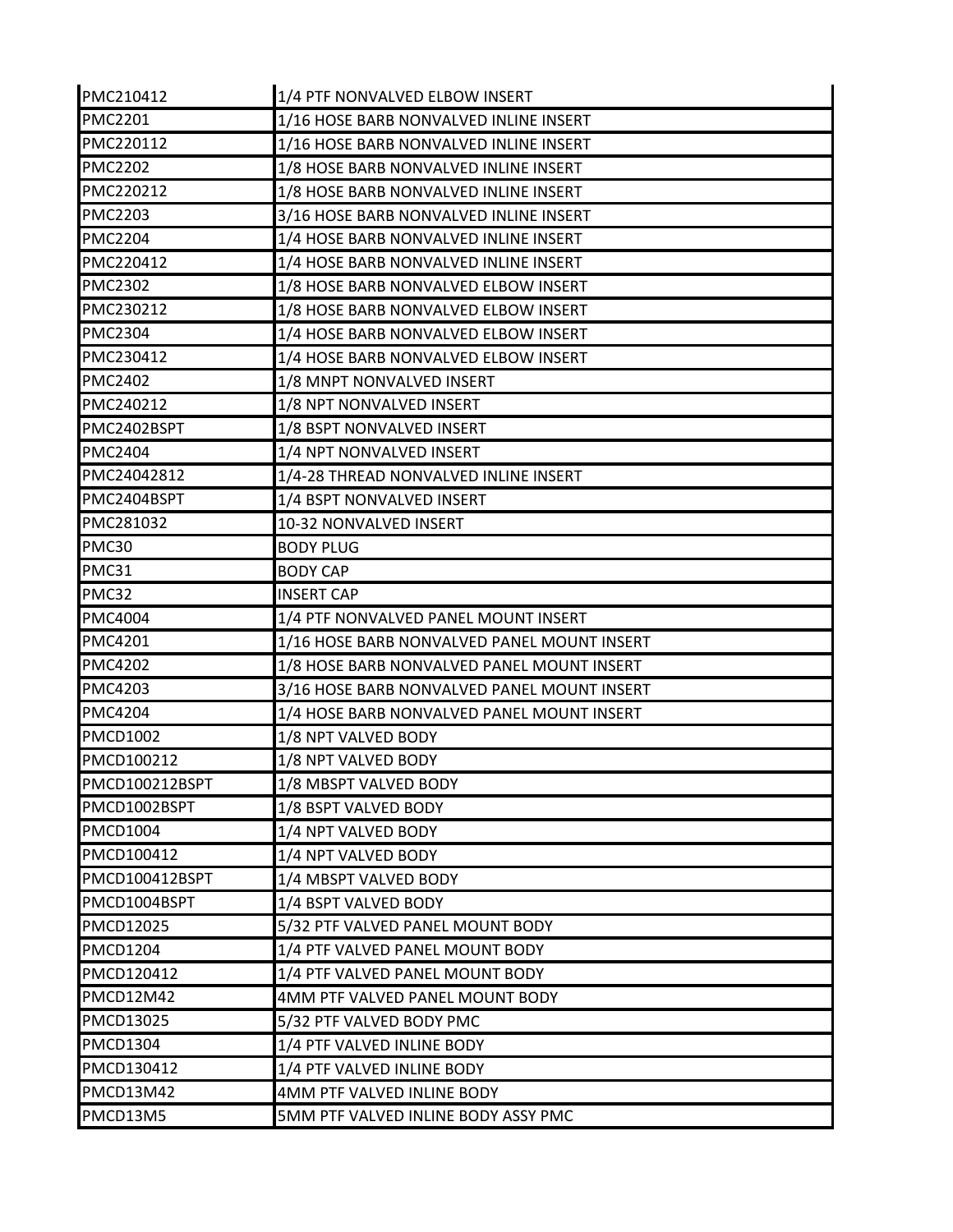| PMC210412 | 1/4 PTF NONVALVED ELBOW INSERT |
|---|---|
| PMC2201 | 1/16 HOSE BARB NONVALVED INLINE INSERT |
| PMC220112 | 1/16 HOSE BARB NONVALVED INLINE INSERT |
| PMC2202 | 1/8 HOSE BARB NONVALVED INLINE INSERT |
| PMC220212 | 1/8 HOSE BARB NONVALVED INLINE INSERT |
| PMC2203 | 3/16 HOSE BARB NONVALVED INLINE INSERT |
| PMC2204 | 1/4 HOSE BARB NONVALVED INLINE INSERT |
| PMC220412 | 1/4 HOSE BARB NONVALVED INLINE INSERT |
| PMC2302 | 1/8 HOSE BARB NONVALVED ELBOW INSERT |
| PMC230212 | 1/8 HOSE BARB NONVALVED ELBOW INSERT |
| PMC2304 | 1/4 HOSE BARB NONVALVED ELBOW INSERT |
| PMC230412 | 1/4 HOSE BARB NONVALVED ELBOW INSERT |
| PMC2402 | 1/8 MNPT NONVALVED INSERT |
| PMC240212 | 1/8 NPT NONVALVED INSERT |
| PMC2402BSPT | 1/8 BSPT NONVALVED INSERT |
| PMC2404 | 1/4 NPT NONVALVED INSERT |
| PMC24042812 | 1/4-28 THREAD NONVALVED INLINE INSERT |
| PMC2404BSPT | 1/4 BSPT NONVALVED INSERT |
| PMC281032 | 10-32 NONVALVED INSERT |
| PMC30 | BODY PLUG |
| PMC31 | BODY CAP |
| PMC32 | INSERT CAP |
| PMC4004 | 1/4 PTF NONVALVED PANEL MOUNT INSERT |
| PMC4201 | 1/16 HOSE BARB NONVALVED PANEL MOUNT INSERT |
| PMC4202 | 1/8 HOSE BARB NONVALVED PANEL MOUNT INSERT |
| PMC4203 | 3/16 HOSE BARB NONVALVED PANEL MOUNT INSERT |
| PMC4204 | 1/4 HOSE BARB NONVALVED PANEL MOUNT INSERT |
| PMCD1002 | 1/8 NPT VALVED BODY |
| PMCD100212 | 1/8 NPT VALVED BODY |
| PMCD100212BSPT | 1/8 MBSPT VALVED BODY |
| PMCD1002BSPT | 1/8 BSPT VALVED BODY |
| PMCD1004 | 1/4 NPT VALVED BODY |
| PMCD100412 | 1/4 NPT VALVED BODY |
| PMCD100412BSPT | 1/4 MBSPT VALVED BODY |
| PMCD1004BSPT | 1/4 BSPT VALVED BODY |
| PMCD12025 | 5/32 PTF VALVED PANEL MOUNT BODY |
| PMCD1204 | 1/4 PTF VALVED PANEL MOUNT BODY |
| PMCD120412 | 1/4 PTF VALVED PANEL MOUNT BODY |
| PMCD12M42 | 4MM PTF VALVED PANEL MOUNT BODY |
| PMCD13025 | 5/32 PTF VALVED BODY PMC |
| PMCD1304 | 1/4 PTF VALVED INLINE BODY |
| PMCD130412 | 1/4 PTF VALVED INLINE BODY |
| PMCD13M42 | 4MM PTF VALVED INLINE BODY |
| PMCD13M5 | 5MM PTF VALVED INLINE BODY ASSY PMC |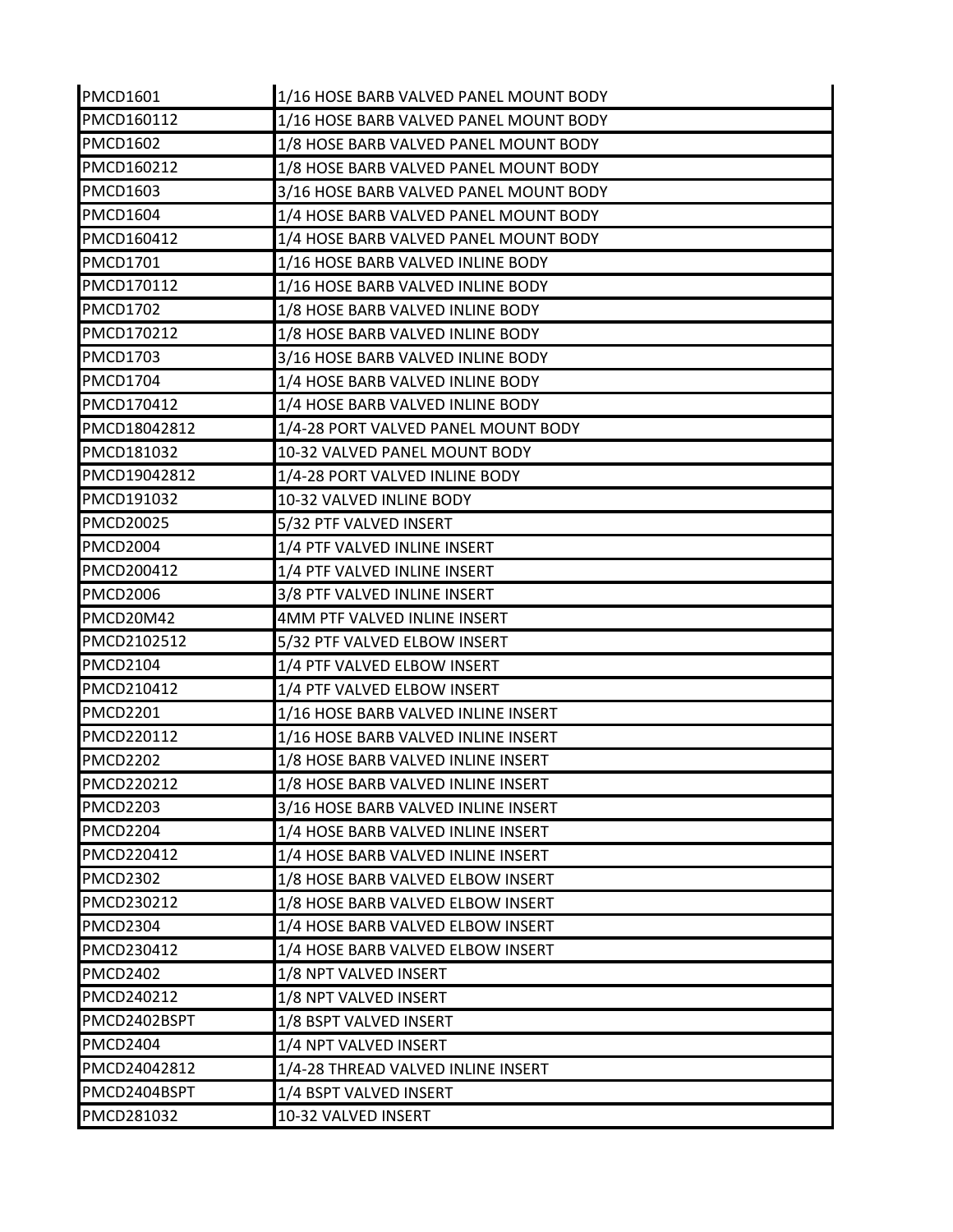| PMCD1601 | 1/16 HOSE BARB VALVED PANEL MOUNT BODY |
|---|---|
| PMCD160112 | 1/16 HOSE BARB VALVED PANEL MOUNT BODY |
| PMCD1602 | 1/8 HOSE BARB VALVED PANEL MOUNT BODY |
| PMCD160212 | 1/8 HOSE BARB VALVED PANEL MOUNT BODY |
| PMCD1603 | 3/16 HOSE BARB VALVED PANEL MOUNT BODY |
| PMCD1604 | 1/4 HOSE BARB VALVED PANEL MOUNT BODY |
| PMCD160412 | 1/4 HOSE BARB VALVED PANEL MOUNT BODY |
| PMCD1701 | 1/16 HOSE BARB VALVED INLINE BODY |
| PMCD170112 | 1/16 HOSE BARB VALVED INLINE BODY |
| PMCD1702 | 1/8 HOSE BARB VALVED INLINE BODY |
| PMCD170212 | 1/8 HOSE BARB VALVED INLINE BODY |
| PMCD1703 | 3/16 HOSE BARB VALVED INLINE BODY |
| PMCD1704 | 1/4 HOSE BARB VALVED INLINE BODY |
| PMCD170412 | 1/4 HOSE BARB VALVED INLINE BODY |
| PMCD18042812 | 1/4-28 PORT VALVED PANEL MOUNT BODY |
| PMCD181032 | 10-32 VALVED PANEL MOUNT BODY |
| PMCD19042812 | 1/4-28 PORT VALVED INLINE BODY |
| PMCD191032 | 10-32 VALVED INLINE BODY |
| PMCD20025 | 5/32 PTF VALVED INSERT |
| PMCD2004 | 1/4 PTF VALVED INLINE INSERT |
| PMCD200412 | 1/4 PTF VALVED INLINE INSERT |
| PMCD2006 | 3/8 PTF VALVED INLINE INSERT |
| PMCD20M42 | 4MM PTF VALVED INLINE INSERT |
| PMCD2102512 | 5/32 PTF VALVED ELBOW INSERT |
| PMCD2104 | 1/4 PTF VALVED ELBOW INSERT |
| PMCD210412 | 1/4 PTF VALVED ELBOW INSERT |
| PMCD2201 | 1/16 HOSE BARB VALVED INLINE INSERT |
| PMCD220112 | 1/16 HOSE BARB VALVED INLINE INSERT |
| PMCD2202 | 1/8 HOSE BARB VALVED INLINE INSERT |
| PMCD220212 | 1/8 HOSE BARB VALVED INLINE INSERT |
| PMCD2203 | 3/16 HOSE BARB VALVED INLINE INSERT |
| PMCD2204 | 1/4 HOSE BARB VALVED INLINE INSERT |
| PMCD220412 | 1/4 HOSE BARB VALVED INLINE INSERT |
| PMCD2302 | 1/8 HOSE BARB VALVED ELBOW INSERT |
| PMCD230212 | 1/8 HOSE BARB VALVED ELBOW INSERT |
| PMCD2304 | 1/4 HOSE BARB VALVED ELBOW INSERT |
| PMCD230412 | 1/4 HOSE BARB VALVED ELBOW INSERT |
| PMCD2402 | 1/8 NPT VALVED INSERT |
| PMCD240212 | 1/8 NPT VALVED INSERT |
| PMCD2402BSPT | 1/8 BSPT VALVED INSERT |
| PMCD2404 | 1/4 NPT VALVED INSERT |
| PMCD24042812 | 1/4-28 THREAD VALVED INLINE INSERT |
| PMCD2404BSPT | 1/4 BSPT VALVED INSERT |
| PMCD281032 | 10-32 VALVED INSERT |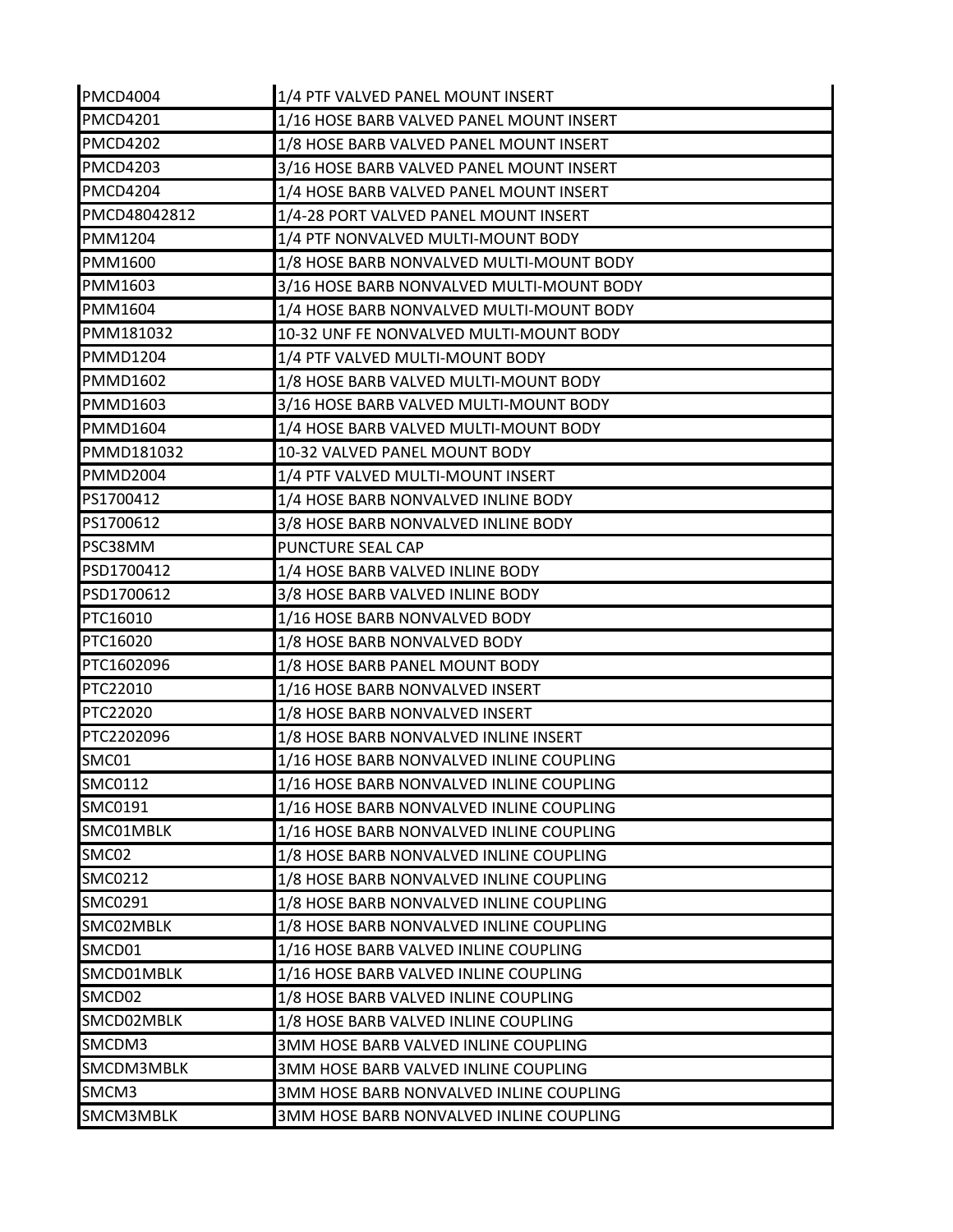| | |
|---|---|
| PMCD4004 | 1/4 PTF VALVED PANEL MOUNT INSERT |
| PMCD4201 | 1/16 HOSE BARB VALVED PANEL MOUNT INSERT |
| PMCD4202 | 1/8 HOSE BARB VALVED PANEL MOUNT INSERT |
| PMCD4203 | 3/16 HOSE BARB VALVED PANEL MOUNT INSERT |
| PMCD4204 | 1/4 HOSE BARB VALVED PANEL MOUNT INSERT |
| PMCD48042812 | 1/4-28 PORT VALVED PANEL MOUNT INSERT |
| PMM1204 | 1/4 PTF NONVALVED MULTI-MOUNT BODY |
| PMM1600 | 1/8 HOSE BARB NONVALVED MULTI-MOUNT BODY |
| PMM1603 | 3/16 HOSE BARB NONVALVED MULTI-MOUNT BODY |
| PMM1604 | 1/4 HOSE BARB NONVALVED MULTI-MOUNT BODY |
| PMM181032 | 10-32 UNF FE NONVALVED MULTI-MOUNT BODY |
| PMMD1204 | 1/4 PTF VALVED MULTI-MOUNT BODY |
| PMMD1602 | 1/8 HOSE BARB VALVED MULTI-MOUNT BODY |
| PMMD1603 | 3/16 HOSE BARB VALVED MULTI-MOUNT BODY |
| PMMD1604 | 1/4 HOSE BARB VALVED MULTI-MOUNT BODY |
| PMMD181032 | 10-32 VALVED PANEL MOUNT BODY |
| PMMD2004 | 1/4 PTF VALVED MULTI-MOUNT INSERT |
| PS1700412 | 1/4 HOSE BARB NONVALVED INLINE BODY |
| PS1700612 | 3/8 HOSE BARB NONVALVED INLINE BODY |
| PSC38MM | PUNCTURE SEAL CAP |
| PSD1700412 | 1/4 HOSE BARB VALVED INLINE BODY |
| PSD1700612 | 3/8 HOSE BARB VALVED INLINE BODY |
| PTC16010 | 1/16 HOSE BARB NONVALVED BODY |
| PTC16020 | 1/8 HOSE BARB NONVALVED BODY |
| PTC1602096 | 1/8 HOSE BARB PANEL MOUNT BODY |
| PTC22010 | 1/16 HOSE BARB NONVALVED INSERT |
| PTC22020 | 1/8 HOSE BARB NONVALVED INSERT |
| PTC2202096 | 1/8 HOSE BARB NONVALVED INLINE INSERT |
| SMC01 | 1/16 HOSE BARB NONVALVED INLINE COUPLING |
| SMC0112 | 1/16 HOSE BARB NONVALVED INLINE COUPLING |
| SMC0191 | 1/16 HOSE BARB NONVALVED INLINE COUPLING |
| SMC01MBLK | 1/16 HOSE BARB NONVALVED INLINE COUPLING |
| SMC02 | 1/8 HOSE BARB NONVALVED INLINE COUPLING |
| SMC0212 | 1/8 HOSE BARB NONVALVED INLINE COUPLING |
| SMC0291 | 1/8 HOSE BARB NONVALVED INLINE COUPLING |
| SMC02MBLK | 1/8 HOSE BARB NONVALVED INLINE COUPLING |
| SMCD01 | 1/16 HOSE BARB VALVED INLINE COUPLING |
| SMCD01MBLK | 1/16 HOSE BARB VALVED INLINE COUPLING |
| SMCD02 | 1/8 HOSE BARB VALVED INLINE COUPLING |
| SMCD02MBLK | 1/8 HOSE BARB VALVED INLINE COUPLING |
| SMCDM3 | 3MM HOSE BARB VALVED INLINE COUPLING |
| SMCDM3MBLK | 3MM HOSE BARB VALVED INLINE COUPLING |
| SMCM3 | 3MM HOSE BARB NONVALVED INLINE COUPLING |
| SMCM3MBLK | 3MM HOSE BARB NONVALVED INLINE COUPLING |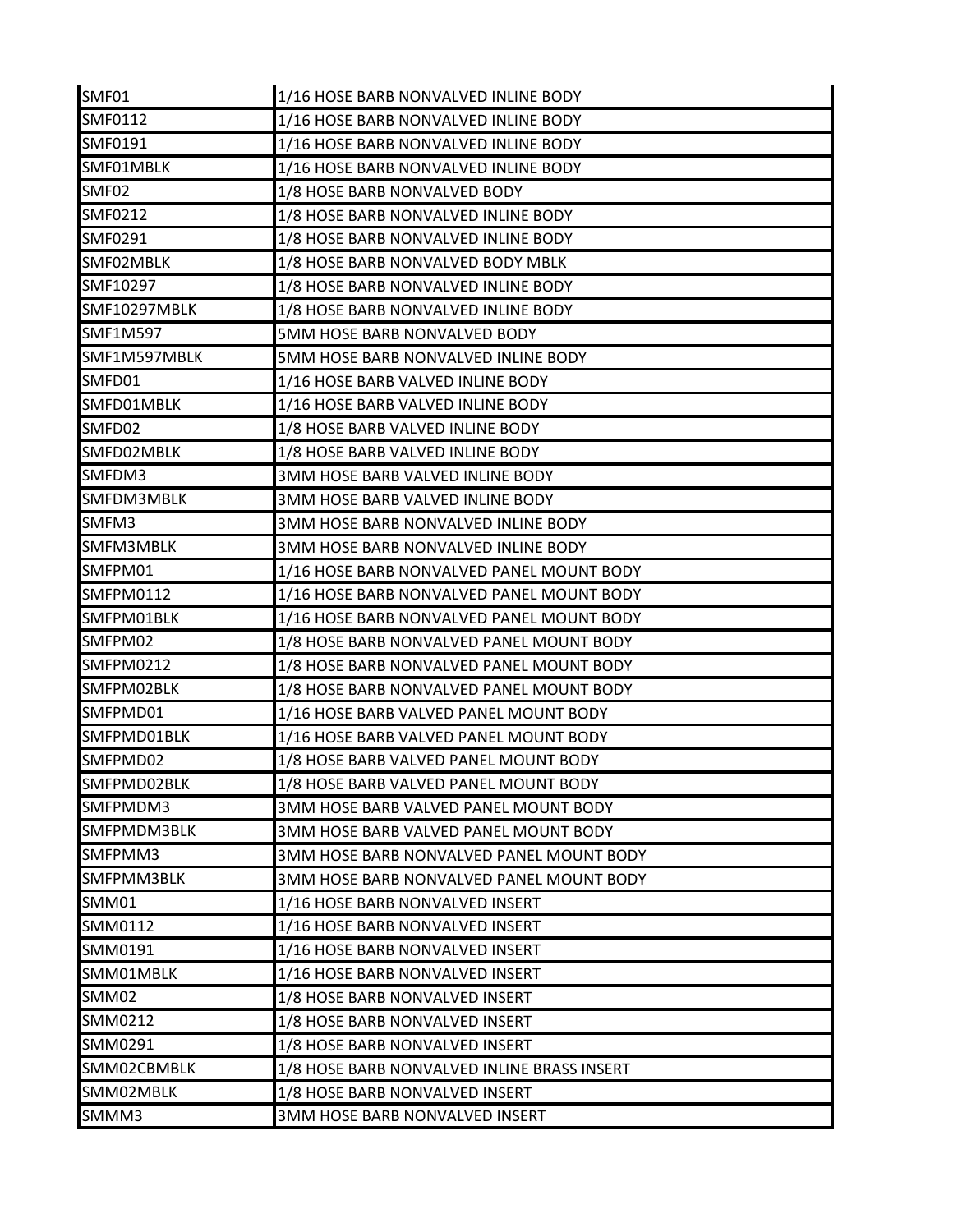| SMF01 | 1/16 HOSE BARB NONVALVED INLINE BODY |
| --- | --- |
| SMF0112 | 1/16 HOSE BARB NONVALVED INLINE BODY |
| SMF0191 | 1/16 HOSE BARB NONVALVED INLINE BODY |
| SMF01MBLK | 1/16 HOSE BARB NONVALVED INLINE BODY |
| SMF02 | 1/8 HOSE BARB NONVALVED BODY |
| SMF0212 | 1/8 HOSE BARB NONVALVED INLINE BODY |
| SMF0291 | 1/8 HOSE BARB NONVALVED INLINE BODY |
| SMF02MBLK | 1/8 HOSE BARB NONVALVED BODY MBLK |
| SMF10297 | 1/8 HOSE BARB NONVALVED INLINE BODY |
| SMF10297MBLK | 1/8 HOSE BARB NONVALVED INLINE BODY |
| SMF1M597 | 5MM HOSE BARB NONVALVED BODY |
| SMF1M597MBLK | 5MM HOSE BARB NONVALVED INLINE BODY |
| SMFD01 | 1/16 HOSE BARB VALVED INLINE BODY |
| SMFD01MBLK | 1/16 HOSE BARB VALVED INLINE BODY |
| SMFD02 | 1/8 HOSE BARB VALVED INLINE BODY |
| SMFD02MBLK | 1/8 HOSE BARB VALVED INLINE BODY |
| SMFDM3 | 3MM HOSE BARB VALVED INLINE BODY |
| SMFDM3MBLK | 3MM HOSE BARB VALVED INLINE BODY |
| SMFM3 | 3MM HOSE BARB NONVALVED INLINE BODY |
| SMFM3MBLK | 3MM HOSE BARB NONVALVED INLINE BODY |
| SMFPM01 | 1/16 HOSE BARB NONVALVED PANEL MOUNT BODY |
| SMFPM0112 | 1/16 HOSE BARB NONVALVED PANEL MOUNT BODY |
| SMFPM01BLK | 1/16 HOSE BARB NONVALVED PANEL MOUNT BODY |
| SMFPM02 | 1/8 HOSE BARB NONVALVED PANEL MOUNT BODY |
| SMFPM0212 | 1/8 HOSE BARB NONVALVED PANEL MOUNT BODY |
| SMFPM02BLK | 1/8 HOSE BARB NONVALVED PANEL MOUNT BODY |
| SMFPMD01 | 1/16 HOSE BARB VALVED PANEL MOUNT BODY |
| SMFPMD01BLK | 1/16 HOSE BARB VALVED PANEL MOUNT BODY |
| SMFPMD02 | 1/8 HOSE BARB VALVED PANEL MOUNT BODY |
| SMFPMD02BLK | 1/8 HOSE BARB VALVED PANEL MOUNT BODY |
| SMFPMDM3 | 3MM HOSE BARB VALVED PANEL MOUNT BODY |
| SMFPMDM3BLK | 3MM HOSE BARB VALVED PANEL MOUNT BODY |
| SMFPMM3 | 3MM HOSE BARB NONVALVED PANEL MOUNT BODY |
| SMFPMM3BLK | 3MM HOSE BARB NONVALVED PANEL MOUNT BODY |
| SMM01 | 1/16 HOSE BARB NONVALVED INSERT |
| SMM0112 | 1/16 HOSE BARB NONVALVED INSERT |
| SMM0191 | 1/16 HOSE BARB NONVALVED INSERT |
| SMM01MBLK | 1/16 HOSE BARB NONVALVED INSERT |
| SMM02 | 1/8 HOSE BARB NONVALVED INSERT |
| SMM0212 | 1/8 HOSE BARB NONVALVED INSERT |
| SMM0291 | 1/8 HOSE BARB NONVALVED INSERT |
| SMM02CBMBLK | 1/8 HOSE BARB NONVALVED INLINE BRASS INSERT |
| SMM02MBLK | 1/8 HOSE BARB NONVALVED INSERT |
| SMMM3 | 3MM HOSE BARB NONVALVED INSERT |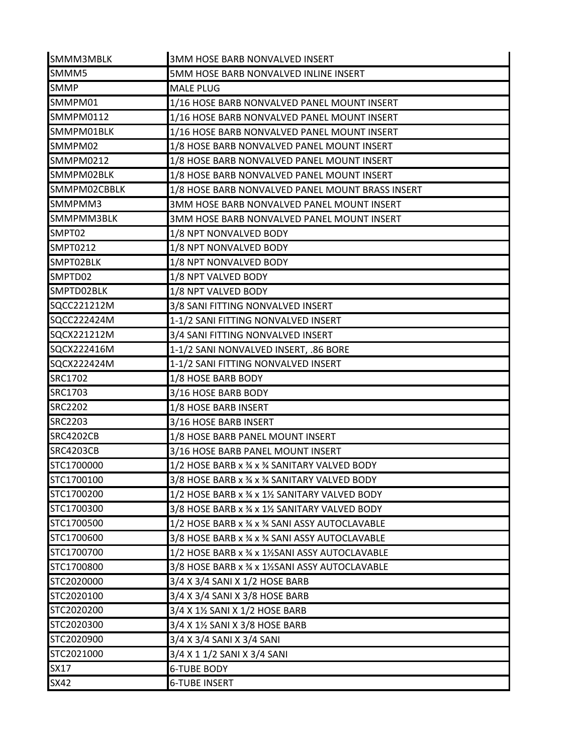| | |
|---|---|
| SMMM3MBLK | 3MM HOSE BARB NONVALVED INSERT |
| SMMM5 | 5MM HOSE BARB NONVALVED INLINE INSERT |
| SMMP | MALE PLUG |
| SMMPM01 | 1/16 HOSE BARB NONVALVED PANEL MOUNT INSERT |
| SMMPM0112 | 1/16 HOSE BARB NONVALVED PANEL MOUNT INSERT |
| SMMPM01BLK | 1/16 HOSE BARB NONVALVED PANEL MOUNT INSERT |
| SMMPM02 | 1/8 HOSE BARB NONVALVED PANEL MOUNT INSERT |
| SMMPM0212 | 1/8 HOSE BARB NONVALVED PANEL MOUNT INSERT |
| SMMPM02BLK | 1/8 HOSE BARB NONVALVED PANEL MOUNT INSERT |
| SMMPM02CBBLK | 1/8 HOSE BARB NONVALVED PANEL MOUNT BRASS INSERT |
| SMMPMM3 | 3MM HOSE BARB NONVALVED PANEL MOUNT INSERT |
| SMMPMM3BLK | 3MM HOSE BARB NONVALVED PANEL MOUNT INSERT |
| SMPT02 | 1/8 NPT NONVALVED BODY |
| SMPT0212 | 1/8 NPT NONVALVED BODY |
| SMPT02BLK | 1/8 NPT NONVALVED BODY |
| SMPTD02 | 1/8 NPT VALVED BODY |
| SMPTD02BLK | 1/8 NPT VALVED BODY |
| SQCC221212M | 3/8 SANI FITTING NONVALVED INSERT |
| SQCC222424M | 1-1/2 SANI FITTING NONVALVED INSERT |
| SQCX221212M | 3/4 SANI FITTING NONVALVED INSERT |
| SQCX222416M | 1-1/2 SANI NONVALVED INSERT, .86 BORE |
| SQCX222424M | 1-1/2 SANI FITTING NONVALVED INSERT |
| SRC1702 | 1/8 HOSE BARB BODY |
| SRC1703 | 3/16 HOSE BARB BODY |
| SRC2202 | 1/8 HOSE BARB INSERT |
| SRC2203 | 3/16 HOSE BARB INSERT |
| SRC4202CB | 1/8 HOSE BARB PANEL MOUNT INSERT |
| SRC4203CB | 3/16 HOSE BARB PANEL MOUNT INSERT |
| STC1700000 | 1/2 HOSE BARB x ¾ x ¾ SANITARY VALVED BODY |
| STC1700100 | 3/8 HOSE BARB x ¾ x ¾ SANITARY VALVED BODY |
| STC1700200 | 1/2 HOSE BARB x ¾ x 1½ SANITARY VALVED BODY |
| STC1700300 | 3/8 HOSE BARB x ¾ x 1½ SANITARY VALVED BODY |
| STC1700500 | 1/2 HOSE BARB x ¾ x ¾ SANI ASSY AUTOCLAVABLE |
| STC1700600 | 3/8 HOSE BARB x ¾ x ¾ SANI ASSY AUTOCLAVABLE |
| STC1700700 | 1/2 HOSE BARB x ¾ x 1½SANI ASSY AUTOCLAVABLE |
| STC1700800 | 3/8 HOSE BARB x ¾ x 1½SANI ASSY AUTOCLAVABLE |
| STC2020000 | 3/4 X 3/4 SANI X 1/2 HOSE BARB |
| STC2020100 | 3/4 X 3/4 SANI X 3/8 HOSE BARB |
| STC2020200 | 3/4 X 1½ SANI X 1/2 HOSE BARB |
| STC2020300 | 3/4 X 1½ SANI X 3/8 HOSE BARB |
| STC2020900 | 3/4 X 3/4 SANI X 3/4 SANI |
| STC2021000 | 3/4 X 1 1/2 SANI X 3/4 SANI |
| SX17 | 6-TUBE BODY |
| SX42 | 6-TUBE INSERT |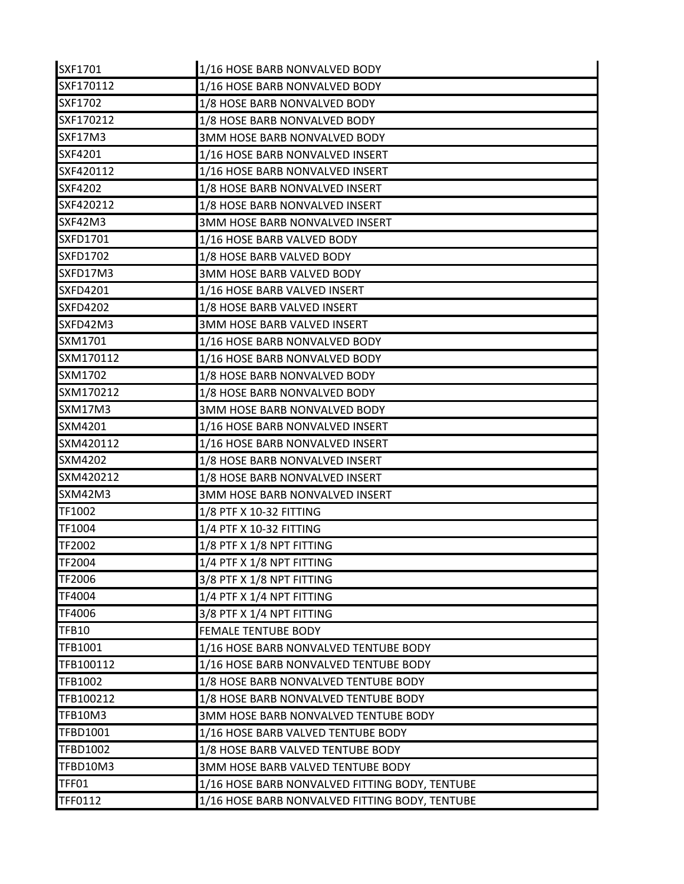| SXF1701 | 1/16 HOSE BARB NONVALVED BODY |
|---|---|
| SXF170112 | 1/16 HOSE BARB NONVALVED BODY |
| SXF1702 | 1/8 HOSE BARB NONVALVED BODY |
| SXF170212 | 1/8 HOSE BARB NONVALVED BODY |
| SXF17M3 | 3MM HOSE BARB NONVALVED BODY |
| SXF4201 | 1/16 HOSE BARB NONVALVED INSERT |
| SXF420112 | 1/16 HOSE BARB NONVALVED INSERT |
| SXF4202 | 1/8 HOSE BARB NONVALVED INSERT |
| SXF420212 | 1/8 HOSE BARB NONVALVED INSERT |
| SXF42M3 | 3MM HOSE BARB NONVALVED INSERT |
| SXFD1701 | 1/16 HOSE BARB VALVED BODY |
| SXFD1702 | 1/8 HOSE BARB VALVED BODY |
| SXFD17M3 | 3MM HOSE BARB VALVED BODY |
| SXFD4201 | 1/16 HOSE BARB VALVED INSERT |
| SXFD4202 | 1/8 HOSE BARB VALVED INSERT |
| SXFD42M3 | 3MM HOSE BARB VALVED INSERT |
| SXM1701 | 1/16 HOSE BARB NONVALVED BODY |
| SXM170112 | 1/16 HOSE BARB NONVALVED BODY |
| SXM1702 | 1/8 HOSE BARB NONVALVED BODY |
| SXM170212 | 1/8 HOSE BARB NONVALVED BODY |
| SXM17M3 | 3MM HOSE BARB NONVALVED BODY |
| SXM4201 | 1/16 HOSE BARB NONVALVED INSERT |
| SXM420112 | 1/16 HOSE BARB NONVALVED INSERT |
| SXM4202 | 1/8 HOSE BARB NONVALVED INSERT |
| SXM420212 | 1/8 HOSE BARB NONVALVED INSERT |
| SXM42M3 | 3MM HOSE BARB NONVALVED INSERT |
| TF1002 | 1/8 PTF X 10-32 FITTING |
| TF1004 | 1/4 PTF X 10-32 FITTING |
| TF2002 | 1/8 PTF X 1/8 NPT FITTING |
| TF2004 | 1/4 PTF X 1/8 NPT FITTING |
| TF2006 | 3/8 PTF X 1/8 NPT FITTING |
| TF4004 | 1/4 PTF X 1/4 NPT FITTING |
| TF4006 | 3/8 PTF X 1/4 NPT FITTING |
| TFB10 | FEMALE TENTUBE BODY |
| TFB1001 | 1/16 HOSE BARB NONVALVED TENTUBE BODY |
| TFB100112 | 1/16 HOSE BARB NONVALVED TENTUBE BODY |
| TFB1002 | 1/8 HOSE BARB NONVALVED TENTUBE BODY |
| TFB100212 | 1/8 HOSE BARB NONVALVED TENTUBE BODY |
| TFB10M3 | 3MM HOSE BARB NONVALVED TENTUBE BODY |
| TFBD1001 | 1/16 HOSE BARB VALVED TENTUBE BODY |
| TFBD1002 | 1/8 HOSE BARB VALVED TENTUBE BODY |
| TFBD10M3 | 3MM HOSE BARB VALVED TENTUBE BODY |
| TFF01 | 1/16 HOSE BARB NONVALVED FITTING BODY, TENTUBE |
| TFF0112 | 1/16 HOSE BARB NONVALVED FITTING BODY, TENTUBE |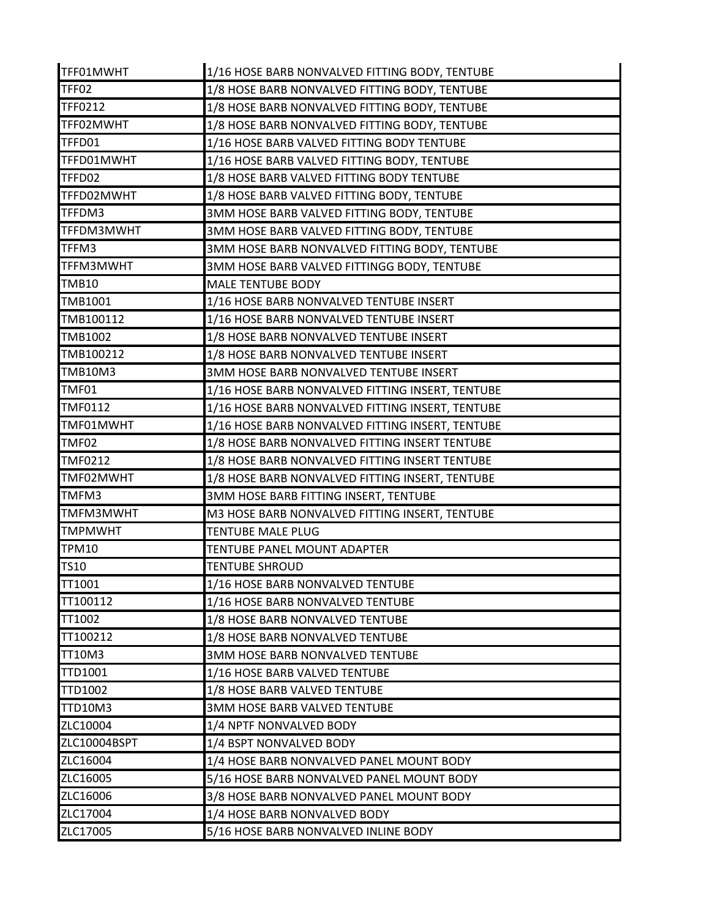| | |
|---|---|
| TFF01MWHT | 1/16 HOSE BARB NONVALVED FITTING BODY, TENTUBE |
| TFF02 | 1/8 HOSE BARB NONVALVED FITTING BODY, TENTUBE |
| TFF0212 | 1/8 HOSE BARB NONVALVED FITTING BODY, TENTUBE |
| TFF02MWHT | 1/8 HOSE BARB NONVALVED FITTING BODY, TENTUBE |
| TFFD01 | 1/16 HOSE BARB VALVED FITTING BODY TENTUBE |
| TFFD01MWHT | 1/16 HOSE BARB VALVED FITTING BODY, TENTUBE |
| TFFD02 | 1/8 HOSE BARB VALVED FITTING BODY TENTUBE |
| TFFD02MWHT | 1/8 HOSE BARB VALVED FITTING BODY, TENTUBE |
| TFFDM3 | 3MM HOSE BARB VALVED FITTING BODY, TENTUBE |
| TFFDM3MWHT | 3MM HOSE BARB VALVED FITTING BODY, TENTUBE |
| TFFM3 | 3MM HOSE BARB NONVALVED FITTING BODY, TENTUBE |
| TFFM3MWHT | 3MM HOSE BARB VALVED FITTINGG BODY, TENTUBE |
| TMB10 | MALE TENTUBE BODY |
| TMB1001 | 1/16 HOSE BARB NONVALVED TENTUBE INSERT |
| TMB100112 | 1/16 HOSE BARB NONVALVED TENTUBE INSERT |
| TMB1002 | 1/8 HOSE BARB NONVALVED TENTUBE INSERT |
| TMB100212 | 1/8 HOSE BARB NONVALVED TENTUBE INSERT |
| TMB10M3 | 3MM HOSE BARB NONVALVED TENTUBE INSERT |
| TMF01 | 1/16 HOSE BARB NONVALVED FITTING INSERT, TENTUBE |
| TMF0112 | 1/16 HOSE BARB NONVALVED FITTING INSERT, TENTUBE |
| TMF01MWHT | 1/16 HOSE BARB NONVALVED FITTING INSERT, TENTUBE |
| TMF02 | 1/8 HOSE BARB NONVALVED FITTING INSERT TENTUBE |
| TMF0212 | 1/8 HOSE BARB NONVALVED FITTING INSERT TENTUBE |
| TMF02MWHT | 1/8 HOSE BARB NONVALVED FITTING INSERT, TENTUBE |
| TMFM3 | 3MM HOSE BARB FITTING INSERT, TENTUBE |
| TMFM3MWHT | M3 HOSE BARB NONVALVED FITTING INSERT, TENTUBE |
| TMPMWHT | TENTUBE MALE PLUG |
| TPM10 | TENTUBE PANEL MOUNT ADAPTER |
| TS10 | TENTUBE SHROUD |
| TT1001 | 1/16 HOSE BARB NONVALVED TENTUBE |
| TT100112 | 1/16 HOSE BARB NONVALVED TENTUBE |
| TT1002 | 1/8 HOSE BARB NONVALVED TENTUBE |
| TT100212 | 1/8 HOSE BARB NONVALVED TENTUBE |
| TT10M3 | 3MM HOSE BARB NONVALVED TENTUBE |
| TTD1001 | 1/16 HOSE BARB VALVED TENTUBE |
| TTD1002 | 1/8 HOSE BARB VALVED TENTUBE |
| TTD10M3 | 3MM HOSE BARB VALVED TENTUBE |
| ZLC10004 | 1/4 NPTF NONVALVED BODY |
| ZLC10004BSPT | 1/4 BSPT NONVALVED BODY |
| ZLC16004 | 1/4 HOSE BARB NONVALVED PANEL MOUNT BODY |
| ZLC16005 | 5/16 HOSE BARB NONVALVED PANEL MOUNT BODY |
| ZLC16006 | 3/8 HOSE BARB NONVALVED PANEL MOUNT BODY |
| ZLC17004 | 1/4 HOSE BARB NONVALVED BODY |
| ZLC17005 | 5/16 HOSE BARB NONVALVED INLINE BODY |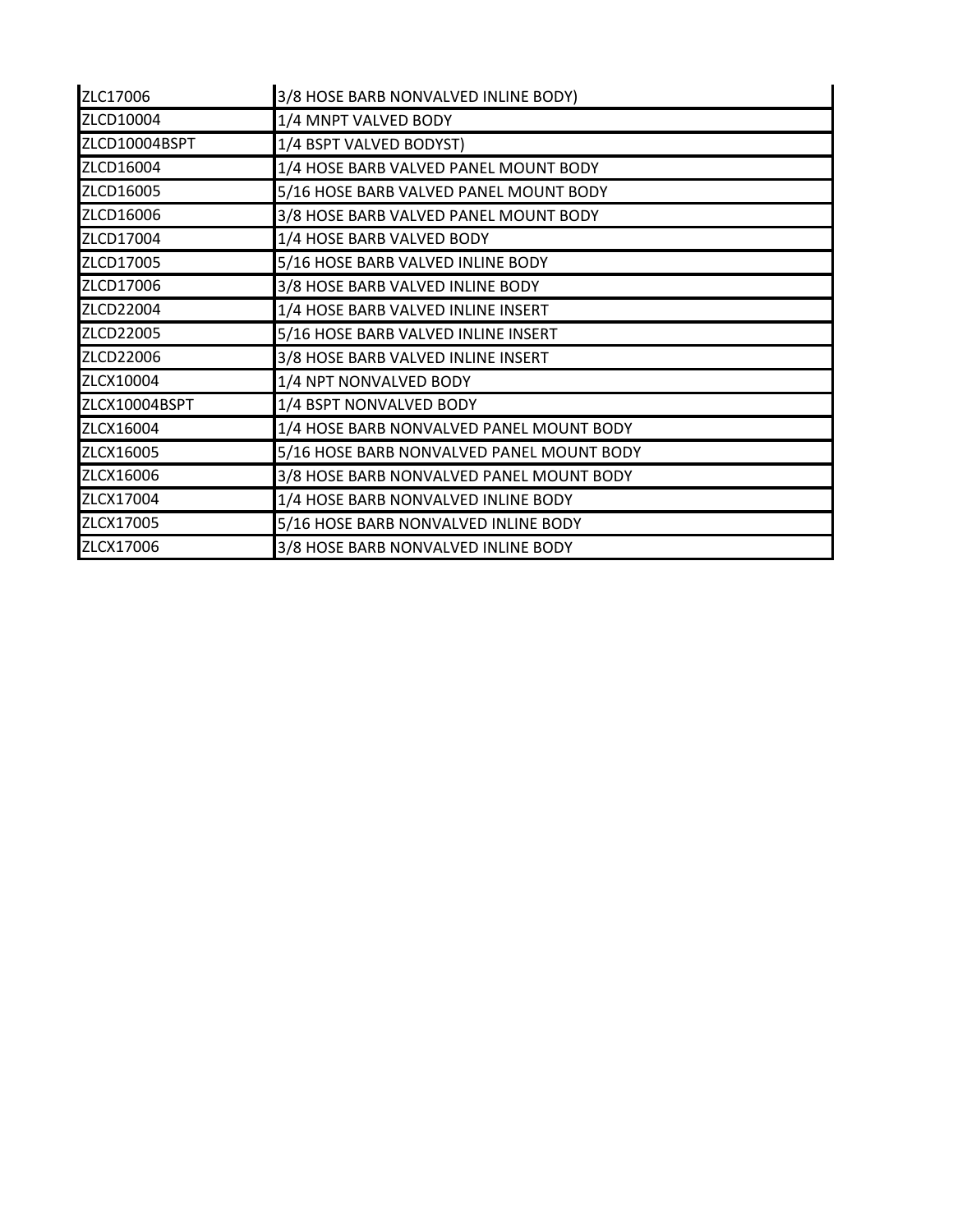| | |
|---|---|
| ZLC17006 | 3/8 HOSE BARB NONVALVED INLINE BODY) |
| ZLCD10004 | 1/4 MNPT VALVED BODY |
| ZLCD10004BSPT | 1/4 BSPT VALVED BODYST) |
| ZLCD16004 | 1/4 HOSE BARB VALVED PANEL MOUNT BODY |
| ZLCD16005 | 5/16 HOSE BARB VALVED PANEL MOUNT BODY |
| ZLCD16006 | 3/8 HOSE BARB VALVED PANEL MOUNT BODY |
| ZLCD17004 | 1/4 HOSE BARB VALVED BODY |
| ZLCD17005 | 5/16 HOSE BARB VALVED INLINE BODY |
| ZLCD17006 | 3/8 HOSE BARB VALVED INLINE BODY |
| ZLCD22004 | 1/4 HOSE BARB VALVED INLINE INSERT |
| ZLCD22005 | 5/16 HOSE BARB VALVED INLINE INSERT |
| ZLCD22006 | 3/8 HOSE BARB VALVED INLINE INSERT |
| ZLCX10004 | 1/4 NPT NONVALVED BODY |
| ZLCX10004BSPT | 1/4 BSPT NONVALVED BODY |
| ZLCX16004 | 1/4 HOSE BARB NONVALVED PANEL MOUNT BODY |
| ZLCX16005 | 5/16 HOSE BARB NONVALVED PANEL MOUNT BODY |
| ZLCX16006 | 3/8 HOSE BARB NONVALVED PANEL MOUNT BODY |
| ZLCX17004 | 1/4 HOSE BARB NONVALVED INLINE BODY |
| ZLCX17005 | 5/16 HOSE BARB NONVALVED INLINE BODY |
| ZLCX17006 | 3/8 HOSE BARB NONVALVED INLINE BODY |